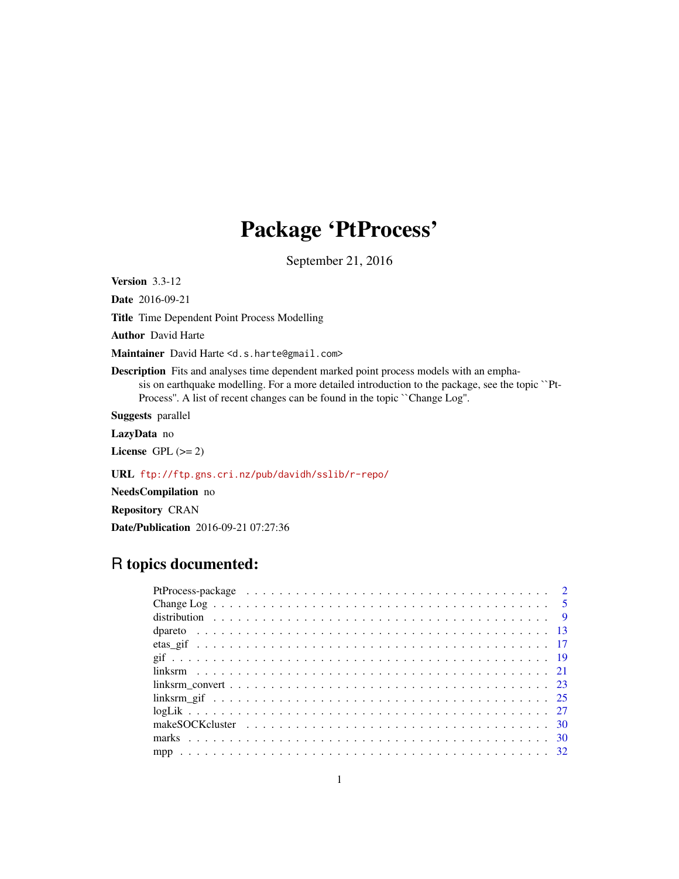# Package 'PtProcess'

September 21, 2016

**Version** 3.3-12

**Date** 2016-09-21

**Title** Time Dependent Point Process Modelling

**Author** David Harte

**Maintainer** David Harte <d.s.harte@gmail.com>

**Description** Fits and analyses time dependent marked point process models with an emphasis on earthquake modelling. For a more detailed introduction to the package, see the topic ``PtProcess''. A list of recent changes can be found in the topic ``Change Log''.

**Suggests** parallel

**LazyData** no

**License** GPL (>= 2)

**URL** ftp://ftp.gns.cri.nz/pub/davidh/sslib/r-repo/

**NeedsCompilation** no

**Repository** CRAN

**Date/Publication** 2016-09-21 07:27:36

## R topics documented:

| | |
|---|---|
| PtProcess-package | 2 |
| Change Log | 5 |
| distribution | 9 |
| dpareto | 13 |
| etas_gif | 17 |
| gif | 19 |
| linksrm | 21 |
| linksrm_convert | 23 |
| linksrm_gif | 25 |
| logLik | 27 |
| makeSOCKcluster | 30 |
| marks | 30 |
| mpp | 32 |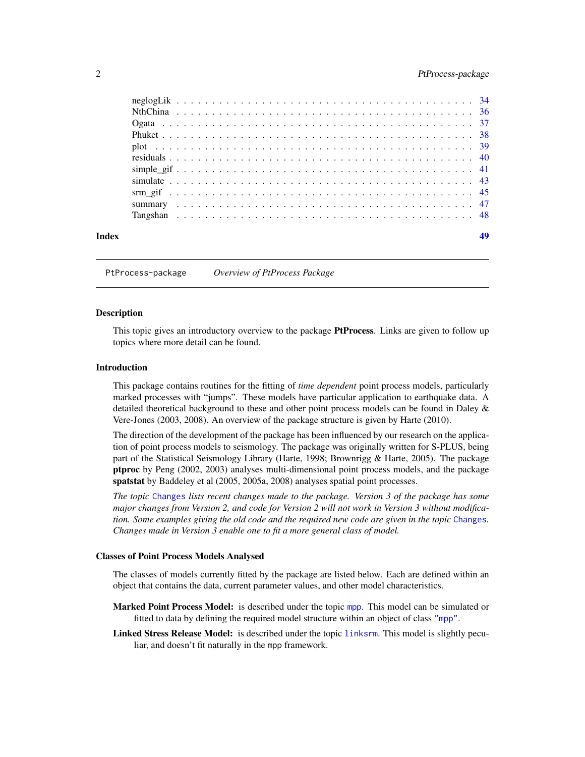neglogLik . . . . . . . . . . . . . . . . . . . . . . . . . . . . . . . . . . . . . . . 34
NthChina . . . . . . . . . . . . . . . . . . . . . . . . . . . . . . . . . . . . . . . . 36
Ogata . . . . . . . . . . . . . . . . . . . . . . . . . . . . . . . . . . . . . . . . . . 37
Phuket . . . . . . . . . . . . . . . . . . . . . . . . . . . . . . . . . . . . . . . . . 38
plot . . . . . . . . . . . . . . . . . . . . . . . . . . . . . . . . . . . . . . . . . . 39
residuals . . . . . . . . . . . . . . . . . . . . . . . . . . . . . . . . . . . . . . . 40
simple_gif . . . . . . . . . . . . . . . . . . . . . . . . . . . . . . . . . . . . . . . 41
simulate . . . . . . . . . . . . . . . . . . . . . . . . . . . . . . . . . . . . . . . . 43
srm_gif . . . . . . . . . . . . . . . . . . . . . . . . . . . . . . . . . . . . . . . . 45
summary . . . . . . . . . . . . . . . . . . . . . . . . . . . . . . . . . . . . . . . . 47
Tangshan . . . . . . . . . . . . . . . . . . . . . . . . . . . . . . . . . . . . . . . 48

**Index** **49**

---

`PtProcess-package` *Overview of PtProcess Package*

---

### Description

This topic gives an introductory overview to the package **PtProcess**. Links are given to follow up topics where more detail can be found.

### Introduction

This package contains routines for the fitting of *time dependent* point process models, particularly marked processes with "jumps". These models have particular application to earthquake data. A detailed theoretical background to these and other point process models can be found in Daley & Vere-Jones (2003, 2008). An overview of the package structure is given by Harte (2010).

The direction of the development of the package has been influenced by our research on the application of point process models to seismology. The package was originally written for S-PLUS, being part of the Statistical Seismology Library (Harte, 1998; Brownrigg & Harte, 2005). The package **ptproc** by Peng (2002, 2003) analyses multi-dimensional point process models, and the package **spatstat** by Baddeley et al (2005, 2005a, 2008) analyses spatial point processes.

*The topic* `Changes` *lists recent changes made to the package. Version 3 of the package has some major changes from Version 2, and code for Version 2 will not work in Version 3 without modification. Some examples giving the old code and the required new code are given in the topic* `Changes`*. Changes made in Version 3 enable one to fit a more general class of model.*

### Classes of Point Process Models Analysed

The classes of models currently fitted by the package are listed below. Each are defined within an object that contains the data, current parameter values, and other model characteristics.

**Marked Point Process Model:** is described under the topic `mpp`. This model can be simulated or fitted to data by defining the required model structure within an object of class `"mpp"`.

**Linked Stress Release Model:** is described under the topic `linksrm`. This model is slightly peculiar, and doesn't fit naturally in the mpp framework.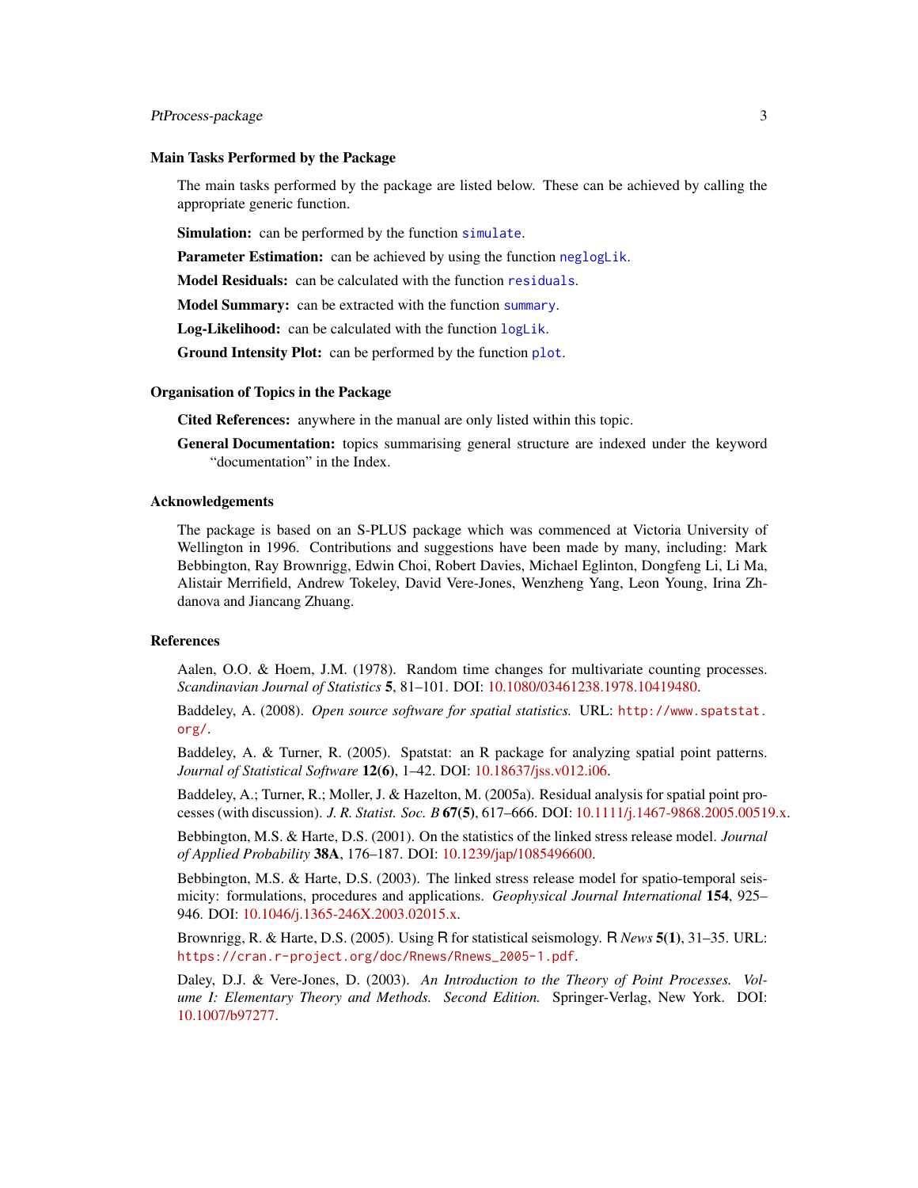### Main Tasks Performed by the Package

The main tasks performed by the package are listed below. These can be achieved by calling the appropriate generic function.

**Simulation:** can be performed by the function `simulate`.

**Parameter Estimation:** can be achieved by using the function `neglogLik`.

**Model Residuals:** can be calculated with the function `residuals`.

**Model Summary:** can be extracted with the function `summary`.

**Log-Likelihood:** can be calculated with the function `logLik`.

**Ground Intensity Plot:** can be performed by the function `plot`.

### Organisation of Topics in the Package

**Cited References:** anywhere in the manual are only listed within this topic.

**General Documentation:** topics summarising general structure are indexed under the keyword "documentation" in the Index.

### Acknowledgements

The package is based on an S-PLUS package which was commenced at Victoria University of Wellington in 1996. Contributions and suggestions have been made by many, including: Mark Bebbington, Ray Brownrigg, Edwin Choi, Robert Davies, Michael Eglinton, Dongfeng Li, Li Ma, Alistair Merrifield, Andrew Tokeley, David Vere-Jones, Wenzheng Yang, Leon Young, Irina Zhdanova and Jiancang Zhuang.

### References

Aalen, O.O. & Hoem, J.M. (1978). Random time changes for multivariate counting processes. *Scandinavian Journal of Statistics* **5**, 81–101. DOI: 10.1080/03461238.1978.10419480.

Baddeley, A. (2008). *Open source software for spatial statistics.* URL: `http://www.spatstat.org/`.

Baddeley, A. & Turner, R. (2005). Spatstat: an R package for analyzing spatial point patterns. *Journal of Statistical Software* **12(6)**, 1–42. DOI: 10.18637/jss.v012.i06.

Baddeley, A.; Turner, R.; Moller, J. & Hazelton, M. (2005a). Residual analysis for spatial point processes (with discussion). *J. R. Statist. Soc. B* **67(5)**, 617–666. DOI: 10.1111/j.1467-9868.2005.00519.x.

Bebbington, M.S. & Harte, D.S. (2001). On the statistics of the linked stress release model. *Journal of Applied Probability* **38A**, 176–187. DOI: 10.1239/jap/1085496600.

Bebbington, M.S. & Harte, D.S. (2003). The linked stress release model for spatio-temporal seismicity: formulations, procedures and applications. *Geophysical Journal International* **154**, 925–946. DOI: 10.1046/j.1365-246X.2003.02015.x.

Brownrigg, R. & Harte, D.S. (2005). Using R for statistical seismology. R *News* **5(1)**, 31–35. URL: `https://cran.r-project.org/doc/Rnews/Rnews_2005-1.pdf`.

Daley, D.J. & Vere-Jones, D. (2003). *An Introduction to the Theory of Point Processes. Volume I: Elementary Theory and Methods. Second Edition.* Springer-Verlag, New York. DOI: 10.1007/b97277.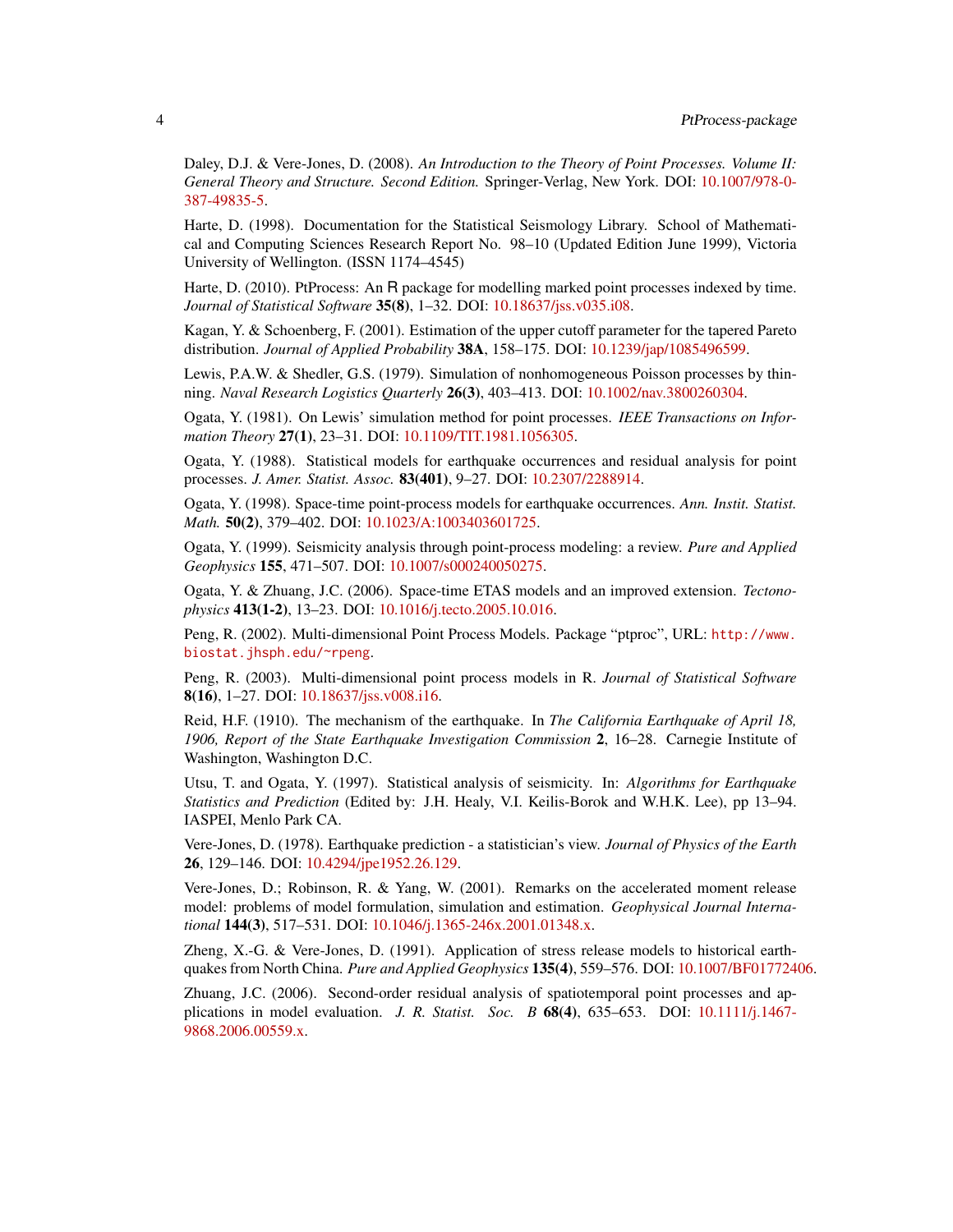Daley, D.J. & Vere-Jones, D. (2008). *An Introduction to the Theory of Point Processes. Volume II: General Theory and Structure. Second Edition.* Springer-Verlag, New York. DOI: 10.1007/978-0-387-49835-5.

Harte, D. (1998). Documentation for the Statistical Seismology Library. School of Mathematical and Computing Sciences Research Report No. 98–10 (Updated Edition June 1999), Victoria University of Wellington. (ISSN 1174–4545)

Harte, D. (2010). PtProcess: An R package for modelling marked point processes indexed by time. *Journal of Statistical Software* **35(8)**, 1–32. DOI: 10.18637/jss.v035.i08.

Kagan, Y. & Schoenberg, F. (2001). Estimation of the upper cutoff parameter for the tapered Pareto distribution. *Journal of Applied Probability* **38A**, 158–175. DOI: 10.1239/jap/1085496599.

Lewis, P.A.W. & Shedler, G.S. (1979). Simulation of nonhomogeneous Poisson processes by thinning. *Naval Research Logistics Quarterly* **26(3)**, 403–413. DOI: 10.1002/nav.3800260304.

Ogata, Y. (1981). On Lewis' simulation method for point processes. *IEEE Transactions on Information Theory* **27(1)**, 23–31. DOI: 10.1109/TIT.1981.1056305.

Ogata, Y. (1988). Statistical models for earthquake occurrences and residual analysis for point processes. *J. Amer. Statist. Assoc.* **83(401)**, 9–27. DOI: 10.2307/2288914.

Ogata, Y. (1998). Space-time point-process models for earthquake occurrences. *Ann. Instit. Statist. Math.* **50(2)**, 379–402. DOI: 10.1023/A:1003403601725.

Ogata, Y. (1999). Seismicity analysis through point-process modeling: a review. *Pure and Applied Geophysics* **155**, 471–507. DOI: 10.1007/s000240050275.

Ogata, Y. & Zhuang, J.C. (2006). Space-time ETAS models and an improved extension. *Tectonophysics* **413(1-2)**, 13–23. DOI: 10.1016/j.tecto.2005.10.016.

Peng, R. (2002). Multi-dimensional Point Process Models. Package "ptproc", URL: `http://www.biostat.jhsph.edu/~rpeng`.

Peng, R. (2003). Multi-dimensional point process models in R. *Journal of Statistical Software* **8(16)**, 1–27. DOI: 10.18637/jss.v008.i16.

Reid, H.F. (1910). The mechanism of the earthquake. In *The California Earthquake of April 18, 1906, Report of the State Earthquake Investigation Commission* **2**, 16–28. Carnegie Institute of Washington, Washington D.C.

Utsu, T. and Ogata, Y. (1997). Statistical analysis of seismicity. In: *Algorithms for Earthquake Statistics and Prediction* (Edited by: J.H. Healy, V.I. Keilis-Borok and W.H.K. Lee), pp 13–94. IASPEI, Menlo Park CA.

Vere-Jones, D. (1978). Earthquake prediction - a statistician's view. *Journal of Physics of the Earth* **26**, 129–146. DOI: 10.4294/jpe1952.26.129.

Vere-Jones, D.; Robinson, R. & Yang, W. (2001). Remarks on the accelerated moment release model: problems of model formulation, simulation and estimation. *Geophysical Journal International* **144(3)**, 517–531. DOI: 10.1046/j.1365-246x.2001.01348.x.

Zheng, X.-G. & Vere-Jones, D. (1991). Application of stress release models to historical earthquakes from North China. *Pure and Applied Geophysics* **135(4)**, 559–576. DOI: 10.1007/BF01772406.

Zhuang, J.C. (2006). Second-order residual analysis of spatiotemporal point processes and applications in model evaluation. *J. R. Statist. Soc. B* **68(4)**, 635–653. DOI: 10.1111/j.1467-9868.2006.00559.x.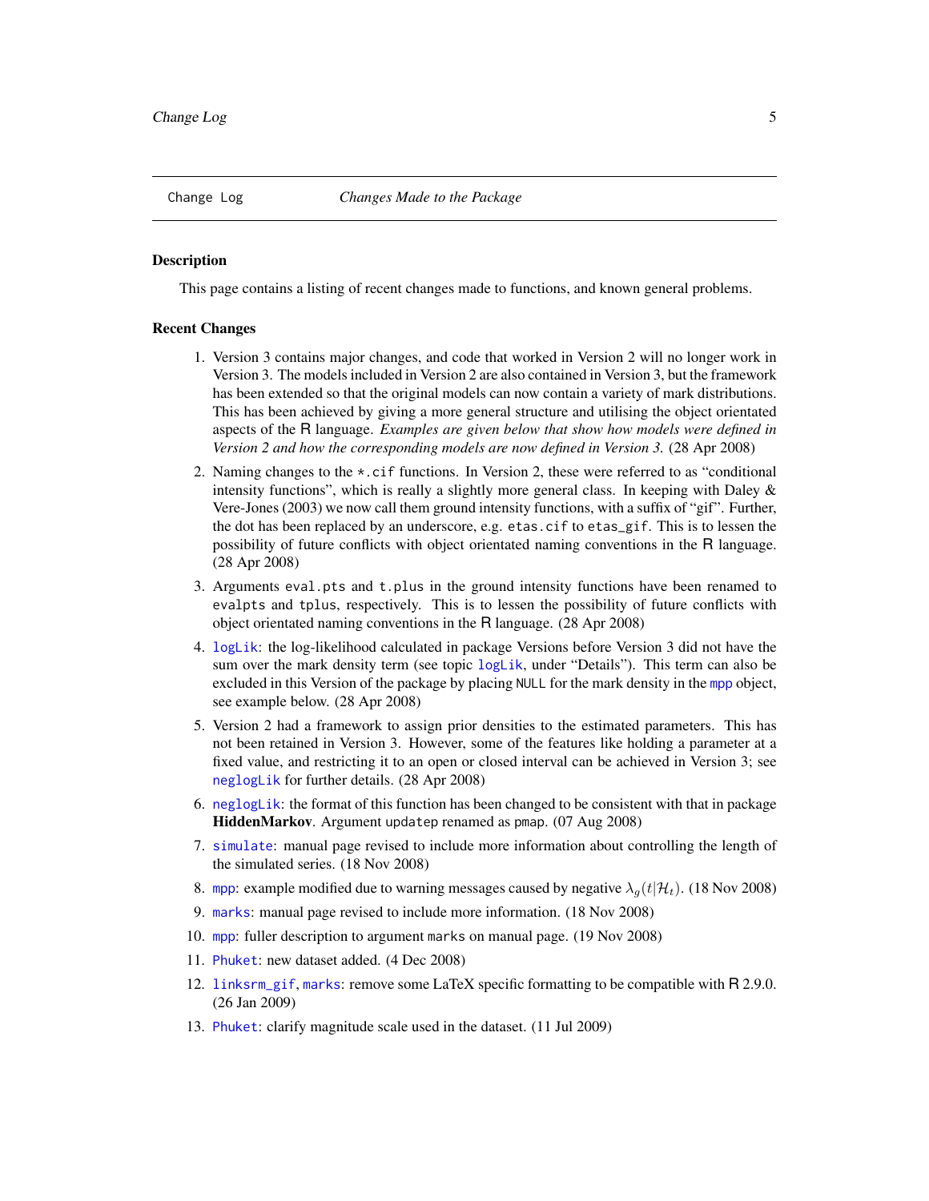## Change Log — *Changes Made to the Package*

### Description

This page contains a listing of recent changes made to functions, and known general problems.

### Recent Changes

1. Version 3 contains major changes, and code that worked in Version 2 will no longer work in Version 3. The models included in Version 2 are also contained in Version 3, but the framework has been extended so that the original models can now contain a variety of mark distributions. This has been achieved by giving a more general structure and utilising the object orientated aspects of the R language. *Examples are given below that show how models were defined in Version 2 and how the corresponding models are now defined in Version 3.* (28 Apr 2008)
2. Naming changes to the `*.cif` functions. In Version 2, these were referred to as "conditional intensity functions", which is really a slightly more general class. In keeping with Daley & Vere-Jones (2003) we now call them ground intensity functions, with a suffix of "gif". Further, the dot has been replaced by an underscore, e.g. `etas.cif` to `etas_gif`. This is to lessen the possibility of future conflicts with object orientated naming conventions in the R language. (28 Apr 2008)
3. Arguments `eval.pts` and `t.plus` in the ground intensity functions have been renamed to `evalpts` and `tplus`, respectively. This is to lessen the possibility of future conflicts with object orientated naming conventions in the R language. (28 Apr 2008)
4. `logLik`: the log-likelihood calculated in package Versions before Version 3 did not have the sum over the mark density term (see topic `logLik`, under "Details"). This term can also be excluded in this Version of the package by placing `NULL` for the mark density in the `mpp` object, see example below. (28 Apr 2008)
5. Version 2 had a framework to assign prior densities to the estimated parameters. This has not been retained in Version 3. However, some of the features like holding a parameter at a fixed value, and restricting it to an open or closed interval can be achieved in Version 3; see `neglogLik` for further details. (28 Apr 2008)
6. `neglogLik`: the format of this function has been changed to be consistent with that in package **HiddenMarkov**. Argument `updatep` renamed as `pmap`. (07 Aug 2008)
7. `simulate`: manual page revised to include more information about controlling the length of the simulated series. (18 Nov 2008)
8. `mpp`: example modified due to warning messages caused by negative $\lambda_g(t|\mathcal{H}_t)$. (18 Nov 2008)
9. `marks`: manual page revised to include more information. (18 Nov 2008)
10. `mpp`: fuller description to argument `marks` on manual page. (19 Nov 2008)
11. `Phuket`: new dataset added. (4 Dec 2008)
12. `linksrm_gif`, `marks`: remove some LaTeX specific formatting to be compatible with R 2.9.0. (26 Jan 2009)
13. `Phuket`: clarify magnitude scale used in the dataset. (11 Jul 2009)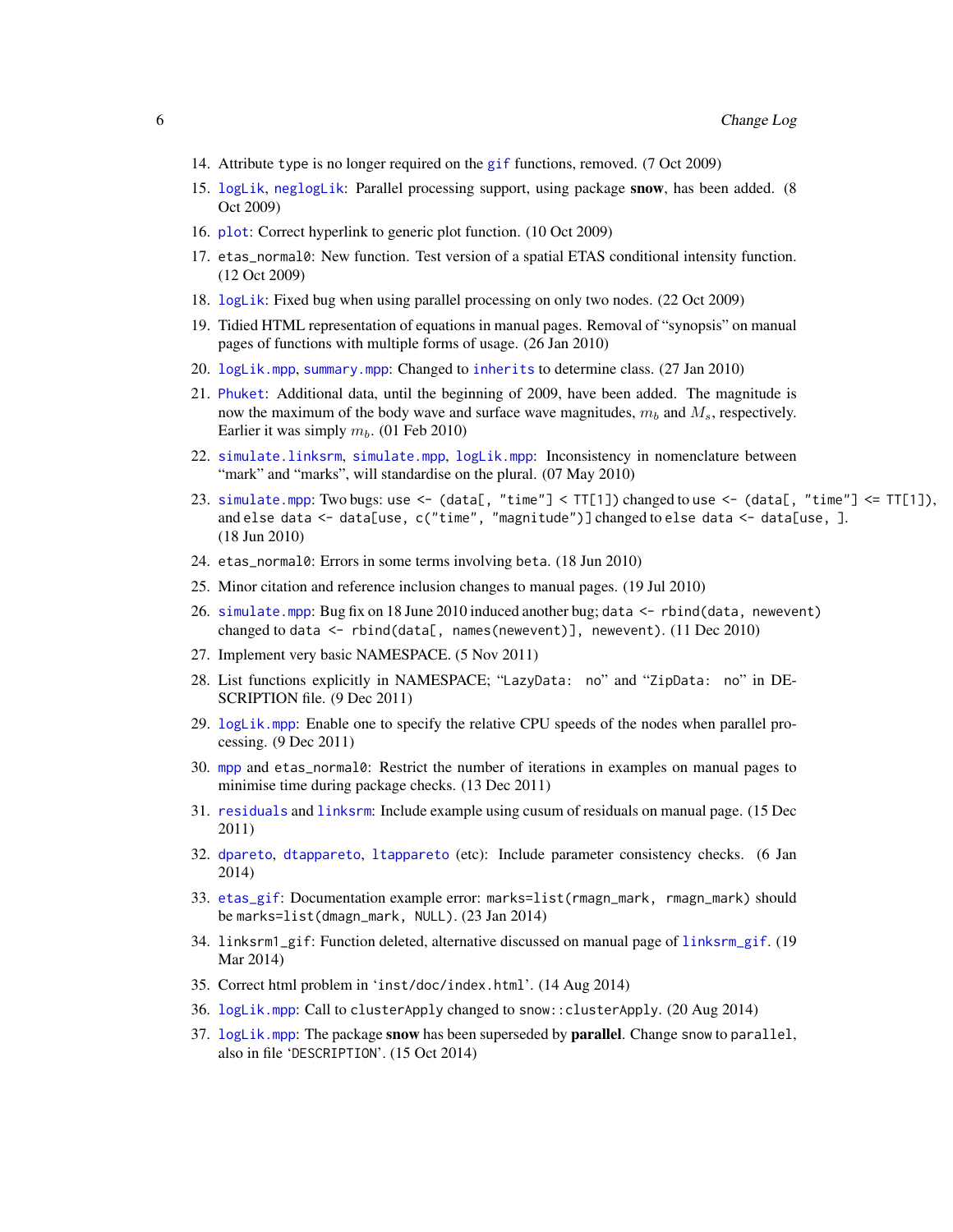14. Attribute `type` is no longer required on the `gif` functions, removed. (7 Oct 2009)
15. `logLik`, `neglogLik`: Parallel processing support, using package **snow**, has been added. (8 Oct 2009)
16. `plot`: Correct hyperlink to generic plot function. (10 Oct 2009)
17. `etas_normal0`: New function. Test version of a spatial ETAS conditional intensity function. (12 Oct 2009)
18. `logLik`: Fixed bug when using parallel processing on only two nodes. (22 Oct 2009)
19. Tidied HTML representation of equations in manual pages. Removal of "synopsis" on manual pages of functions with multiple forms of usage. (26 Jan 2010)
20. `logLik.mpp`, `summary.mpp`: Changed to `inherits` to determine class. (27 Jan 2010)
21. `Phuket`: Additional data, until the beginning of 2009, have been added. The magnitude is now the maximum of the body wave and surface wave magnitudes, $m_b$ and $M_s$, respectively. Earlier it was simply $m_b$. (01 Feb 2010)
22. `simulate.linksrm`, `simulate.mpp`, `logLik.mpp`: Inconsistency in nomenclature between "mark" and "marks", will standardise on the plural. (07 May 2010)
23. `simulate.mpp`: Two bugs: `use <- (data[, "time"] < TT[1])` changed to `use <- (data[, "time"] <= TT[1])`, and `else data <- data[use, c("time", "magnitude")]` changed to `else data <- data[use, ]`. (18 Jun 2010)
24. `etas_normal0`: Errors in some terms involving `beta`. (18 Jun 2010)
25. Minor citation and reference inclusion changes to manual pages. (19 Jul 2010)
26. `simulate.mpp`: Bug fix on 18 June 2010 induced another bug; `data <- rbind(data, newevent)` changed to `data <- rbind(data[, names(newevent)], newevent)`. (11 Dec 2010)
27. Implement very basic NAMESPACE. (5 Nov 2011)
28. List functions explicitly in NAMESPACE; "`LazyData: no`" and "`ZipData: no`" in DESCRIPTION file. (9 Dec 2011)
29. `logLik.mpp`: Enable one to specify the relative CPU speeds of the nodes when parallel processing. (9 Dec 2011)
30. `mpp` and `etas_normal0`: Restrict the number of iterations in examples on manual pages to minimise time during package checks. (13 Dec 2011)
31. `residuals` and `linksrm`: Include example using cusum of residuals on manual page. (15 Dec 2011)
32. `dpareto`, `dtappareto`, `ltappareto` (etc): Include parameter consistency checks. (6 Jan 2014)
33. `etas_gif`: Documentation example error: `marks=list(rmagn_mark, rmagn_mark)` should be `marks=list(dmagn_mark, NULL)`. (23 Jan 2014)
34. `linksrm1_gif`: Function deleted, alternative discussed on manual page of `linksrm_gif`. (19 Mar 2014)
35. Correct html problem in '`inst/doc/index.html`'. (14 Aug 2014)
36. `logLik.mpp`: Call to `clusterApply` changed to `snow::clusterApply`. (20 Aug 2014)
37. `logLik.mpp`: The package **snow** has been superseded by **parallel**. Change `snow` to `parallel`, also in file '`DESCRIPTION`'. (15 Oct 2014)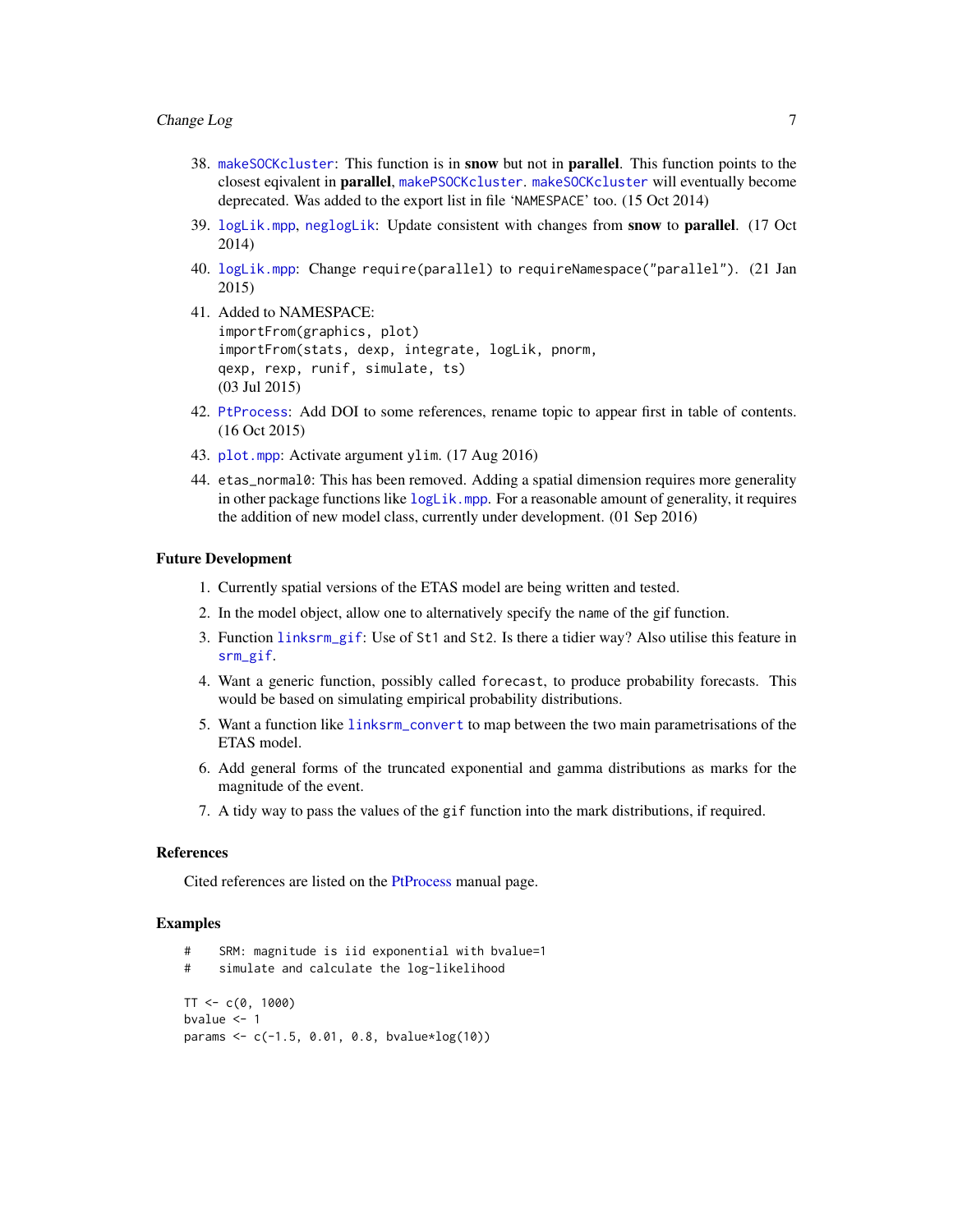38. `makeSOCKcluster`: This function is in **snow** but not in **parallel**. This function points to the closest eqivalent in **parallel**, `makePSOCKcluster`. `makeSOCKcluster` will eventually become deprecated. Was added to the export list in file 'NAMESPACE' too. (15 Oct 2014)
39. `logLik.mpp`, `neglogLik`: Update consistent with changes from **snow** to **parallel**. (17 Oct 2014)
40. `logLik.mpp`: Change `require(parallel)` to `requireNamespace("parallel")`. (21 Jan 2015)
41. Added to NAMESPACE:  
    `importFrom(graphics, plot)`  
    `importFrom(stats, dexp, integrate, logLik, pnorm,`  
    `qexp, rexp, runif, simulate, ts)`  
    (03 Jul 2015)
42. `PtProcess`: Add DOI to some references, rename topic to appear first in table of contents. (16 Oct 2015)
43. `plot.mpp`: Activate argument `ylim`. (17 Aug 2016)
44. `etas_normal0`: This has been removed. Adding a spatial dimension requires more generality in other package functions like `logLik.mpp`. For a reasonable amount of generality, it requires the addition of new model class, currently under development. (01 Sep 2016)

### Future Development

1. Currently spatial versions of the ETAS model are being written and tested.
2. In the model object, allow one to alternatively specify the `name` of the gif function.
3. Function `linksrm_gif`: Use of `St1` and `St2`. Is there a tidier way? Also utilise this feature in `srm_gif`.
4. Want a generic function, possibly called `forecast`, to produce probability forecasts. This would be based on simulating empirical probability distributions.
5. Want a function like `linksrm_convert` to map between the two main parametrisations of the ETAS model.
6. Add general forms of the truncated exponential and gamma distributions as marks for the magnitude of the event.
7. A tidy way to pass the values of the `gif` function into the mark distributions, if required.

### References

Cited references are listed on the PtProcess manual page.

### Examples

```
#    SRM: magnitude is iid exponential with bvalue=1
#    simulate and calculate the log-likelihood

TT <- c(0, 1000)
bvalue <- 1
params <- c(-1.5, 0.01, 0.8, bvalue*log(10))
```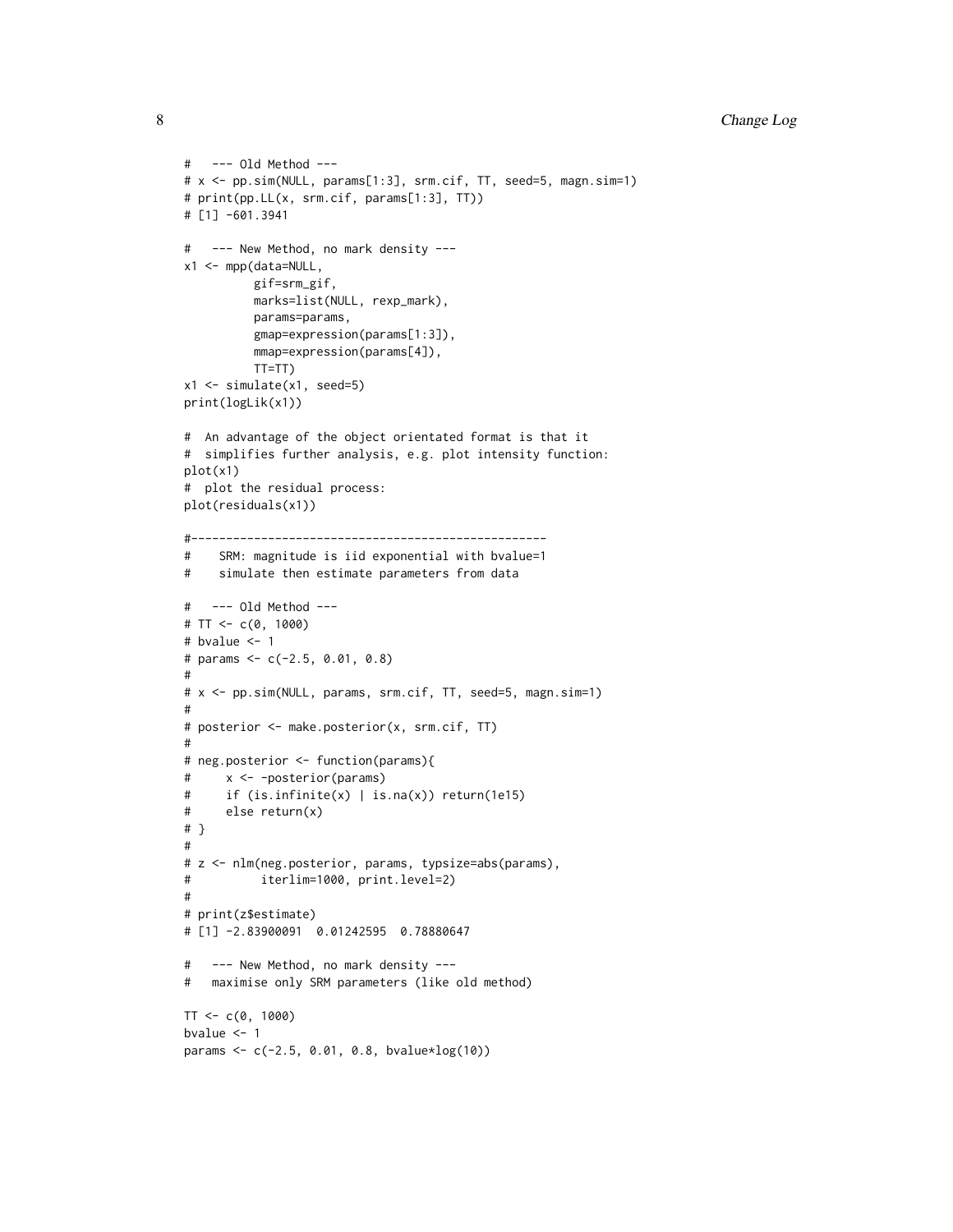```
#   --- Old Method ---
# x <- pp.sim(NULL, params[1:3], srm.cif, TT, seed=5, magn.sim=1)
# print(pp.LL(x, srm.cif, params[1:3], TT))
# [1] -601.3941

#   --- New Method, no mark density ---
x1 <- mpp(data=NULL,
          gif=srm_gif,
          marks=list(NULL, rexp_mark),
          params=params,
          gmap=expression(params[1:3]),
          mmap=expression(params[4]),
          TT=TT)
x1 <- simulate(x1, seed=5)
print(logLik(x1))

#  An advantage of the object orientated format is that it
#  simplifies further analysis, e.g. plot intensity function:
plot(x1)
#  plot the residual process:
plot(residuals(x1))

#---------------------------------------------------
#    SRM: magnitude is iid exponential with bvalue=1
#    simulate then estimate parameters from data

#   --- Old Method ---
# TT <- c(0, 1000)
# bvalue <- 1
# params <- c(-2.5, 0.01, 0.8)
#
# x <- pp.sim(NULL, params, srm.cif, TT, seed=5, magn.sim=1)
#
# posterior <- make.posterior(x, srm.cif, TT)
#
# neg.posterior <- function(params){
#     x <- -posterior(params)
#     if (is.infinite(x) | is.na(x)) return(1e15)
#     else return(x)
# }
#
# z <- nlm(neg.posterior, params, typsize=abs(params),
#          iterlim=1000, print.level=2)
#
# print(z$estimate)
# [1] -2.83900091  0.01242595  0.78880647

#   --- New Method, no mark density ---
#   maximise only SRM parameters (like old method)

TT <- c(0, 1000)
bvalue <- 1
params <- c(-2.5, 0.01, 0.8, bvalue*log(10))
```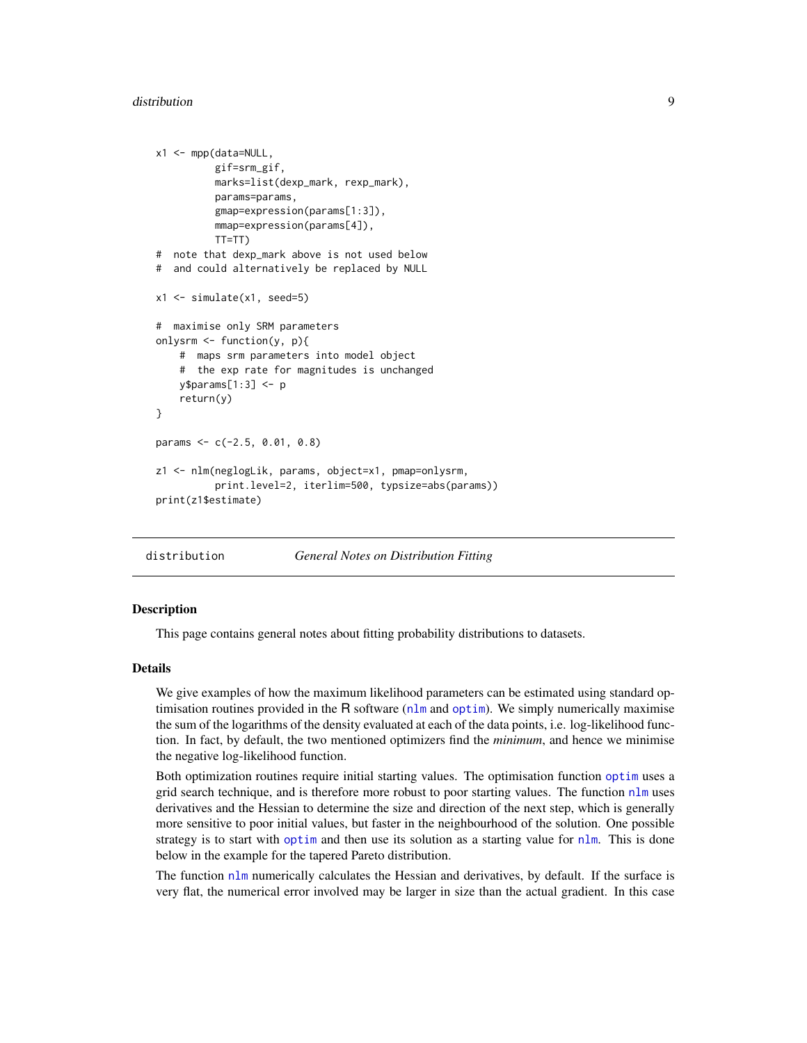```
x1 <- mpp(data=NULL,
          gif=srm_gif,
          marks=list(dexp_mark, rexp_mark),
          params=params,
          gmap=expression(params[1:3]),
          mmap=expression(params[4]),
          TT=TT)
#  note that dexp_mark above is not used below
#  and could alternatively be replaced by NULL

x1 <- simulate(x1, seed=5)

#  maximise only SRM parameters
onlysrm <- function(y, p){
    #  maps srm parameters into model object
    #  the exp rate for magnitudes is unchanged
    y$params[1:3] <- p
    return(y)
}

params <- c(-2.5, 0.01, 0.8)

z1 <- nlm(neglogLik, params, object=x1, pmap=onlysrm,
          print.level=2, iterlim=500, typsize=abs(params))
print(z1$estimate)
```

## distribution — *General Notes on Distribution Fitting*

### Description

This page contains general notes about fitting probability distributions to datasets.

### Details

We give examples of how the maximum likelihood parameters can be estimated using standard optimisation routines provided in the R software (nlm and optim). We simply numerically maximise the sum of the logarithms of the density evaluated at each of the data points, i.e. log-likelihood function. In fact, by default, the two mentioned optimizers find the *minimum*, and hence we minimise the negative log-likelihood function.

Both optimization routines require initial starting values. The optimisation function optim uses a grid search technique, and is therefore more robust to poor starting values. The function nlm uses derivatives and the Hessian to determine the size and direction of the next step, which is generally more sensitive to poor initial values, but faster in the neighbourhood of the solution. One possible strategy is to start with optim and then use its solution as a starting value for nlm. This is done below in the example for the tapered Pareto distribution.

The function nlm numerically calculates the Hessian and derivatives, by default. If the surface is very flat, the numerical error involved may be larger in size than the actual gradient. In this case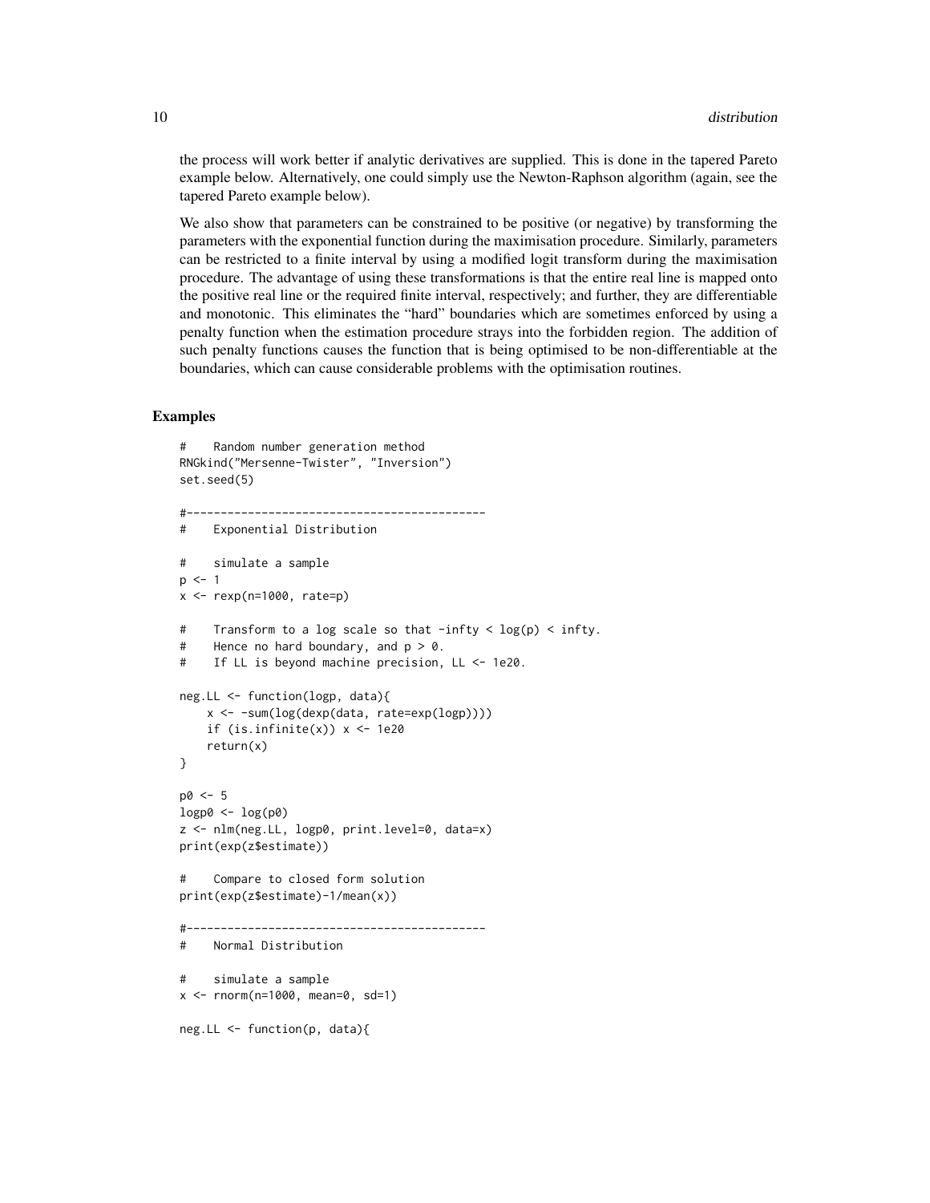the process will work better if analytic derivatives are supplied. This is done in the tapered Pareto example below. Alternatively, one could simply use the Newton-Raphson algorithm (again, see the tapered Pareto example below).

We also show that parameters can be constrained to be positive (or negative) by transforming the parameters with the exponential function during the maximisation procedure. Similarly, parameters can be restricted to a finite interval by using a modified logit transform during the maximisation procedure. The advantage of using these transformations is that the entire real line is mapped onto the positive real line or the required finite interval, respectively; and further, they are differentiable and monotonic. This eliminates the "hard" boundaries which are sometimes enforced by using a penalty function when the estimation procedure strays into the forbidden region. The addition of such penalty functions causes the function that is being optimised to be non-differentiable at the boundaries, which can cause considerable problems with the optimisation routines.

## Examples

```
#    Random number generation method
RNGkind("Mersenne-Twister", "Inversion")
set.seed(5)

#--------------------------------------------
#    Exponential Distribution

#    simulate a sample
p <- 1
x <- rexp(n=1000, rate=p)

#    Transform to a log scale so that -infty < log(p) < infty.
#    Hence no hard boundary, and p > 0.
#    If LL is beyond machine precision, LL <- 1e20.

neg.LL <- function(logp, data){
    x <- -sum(log(dexp(data, rate=exp(logp))))
    if (is.infinite(x)) x <- 1e20
    return(x)
}

p0 <- 5
logp0 <- log(p0)
z <- nlm(neg.LL, logp0, print.level=0, data=x)
print(exp(z$estimate))

#    Compare to closed form solution
print(exp(z$estimate)-1/mean(x))

#--------------------------------------------
#    Normal Distribution

#    simulate a sample
x <- rnorm(n=1000, mean=0, sd=1)

neg.LL <- function(p, data){
```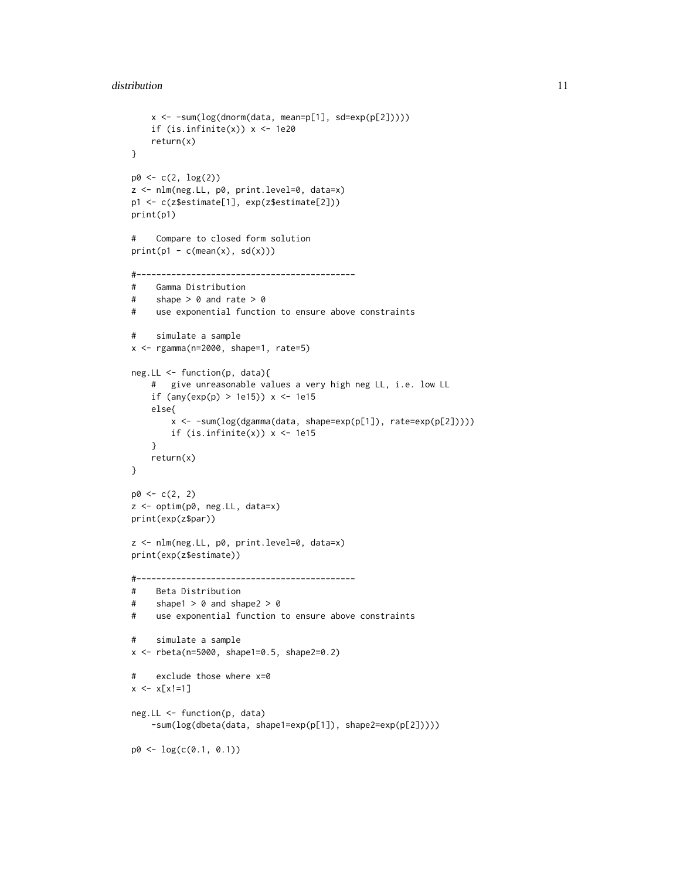```
    x <- -sum(log(dnorm(data, mean=p[1], sd=exp(p[2]))))
    if (is.infinite(x)) x <- 1e20
    return(x)
}

p0 <- c(2, log(2))
z <- nlm(neg.LL, p0, print.level=0, data=x)
p1 <- c(z$estimate[1], exp(z$estimate[2]))
print(p1)

#    Compare to closed form solution
print(p1 - c(mean(x), sd(x)))

#--------------------------------------------
#    Gamma Distribution
#    shape > 0 and rate > 0
#    use exponential function to ensure above constraints

#    simulate a sample
x <- rgamma(n=2000, shape=1, rate=5)

neg.LL <- function(p, data){
    #   give unreasonable values a very high neg LL, i.e. low LL
    if (any(exp(p) > 1e15)) x <- 1e15
    else{
        x <- -sum(log(dgamma(data, shape=exp(p[1]), rate=exp(p[2]))))
        if (is.infinite(x)) x <- 1e15
    }
    return(x)
}

p0 <- c(2, 2)
z <- optim(p0, neg.LL, data=x)
print(exp(z$par))

z <- nlm(neg.LL, p0, print.level=0, data=x)
print(exp(z$estimate))

#--------------------------------------------
#    Beta Distribution
#    shape1 > 0 and shape2 > 0
#    use exponential function to ensure above constraints

#    simulate a sample
x <- rbeta(n=5000, shape1=0.5, shape2=0.2)

#    exclude those where x=0
x <- x[x!=1]

neg.LL <- function(p, data)
    -sum(log(dbeta(data, shape1=exp(p[1]), shape2=exp(p[2]))))

p0 <- log(c(0.1, 0.1))
```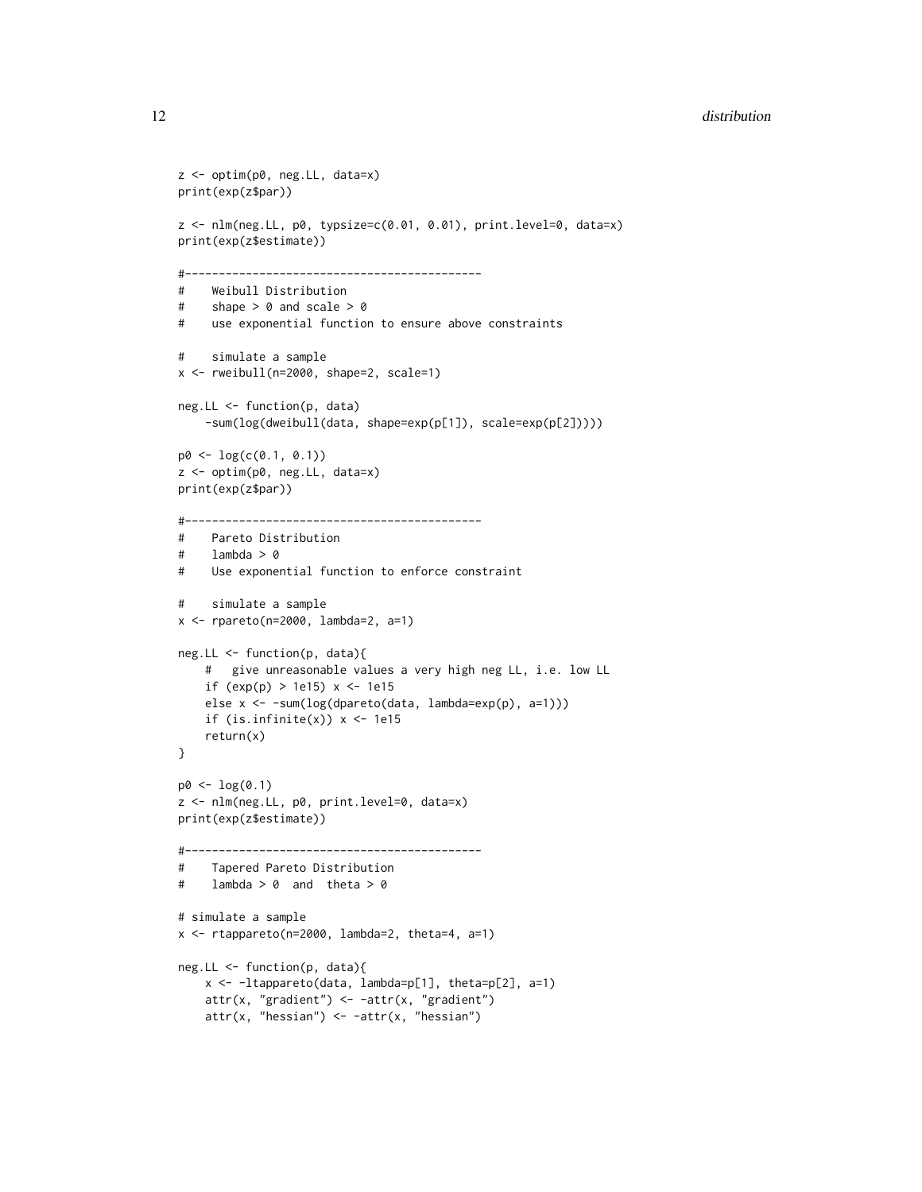```
z <- optim(p0, neg.LL, data=x)
print(exp(z$par))

z <- nlm(neg.LL, p0, typsize=c(0.01, 0.01), print.level=0, data=x)
print(exp(z$estimate))

#--------------------------------------------
#    Weibull Distribution
#    shape > 0 and scale > 0
#    use exponential function to ensure above constraints

#    simulate a sample
x <- rweibull(n=2000, shape=2, scale=1)

neg.LL <- function(p, data)
    -sum(log(dweibull(data, shape=exp(p[1]), scale=exp(p[2]))))

p0 <- log(c(0.1, 0.1))
z <- optim(p0, neg.LL, data=x)
print(exp(z$par))

#--------------------------------------------
#    Pareto Distribution
#    lambda > 0
#    Use exponential function to enforce constraint

#    simulate a sample
x <- rpareto(n=2000, lambda=2, a=1)

neg.LL <- function(p, data){
    #   give unreasonable values a very high neg LL, i.e. low LL
    if (exp(p) > 1e15) x <- 1e15
    else x <- -sum(log(dpareto(data, lambda=exp(p), a=1)))
    if (is.infinite(x)) x <- 1e15
    return(x)
}

p0 <- log(0.1)
z <- nlm(neg.LL, p0, print.level=0, data=x)
print(exp(z$estimate))

#--------------------------------------------
#    Tapered Pareto Distribution
#    lambda > 0  and  theta > 0

# simulate a sample
x <- rtappareto(n=2000, lambda=2, theta=4, a=1)

neg.LL <- function(p, data){
    x <- -ltappareto(data, lambda=p[1], theta=p[2], a=1)
    attr(x, "gradient") <- -attr(x, "gradient")
    attr(x, "hessian") <- -attr(x, "hessian")
```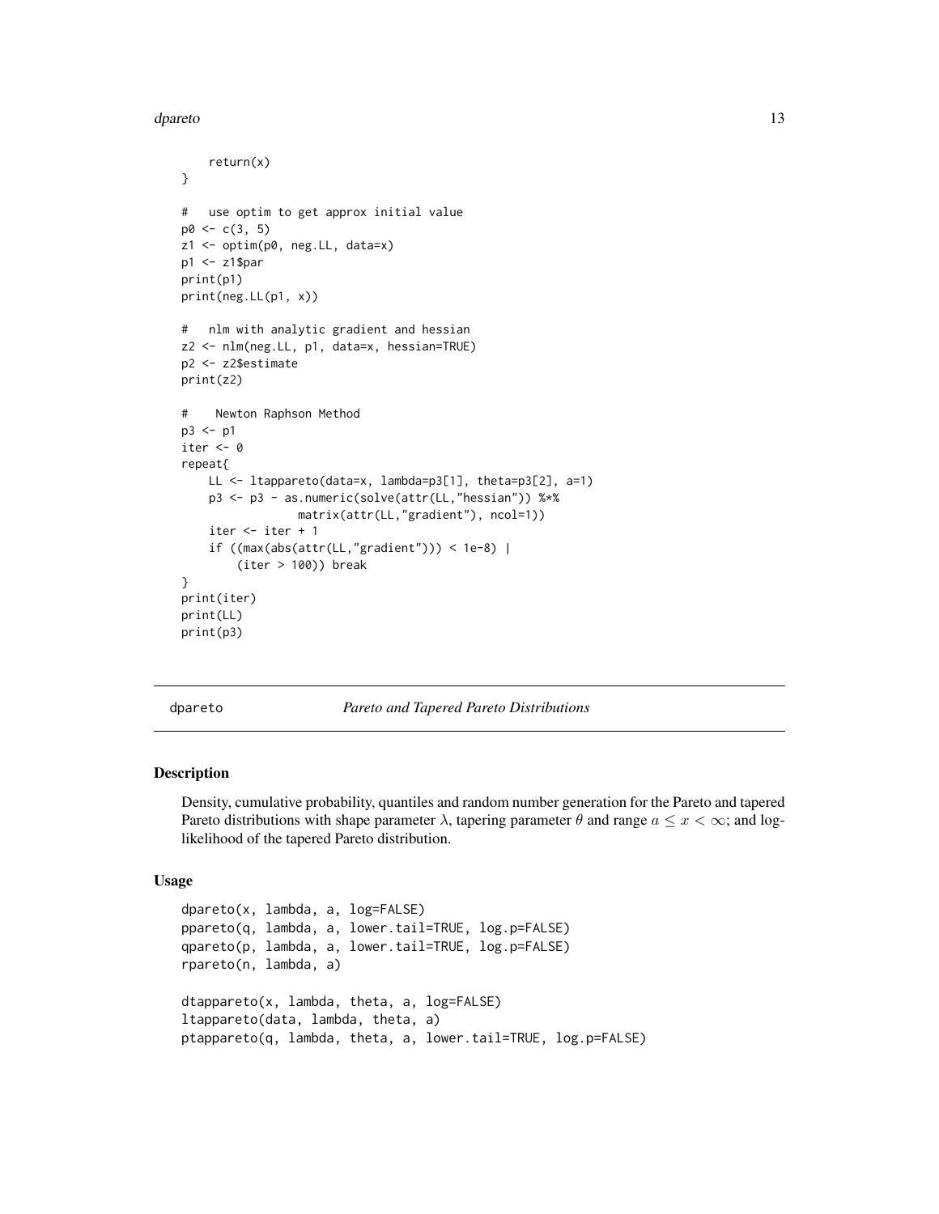```
    return(x)
}

#   use optim to get approx initial value
p0 <- c(3, 5)
z1 <- optim(p0, neg.LL, data=x)
p1 <- z1$par
print(p1)
print(neg.LL(p1, x))

#   nlm with analytic gradient and hessian
z2 <- nlm(neg.LL, p1, data=x, hessian=TRUE)
p2 <- z2$estimate
print(z2)

#    Newton Raphson Method
p3 <- p1
iter <- 0
repeat{
    LL <- ltappareto(data=x, lambda=p3[1], theta=p3[2], a=1)
    p3 <- p3 - as.numeric(solve(attr(LL,"hessian")) %*%
                 matrix(attr(LL,"gradient"), ncol=1))
    iter <- iter + 1
    if ((max(abs(attr(LL,"gradient"))) < 1e-8) |
        (iter > 100)) break
}
print(iter)
print(LL)
print(p3)
```

---

dpareto *Pareto and Tapered Pareto Distributions*

---

## Description

Density, cumulative probability, quantiles and random number generation for the Pareto and tapered Pareto distributions with shape parameter $\lambda$, tapering parameter $\theta$ and range $a \le x < \infty$; and log-likelihood of the tapered Pareto distribution.

## Usage

```
dpareto(x, lambda, a, log=FALSE)
ppareto(q, lambda, a, lower.tail=TRUE, log.p=FALSE)
qpareto(p, lambda, a, lower.tail=TRUE, log.p=FALSE)
rpareto(n, lambda, a)

dtappareto(x, lambda, theta, a, log=FALSE)
ltappareto(data, lambda, theta, a)
ptappareto(q, lambda, theta, a, lower.tail=TRUE, log.p=FALSE)
```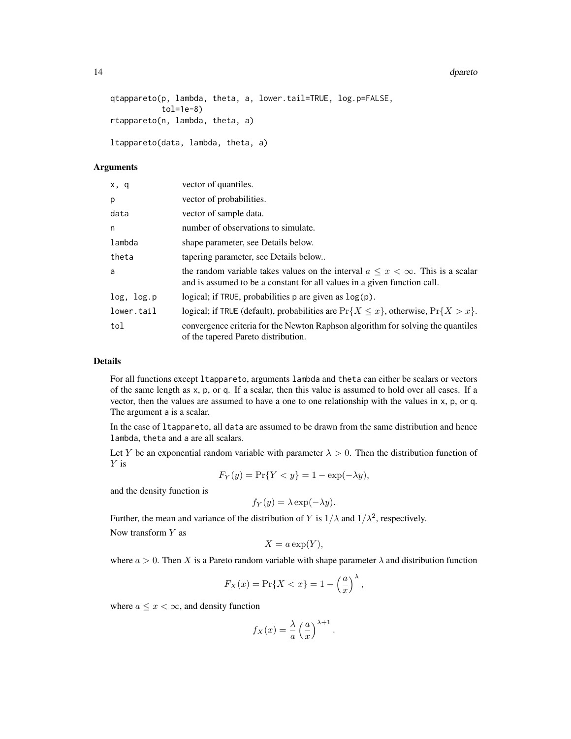```
qtappareto(p, lambda, theta, a, lower.tail=TRUE, log.p=FALSE,
           tol=1e-8)
rtappareto(n, lambda, theta, a)

ltappareto(data, lambda, theta, a)
```

### Arguments

| | |
|---|---|
| `x, q` | vector of quantiles. |
| `p` | vector of probabilities. |
| `data` | vector of sample data. |
| `n` | number of observations to simulate. |
| `lambda` | shape parameter, see Details below. |
| `theta` | tapering parameter, see Details below.. |
| `a` | the random variable takes values on the interval $a \le x < \infty$. This is a scalar and is assumed to be a constant for all values in a given function call. |
| `log, log.p` | logical; if `TRUE`, probabilities `p` are given as `log(p)`. |
| `lower.tail` | logical; if `TRUE` (default), probabilities are $\Pr\{X \le x\}$, otherwise, $\Pr\{X > x\}$. |
| `tol` | convergence criteria for the Newton Raphson algorithm for solving the quantiles of the tapered Pareto distribution. |

### Details

For all functions except `ltappareto`, arguments `lambda` and `theta` can either be scalars or vectors of the same length as `x`, `p`, or `q`. If a scalar, then this value is assumed to hold over all cases. If a vector, then the values are assumed to have a one to one relationship with the values in `x`, `p`, or `q`. The argument `a` is a scalar.

In the case of `ltappareto`, all `data` are assumed to be drawn from the same distribution and hence `lambda`, `theta` and `a` are all scalars.

Let $Y$ be an exponential random variable with parameter $\lambda > 0$. Then the distribution function of $Y$ is

$$F_Y(y) = \Pr\{Y < y\} = 1 - \exp(-\lambda y),$$

and the density function is

$$f_Y(y) = \lambda \exp(-\lambda y).$$

Further, the mean and variance of the distribution of $Y$ is $1/\lambda$ and $1/\lambda^2$, respectively.

Now transform $Y$ as

$$X = a \exp(Y),$$

where $a > 0$. Then $X$ is a Pareto random variable with shape parameter $\lambda$ and distribution function

$$F_X(x) = \Pr\{X < x\} = 1 - \left(\frac{a}{x}\right)^{\lambda},$$

where $a \le x < \infty$, and density function

$$f_X(x) = \frac{\lambda}{a}\left(\frac{a}{x}\right)^{\lambda+1}.$$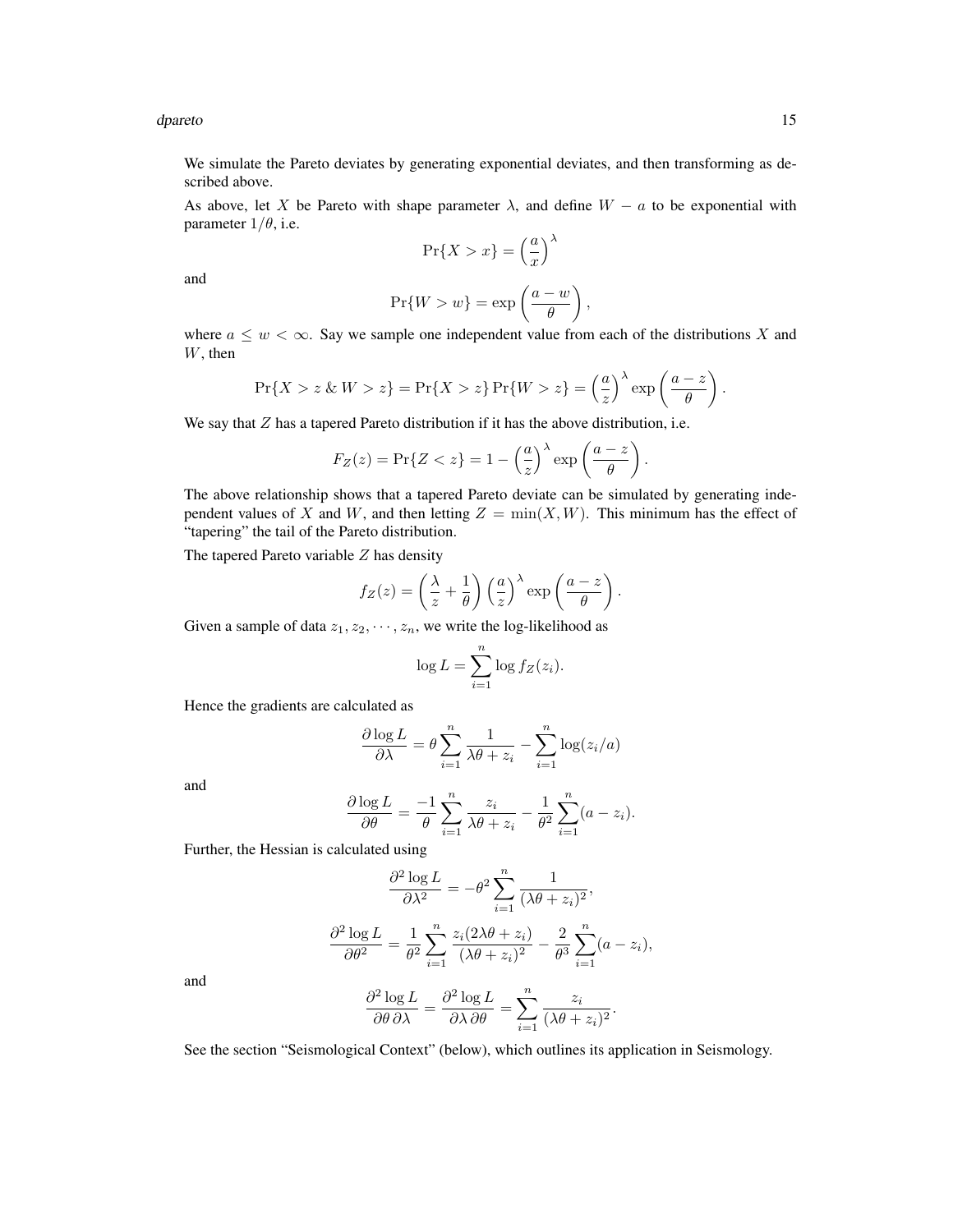We simulate the Pareto deviates by generating exponential deviates, and then transforming as described above.

As above, let $X$ be Pareto with shape parameter $\lambda$, and define $W - a$ to be exponential with parameter $1/\theta$, i.e.

$$\Pr\{X > x\} = \left(\frac{a}{x}\right)^{\lambda}$$

and

$$\Pr\{W > w\} = \exp\left(\frac{a - w}{\theta}\right),$$

where $a \le w < \infty$. Say we sample one independent value from each of the distributions $X$ and $W$, then

$$\Pr\{X > z \;\&\; W > z\} = \Pr\{X > z\} \Pr\{W > z\} = \left(\frac{a}{z}\right)^{\lambda} \exp\left(\frac{a - z}{\theta}\right).$$

We say that $Z$ has a tapered Pareto distribution if it has the above distribution, i.e.

$$F_Z(z) = \Pr\{Z < z\} = 1 - \left(\frac{a}{z}\right)^{\lambda} \exp\left(\frac{a - z}{\theta}\right).$$

The above relationship shows that a tapered Pareto deviate can be simulated by generating independent values of $X$ and $W$, and then letting $Z = \min(X, W)$. This minimum has the effect of "tapering" the tail of the Pareto distribution.

The tapered Pareto variable $Z$ has density

$$f_Z(z) = \left(\frac{\lambda}{z} + \frac{1}{\theta}\right) \left(\frac{a}{z}\right)^{\lambda} \exp\left(\frac{a - z}{\theta}\right).$$

Given a sample of data $z_1, z_2, \cdots, z_n$, we write the log-likelihood as

$$\log L = \sum_{i=1}^{n} \log f_Z(z_i).$$

Hence the gradients are calculated as

$$\frac{\partial \log L}{\partial \lambda} = \theta \sum_{i=1}^{n} \frac{1}{\lambda\theta + z_i} - \sum_{i=1}^{n} \log(z_i/a)$$

and

$$\frac{\partial \log L}{\partial \theta} = \frac{-1}{\theta} \sum_{i=1}^{n} \frac{z_i}{\lambda\theta + z_i} - \frac{1}{\theta^2} \sum_{i=1}^{n} (a - z_i).$$

Further, the Hessian is calculated using

$$\frac{\partial^2 \log L}{\partial \lambda^2} = -\theta^2 \sum_{i=1}^{n} \frac{1}{(\lambda\theta + z_i)^2},$$

$$\frac{\partial^2 \log L}{\partial \theta^2} = \frac{1}{\theta^2} \sum_{i=1}^{n} \frac{z_i(2\lambda\theta + z_i)}{(\lambda\theta + z_i)^2} - \frac{2}{\theta^3} \sum_{i=1}^{n} (a - z_i),$$

and

$$\frac{\partial^2 \log L}{\partial \theta \, \partial \lambda} = \frac{\partial^2 \log L}{\partial \lambda \, \partial \theta} = \sum_{i=1}^{n} \frac{z_i}{(\lambda\theta + z_i)^2}.$$

See the section "Seismological Context" (below), which outlines its application in Seismology.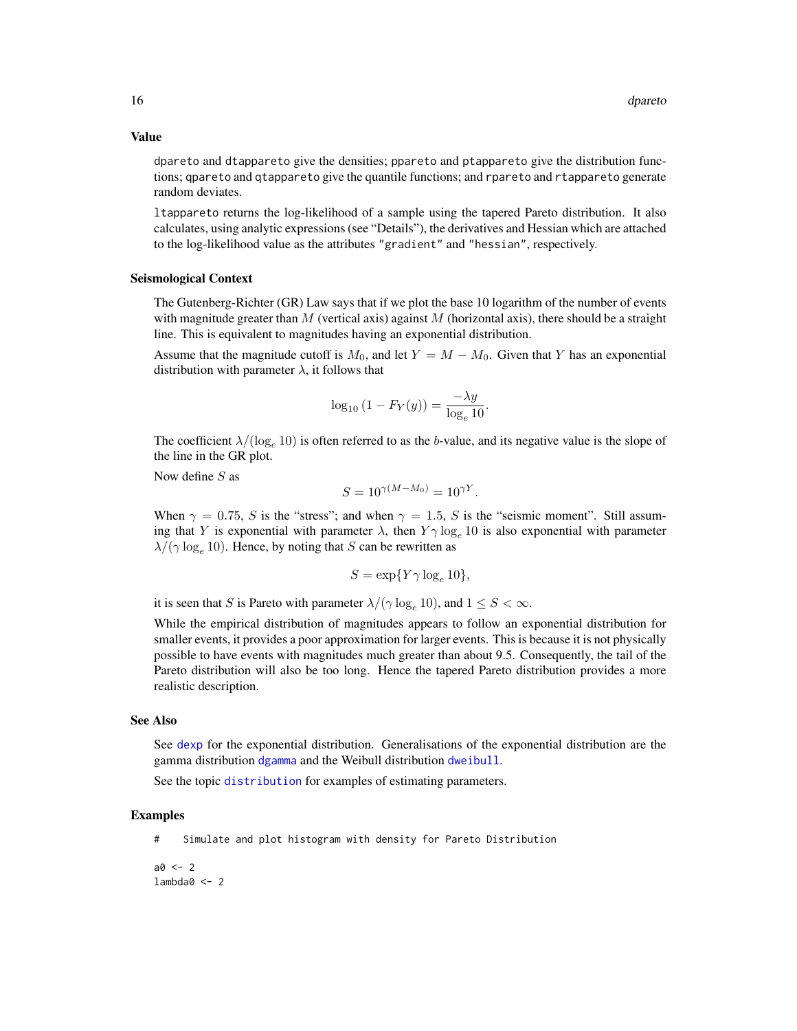### Value

dpareto and dtappareto give the densities; ppareto and ptappareto give the distribution functions; qpareto and qtappareto give the quantile functions; and rpareto and rtappareto generate random deviates.

ltappareto returns the log-likelihood of a sample using the tapered Pareto distribution. It also calculates, using analytic expressions (see "Details"), the derivatives and Hessian which are attached to the log-likelihood value as the attributes "gradient" and "hessian", respectively.

### Seismological Context

The Gutenberg-Richter (GR) Law says that if we plot the base 10 logarithm of the number of events with magnitude greater than $M$ (vertical axis) against $M$ (horizontal axis), there should be a straight line. This is equivalent to magnitudes having an exponential distribution.

Assume that the magnitude cutoff is $M_0$, and let $Y = M - M_0$. Given that $Y$ has an exponential distribution with parameter $\lambda$, it follows that

$$\log_{10}(1 - F_Y(y)) = \frac{-\lambda y}{\log_e 10}.$$

The coefficient $\lambda/(\log_e 10)$ is often referred to as the $b$-value, and its negative value is the slope of the line in the GR plot.

Now define $S$ as

$$S = 10^{\gamma(M-M_0)} = 10^{\gamma Y}.$$

When $\gamma = 0.75$, $S$ is the "stress"; and when $\gamma = 1.5$, $S$ is the "seismic moment". Still assuming that $Y$ is exponential with parameter $\lambda$, then $Y\gamma \log_e 10$ is also exponential with parameter $\lambda/(\gamma \log_e 10)$. Hence, by noting that $S$ can be rewritten as

$$S = \exp\{Y\gamma \log_e 10\},$$

it is seen that $S$ is Pareto with parameter $\lambda/(\gamma \log_e 10)$, and $1 \le S < \infty$.

While the empirical distribution of magnitudes appears to follow an exponential distribution for smaller events, it provides a poor approximation for larger events. This is because it is not physically possible to have events with magnitudes much greater than about 9.5. Consequently, the tail of the Pareto distribution will also be too long. Hence the tapered Pareto distribution provides a more realistic description.

### See Also

See dexp for the exponential distribution. Generalisations of the exponential distribution are the gamma distribution dgamma and the Weibull distribution dweibull.

See the topic distribution for examples of estimating parameters.

### Examples

```
#    Simulate and plot histogram with density for Pareto Distribution

a0 <- 2
lambda0 <- 2
```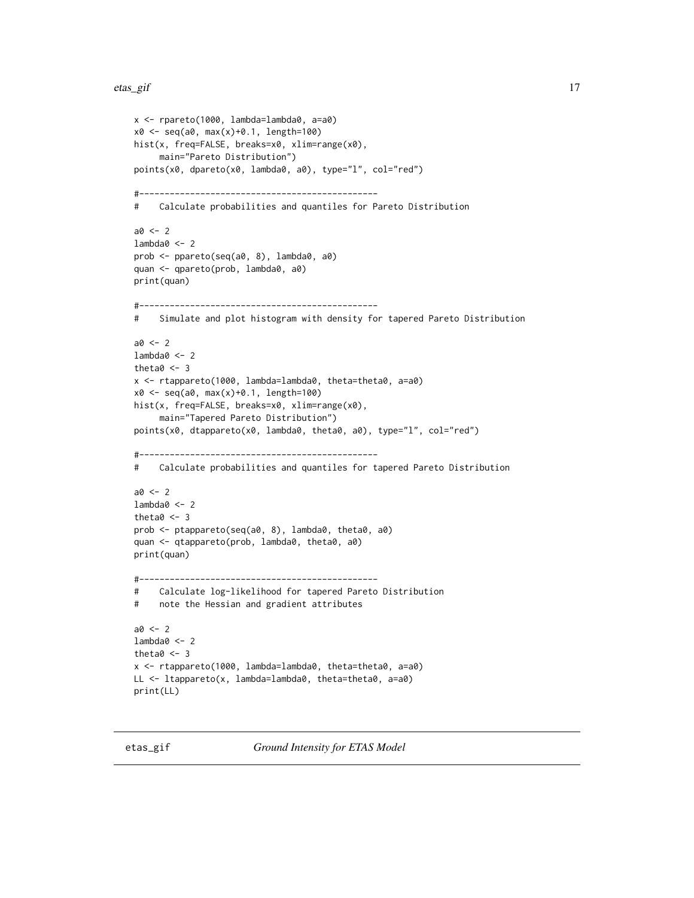```
x <- rpareto(1000, lambda=lambda0, a=a0)
x0 <- seq(a0, max(x)+0.1, length=100)
hist(x, freq=FALSE, breaks=x0, xlim=range(x0),
     main="Pareto Distribution")
points(x0, dpareto(x0, lambda0, a0), type="l", col="red")

#-----------------------------------------------
#    Calculate probabilities and quantiles for Pareto Distribution

a0 <- 2
lambda0 <- 2
prob <- ppareto(seq(a0, 8), lambda0, a0)
quan <- qpareto(prob, lambda0, a0)
print(quan)

#-----------------------------------------------
#    Simulate and plot histogram with density for tapered Pareto Distribution

a0 <- 2
lambda0 <- 2
theta0 <- 3
x <- rtappareto(1000, lambda=lambda0, theta=theta0, a=a0)
x0 <- seq(a0, max(x)+0.1, length=100)
hist(x, freq=FALSE, breaks=x0, xlim=range(x0),
     main="Tapered Pareto Distribution")
points(x0, dtappareto(x0, lambda0, theta0, a0), type="l", col="red")

#-----------------------------------------------
#    Calculate probabilities and quantiles for tapered Pareto Distribution

a0 <- 2
lambda0 <- 2
theta0 <- 3
prob <- ptappareto(seq(a0, 8), lambda0, theta0, a0)
quan <- qtappareto(prob, lambda0, theta0, a0)
print(quan)

#-----------------------------------------------
#    Calculate log-likelihood for tapered Pareto Distribution
#    note the Hessian and gradient attributes

a0 <- 2
lambda0 <- 2
theta0 <- 3
x <- rtappareto(1000, lambda=lambda0, theta=theta0, a=a0)
LL <- ltappareto(x, lambda=lambda0, theta=theta0, a=a0)
print(LL)
```

## etas_gif *Ground Intensity for ETAS Model*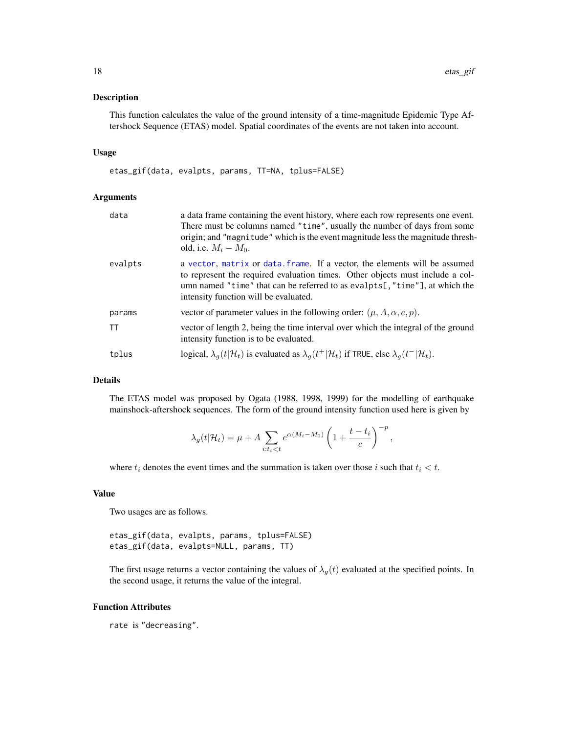## Description

This function calculates the value of the ground intensity of a time-magnitude Epidemic Type Aftershock Sequence (ETAS) model. Spatial coordinates of the events are not taken into account.

## Usage

```
etas_gif(data, evalpts, params, TT=NA, tplus=FALSE)
```

## Arguments

- `data`: a data frame containing the event history, where each row represents one event. There must be columns named `"time"`, usually the number of days from some origin; and `"magnitude"` which is the event magnitude less the magnitude threshold, i.e. $M_i - M_0$.
- `evalpts`: a `vector`, `matrix` or `data.frame`. If a vector, the elements will be assumed to represent the required evaluation times. Other objects must include a column named `"time"` that can be referred to as `evalpts[,"time"]`, at which the intensity function will be evaluated.
- `params`: vector of parameter values in the following order: $(\mu, A, \alpha, c, p)$.
- `TT`: vector of length 2, being the time interval over which the integral of the ground intensity function is to be evaluated.
- `tplus`: logical, $\lambda_g(t|\mathcal{H}_t)$ is evaluated as $\lambda_g(t^+|\mathcal{H}_t)$ if `TRUE`, else $\lambda_g(t^-|\mathcal{H}_t)$.

## Details

The ETAS model was proposed by Ogata (1988, 1998, 1999) for the modelling of earthquake mainshock-aftershock sequences. The form of the ground intensity function used here is given by

$$\lambda_g(t|\mathcal{H}_t) = \mu + A \sum_{i:t_i<t} e^{\alpha(M_i - M_0)} \left(1 + \frac{t - t_i}{c}\right)^{-p},$$

where $t_i$ denotes the event times and the summation is taken over those $i$ such that $t_i < t$.

## Value

Two usages are as follows.

```
etas_gif(data, evalpts, params, tplus=FALSE)
etas_gif(data, evalpts=NULL, params, TT)
```

The first usage returns a vector containing the values of $\lambda_g(t)$ evaluated at the specified points. In the second usage, it returns the value of the integral.

## Function Attributes

`rate` is `"decreasing"`.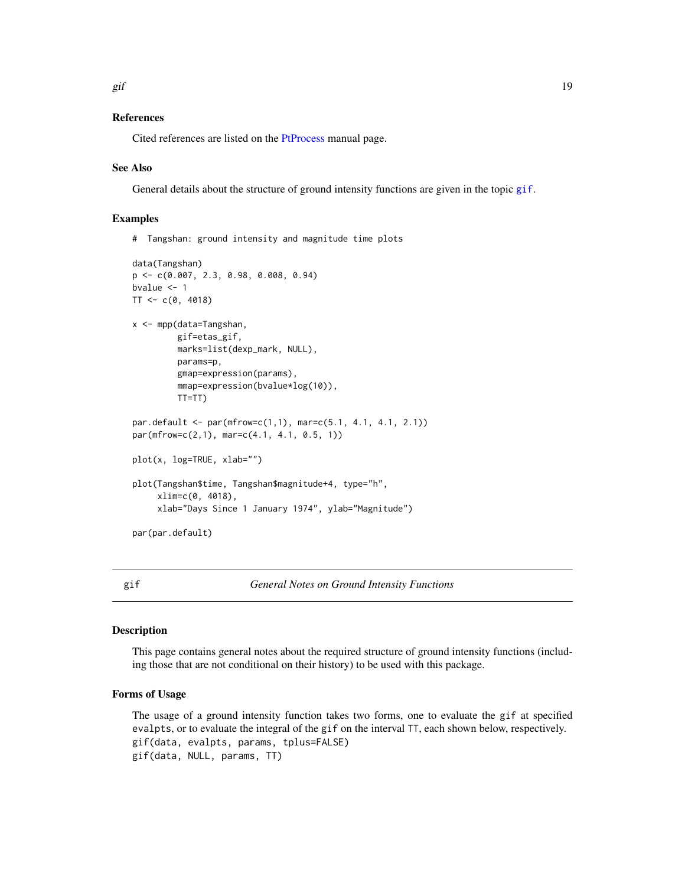### References

Cited references are listed on the PtProcess manual page.

### See Also

General details about the structure of ground intensity functions are given in the topic `gif`.

### Examples

```
#  Tangshan: ground intensity and magnitude time plots

data(Tangshan)
p <- c(0.007, 2.3, 0.98, 0.008, 0.94)
bvalue <- 1
TT <- c(0, 4018)

x <- mpp(data=Tangshan,
         gif=etas_gif,
         marks=list(dexp_mark, NULL),
         params=p,
         gmap=expression(params),
         mmap=expression(bvalue*log(10)),
         TT=TT)

par.default <- par(mfrow=c(1,1), mar=c(5.1, 4.1, 4.1, 2.1))
par(mfrow=c(2,1), mar=c(4.1, 4.1, 0.5, 1))

plot(x, log=TRUE, xlab="")

plot(Tangshan$time, Tangshan$magnitude+4, type="h",
     xlim=c(0, 4018),
     xlab="Days Since 1 January 1974", ylab="Magnitude")

par(par.default)
```

---

## gif — *General Notes on Ground Intensity Functions*

### Description

This page contains general notes about the required structure of ground intensity functions (including those that are not conditional on their history) to be used with this package.

### Forms of Usage

The usage of a ground intensity function takes two forms, one to evaluate the `gif` at specified `evalpts`, or to evaluate the integral of the `gif` on the interval `TT`, each shown below, respectively.

```
gif(data, evalpts, params, tplus=FALSE)
gif(data, NULL, params, TT)
```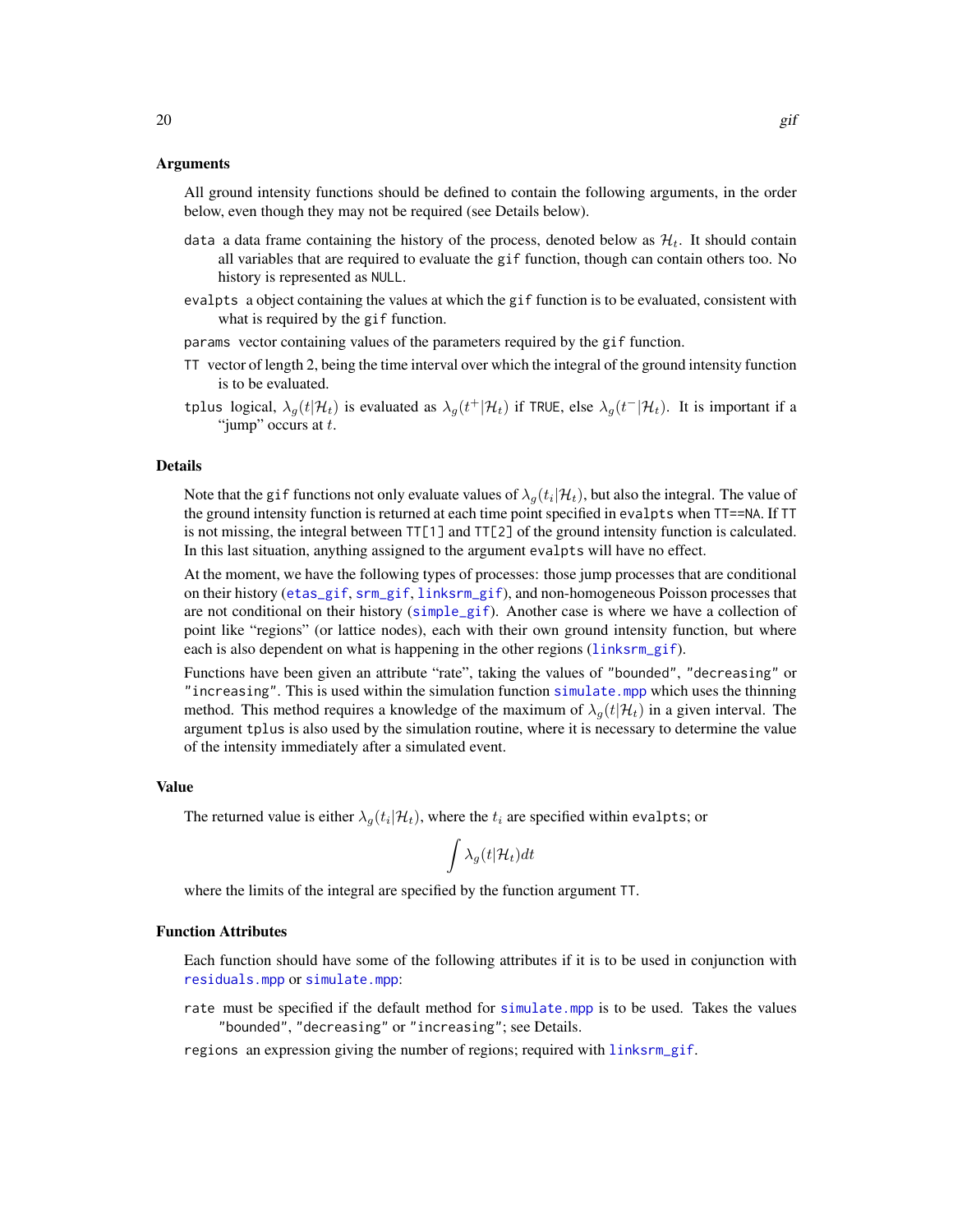### Arguments

All ground intensity functions should be defined to contain the following arguments, in the order below, even though they may not be required (see Details below).

- `data` a data frame containing the history of the process, denoted below as $\mathcal{H}_t$. It should contain all variables that are required to evaluate the `gif` function, though can contain others too. No history is represented as `NULL`.
- `evalpts` a object containing the values at which the `gif` function is to be evaluated, consistent with what is required by the `gif` function.
- `params` vector containing values of the parameters required by the `gif` function.
- `TT` vector of length 2, being the time interval over which the integral of the ground intensity function is to be evaluated.
- `tplus` logical, $\lambda_g(t|\mathcal{H}_t)$ is evaluated as $\lambda_g(t^+|\mathcal{H}_t)$ if `TRUE`, else $\lambda_g(t^-|\mathcal{H}_t)$. It is important if a "jump" occurs at $t$.

### Details

Note that the `gif` functions not only evaluate values of $\lambda_g(t_i|\mathcal{H}_t)$, but also the integral. The value of the ground intensity function is returned at each time point specified in `evalpts` when `TT==NA`. If `TT` is not missing, the integral between `TT[1]` and `TT[2]` of the ground intensity function is calculated. In this last situation, anything assigned to the argument `evalpts` will have no effect.

At the moment, we have the following types of processes: those jump processes that are conditional on their history (`etas_gif`, `srm_gif`, `linksrm_gif`), and non-homogeneous Poisson processes that are not conditional on their history (`simple_gif`). Another case is where we have a collection of point like "regions" (or lattice nodes), each with their own ground intensity function, but where each is also dependent on what is happening in the other regions (`linksrm_gif`).

Functions have been given an attribute "rate", taking the values of `"bounded"`, `"decreasing"` or `"increasing"`. This is used within the simulation function `simulate.mpp` which uses the thinning method. This method requires a knowledge of the maximum of $\lambda_g(t|\mathcal{H}_t)$ in a given interval. The argument `tplus` is also used by the simulation routine, where it is necessary to determine the value of the intensity immediately after a simulated event.

### Value

The returned value is either $\lambda_g(t_i|\mathcal{H}_t)$, where the $t_i$ are specified within `evalpts`; or

$$\int \lambda_g(t|\mathcal{H}_t)dt$$

where the limits of the integral are specified by the function argument `TT`.

### Function Attributes

Each function should have some of the following attributes if it is to be used in conjunction with `residuals.mpp` or `simulate.mpp`:

- `rate` must be specified if the default method for `simulate.mpp` is to be used. Takes the values `"bounded"`, `"decreasing"` or `"increasing"`; see Details.
- `regions` an expression giving the number of regions; required with `linksrm_gif`.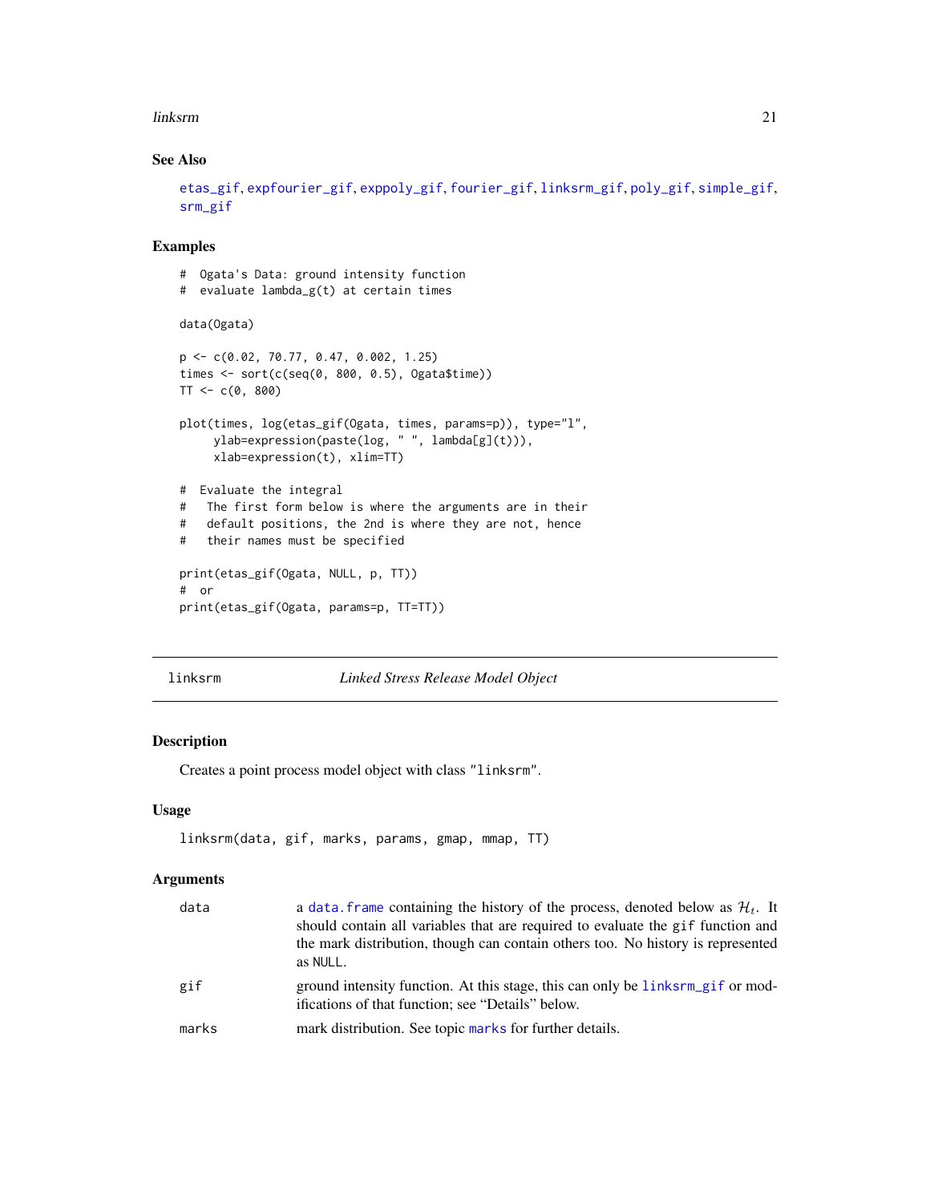## See Also

etas_gif, expfourier_gif, exppoly_gif, fourier_gif, linksrm_gif, poly_gif, simple_gif, srm_gif

## Examples

```
#  Ogata's Data: ground intensity function
#  evaluate lambda_g(t) at certain times

data(Ogata)

p <- c(0.02, 70.77, 0.47, 0.002, 1.25)
times <- sort(c(seq(0, 800, 0.5), Ogata$time))
TT <- c(0, 800)

plot(times, log(etas_gif(Ogata, times, params=p)), type="l",
     ylab=expression(paste(log, " ", lambda[g](t))),
     xlab=expression(t), xlim=TT)

#  Evaluate the integral
#   The first form below is where the arguments are in their
#   default positions, the 2nd is where they are not, hence
#   their names must be specified

print(etas_gif(Ogata, NULL, p, TT))
#  or
print(etas_gif(Ogata, params=p, TT=TT))
```

---

# linksrm — *Linked Stress Release Model Object*

## Description

Creates a point process model object with class "linksrm".

## Usage

```
linksrm(data, gif, marks, params, gmap, mmap, TT)
```

## Arguments

| | |
|---|---|
| data | a data.frame containing the history of the process, denoted below as $\mathcal{H}_t$. It should contain all variables that are required to evaluate the gif function and the mark distribution, though can contain others too. No history is represented as NULL. |
| gif | ground intensity function. At this stage, this can only be linksrm_gif or modifications of that function; see "Details" below. |
| marks | mark distribution. See topic marks for further details. |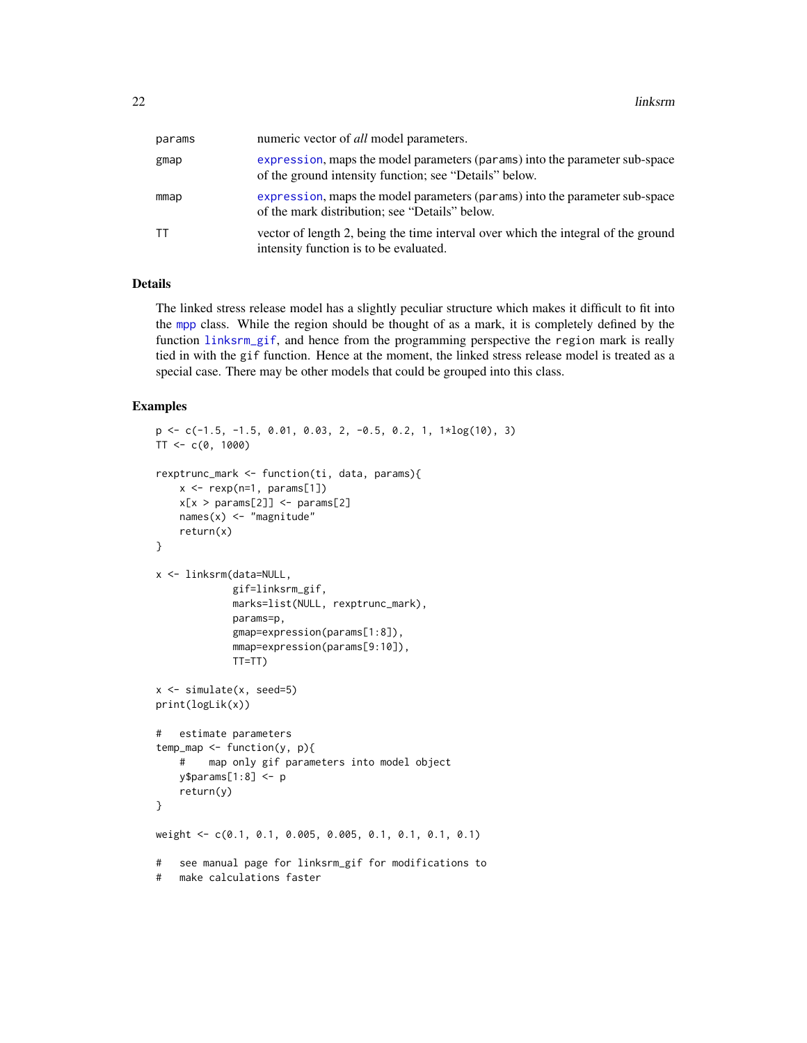| | |
|---|---|
| params | numeric vector of *all* model parameters. |
| gmap | expression, maps the model parameters (params) into the parameter sub-space of the ground intensity function; see "Details" below. |
| mmap | expression, maps the model parameters (params) into the parameter sub-space of the mark distribution; see "Details" below. |
| TT | vector of length 2, being the time interval over which the integral of the ground intensity function is to be evaluated. |

## Details

The linked stress release model has a slightly peculiar structure which makes it difficult to fit into the mpp class. While the region should be thought of as a mark, it is completely defined by the function linksrm_gif, and hence from the programming perspective the region mark is really tied in with the gif function. Hence at the moment, the linked stress release model is treated as a special case. There may be other models that could be grouped into this class.

## Examples

```
p <- c(-1.5, -1.5, 0.01, 0.03, 2, -0.5, 0.2, 1, 1*log(10), 3)
TT <- c(0, 1000)

rexptrunc_mark <- function(ti, data, params){
    x <- rexp(n=1, params[1])
    x[x > params[2]] <- params[2]
    names(x) <- "magnitude"
    return(x)
}

x <- linksrm(data=NULL,
             gif=linksrm_gif,
             marks=list(NULL, rexptrunc_mark),
             params=p,
             gmap=expression(params[1:8]),
             mmap=expression(params[9:10]),
             TT=TT)

x <- simulate(x, seed=5)
print(logLik(x))

#   estimate parameters
temp_map <- function(y, p){
    #    map only gif parameters into model object
    y$params[1:8] <- p
    return(y)
}

weight <- c(0.1, 0.1, 0.005, 0.005, 0.1, 0.1, 0.1, 0.1)

#   see manual page for linksrm_gif for modifications to
#   make calculations faster
```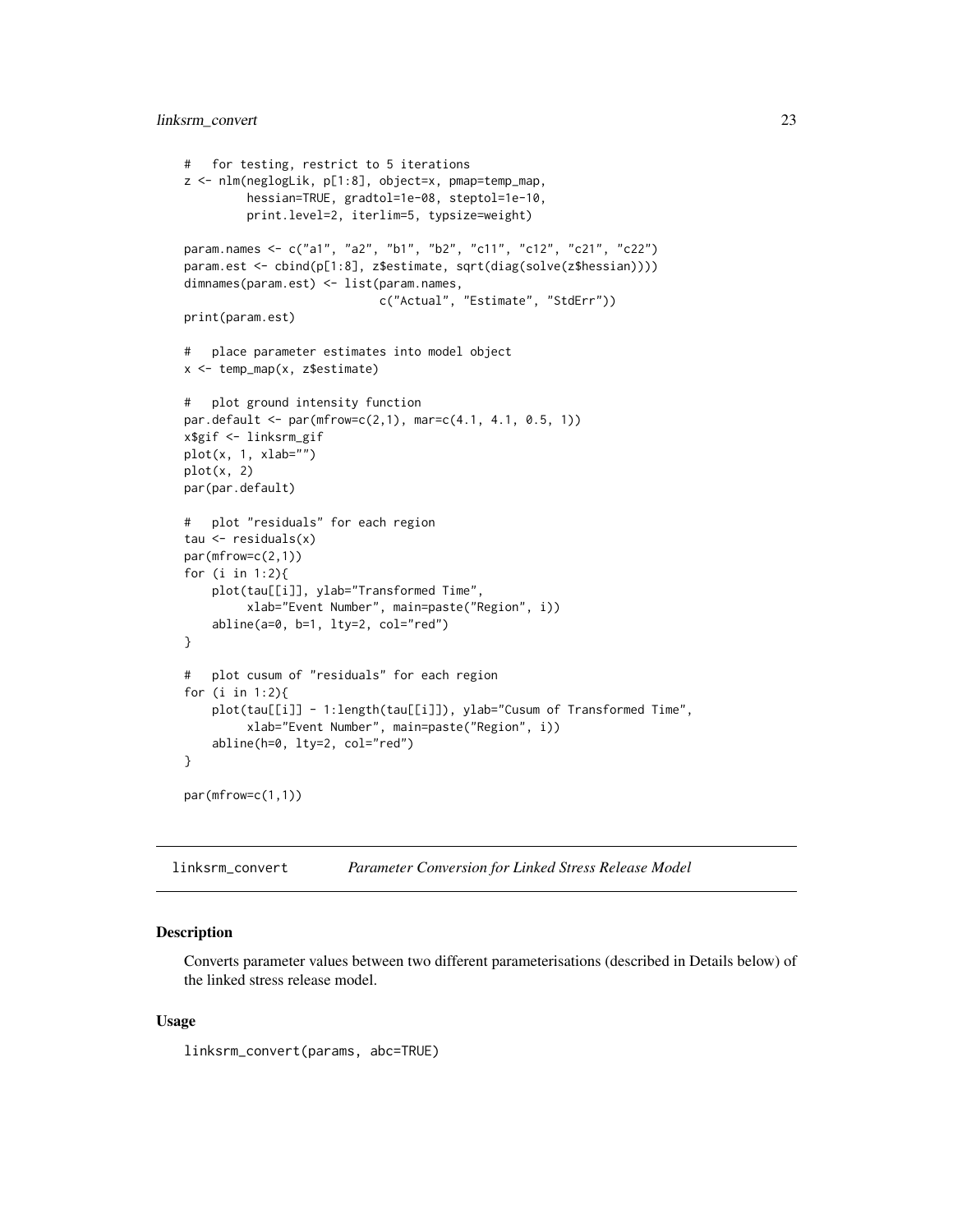```
#   for testing, restrict to 5 iterations
z <- nlm(neglogLik, p[1:8], object=x, pmap=temp_map,
         hessian=TRUE, gradtol=1e-08, steptol=1e-10,
         print.level=2, iterlim=5, typsize=weight)

param.names <- c("a1", "a2", "b1", "b2", "c11", "c12", "c21", "c22")
param.est <- cbind(p[1:8], z$estimate, sqrt(diag(solve(z$hessian))))
dimnames(param.est) <- list(param.names,
                            c("Actual", "Estimate", "StdErr"))
print(param.est)

#   place parameter estimates into model object
x <- temp_map(x, z$estimate)

#   plot ground intensity function
par.default <- par(mfrow=c(2,1), mar=c(4.1, 4.1, 0.5, 1))
x$gif <- linksrm_gif
plot(x, 1, xlab="")
plot(x, 2)
par(par.default)

#   plot "residuals" for each region
tau <- residuals(x)
par(mfrow=c(2,1))
for (i in 1:2){
    plot(tau[[i]], ylab="Transformed Time",
         xlab="Event Number", main=paste("Region", i))
    abline(a=0, b=1, lty=2, col="red")
}

#   plot cusum of "residuals" for each region
for (i in 1:2){
    plot(tau[[i]] - 1:length(tau[[i]]), ylab="Cusum of Transformed Time",
         xlab="Event Number", main=paste("Region", i))
    abline(h=0, lty=2, col="red")
}

par(mfrow=c(1,1))
```

## linksrm_convert *Parameter Conversion for Linked Stress Release Model*

### Description

Converts parameter values between two different parameterisations (described in Details below) of the linked stress release model.

### Usage

```
linksrm_convert(params, abc=TRUE)
```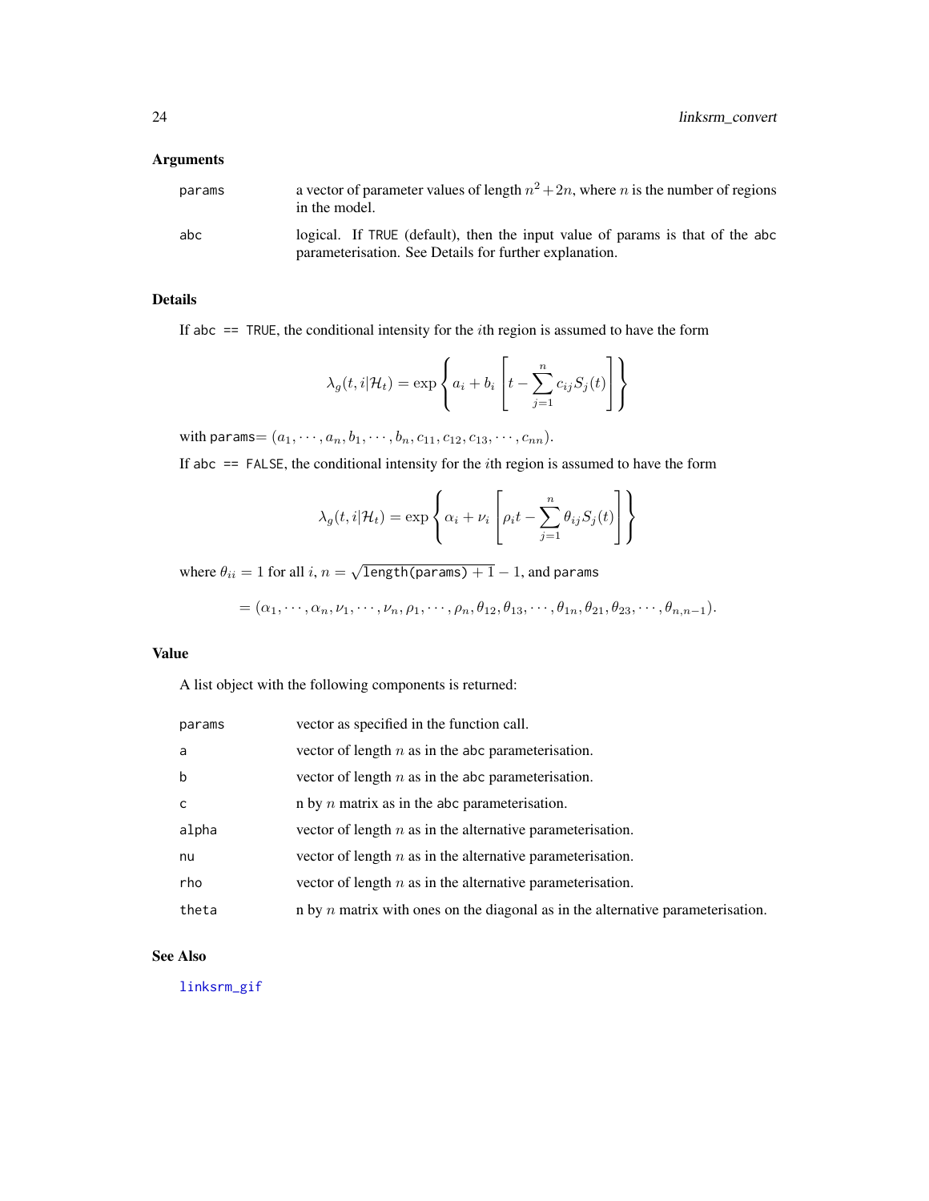### Arguments

| | |
|---|---|
| `params` | a vector of parameter values of length $n^2+2n$, where $n$ is the number of regions in the model. |
| `abc` | logical. If `TRUE` (default), then the input value of params is that of the abc parameterisation. See Details for further explanation. |

### Details

If `abc == TRUE`, the conditional intensity for the $i$th region is assumed to have the form

$$\lambda_g(t, i|\mathcal{H}_t) = \exp\left\{ a_i + b_i \left[ t - \sum_{j=1}^{n} c_{ij} S_j(t) \right] \right\}$$

with `params`$= (a_1, \cdots, a_n, b_1, \cdots, b_n, c_{11}, c_{12}, c_{13}, \cdots, c_{nn})$.

If `abc == FALSE`, the conditional intensity for the $i$th region is assumed to have the form

$$\lambda_g(t, i|\mathcal{H}_t) = \exp\left\{ \alpha_i + \nu_i \left[ \rho_i t - \sum_{j=1}^{n} \theta_{ij} S_j(t) \right] \right\}$$

where $\theta_{ii} = 1$ for all $i$, $n = \sqrt{\texttt{length(params)} + 1} - 1$, and `params`

$$= (\alpha_1, \cdots, \alpha_n, \nu_1, \cdots, \nu_n, \rho_1, \cdots, \rho_n, \theta_{12}, \theta_{13}, \cdots, \theta_{1n}, \theta_{21}, \theta_{23}, \cdots, \theta_{n,n-1}).$$

### Value

A list object with the following components is returned:

| | |
|---|---|
| `params` | vector as specified in the function call. |
| `a` | vector of length $n$ as in the abc parameterisation. |
| `b` | vector of length $n$ as in the abc parameterisation. |
| `c` | n by $n$ matrix as in the abc parameterisation. |
| `alpha` | vector of length $n$ as in the alternative parameterisation. |
| `nu` | vector of length $n$ as in the alternative parameterisation. |
| `rho` | vector of length $n$ as in the alternative parameterisation. |
| `theta` | n by $n$ matrix with ones on the diagonal as in the alternative parameterisation. |

### See Also

`linksrm_gif`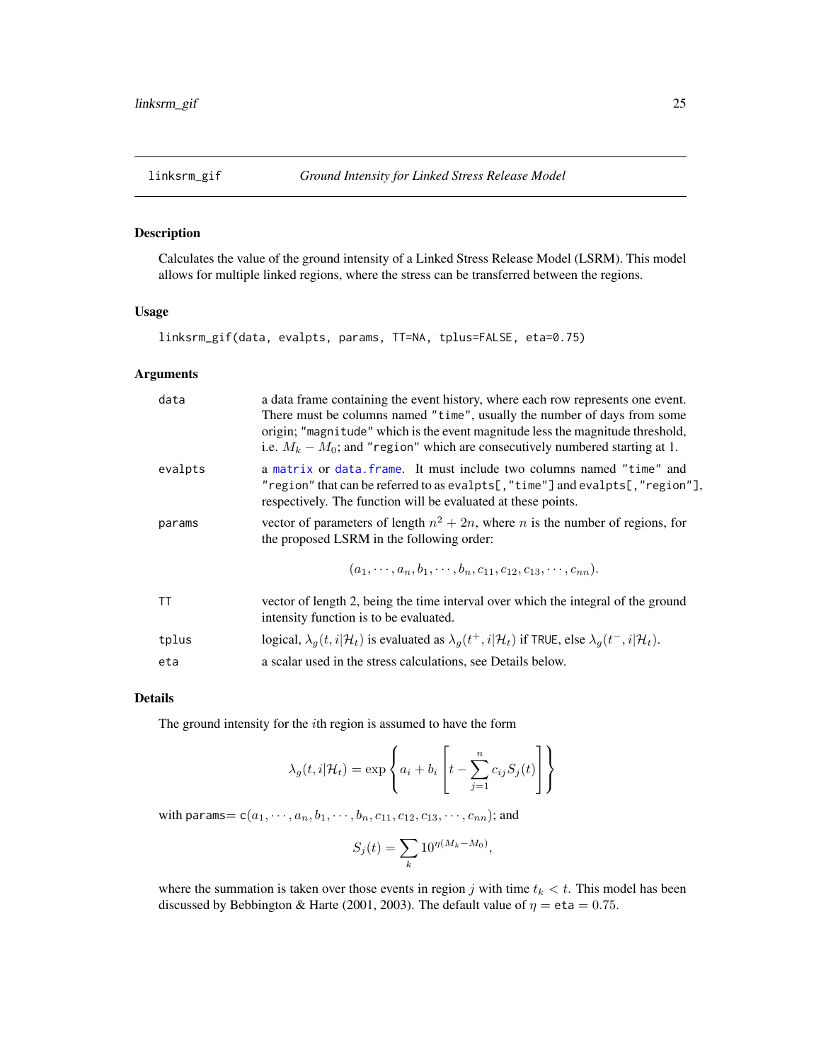## linksrm_gif — *Ground Intensity for Linked Stress Release Model*

### Description

Calculates the value of the ground intensity of a Linked Stress Release Model (LSRM). This model allows for multiple linked regions, where the stress can be transferred between the regions.

### Usage

```
linksrm_gif(data, evalpts, params, TT=NA, tplus=FALSE, eta=0.75)
```

### Arguments

| | |
|---|---|
| `data` | a data frame containing the event history, where each row represents one event. There must be columns named `"time"`, usually the number of days from some origin; `"magnitude"` which is the event magnitude less the magnitude threshold, i.e. $M_k - M_0$; and `"region"` which are consecutively numbered starting at 1. |
| `evalpts` | a `matrix` or `data.frame`. It must include two columns named `"time"` and `"region"` that can be referred to as `evalpts[,"time"]` and `evalpts[,"region"]`, respectively. The function will be evaluated at these points. |
| `params` | vector of parameters of length $n^2 + 2n$, where $n$ is the number of regions, for the proposed LSRM in the following order: $$(a_1, \cdots, a_n, b_1, \cdots, b_n, c_{11}, c_{12}, c_{13}, \cdots, c_{nn}).$$ |
| `TT` | vector of length 2, being the time interval over which the integral of the ground intensity function is to be evaluated. |
| `tplus` | logical, $\lambda_g(t, i\vert\mathcal{H}_t)$ is evaluated as $\lambda_g(t^+, i\vert\mathcal{H}_t)$ if `TRUE`, else $\lambda_g(t^-, i\vert\mathcal{H}_t)$. |
| `eta` | a scalar used in the stress calculations, see Details below. |

### Details

The ground intensity for the $i$th region is assumed to have the form

$$\lambda_g(t, i|\mathcal{H}_t) = \exp\left\{ a_i + b_i \left[ t - \sum_{j=1}^{n} c_{ij} S_j(t) \right] \right\}$$

with `params`= `c(`$a_1, \cdots, a_n, b_1, \cdots, b_n, c_{11}, c_{12}, c_{13}, \cdots, c_{nn}$`)`; and

$$S_j(t) = \sum_k 10^{\eta(M_k - M_0)},$$

where the summation is taken over those events in region $j$ with time $t_k < t$. This model has been discussed by Bebbington & Harte (2001, 2003). The default value of $\eta =$ `eta` $= 0.75$.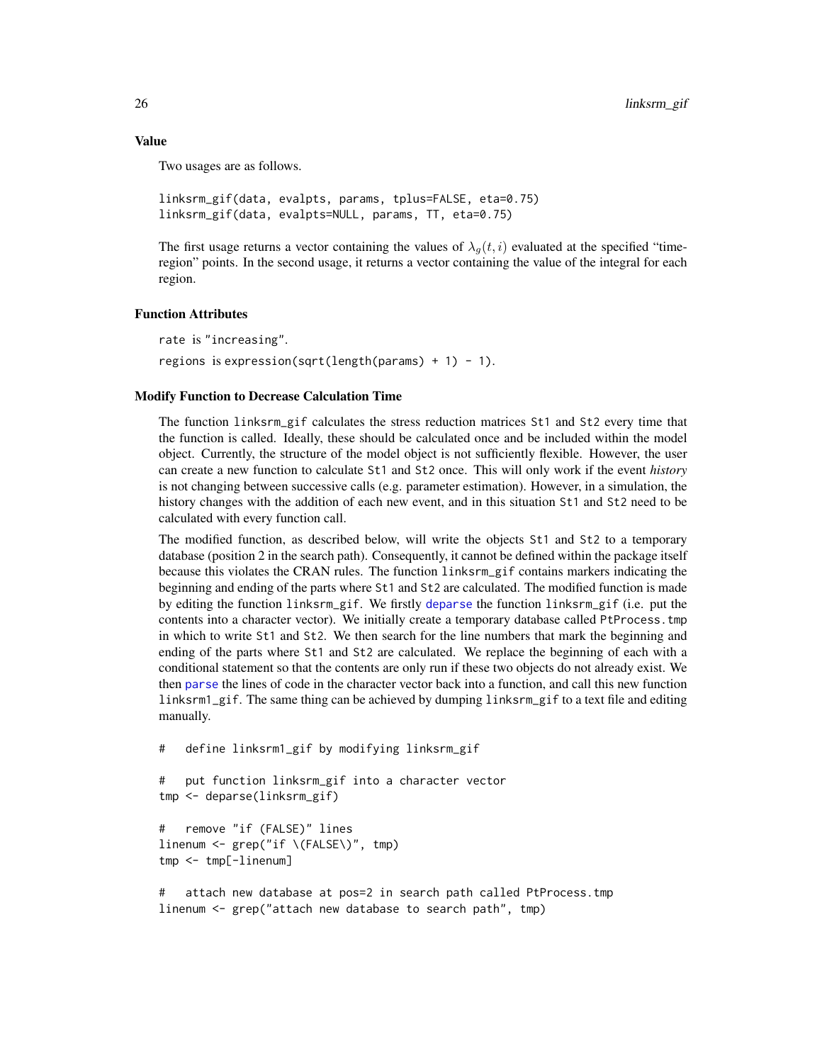### Value

Two usages are as follows.

```
linksrm_gif(data, evalpts, params, tplus=FALSE, eta=0.75)
linksrm_gif(data, evalpts=NULL, params, TT, eta=0.75)
```

The first usage returns a vector containing the values of $\lambda_g(t, i)$ evaluated at the specified "time-region" points. In the second usage, it returns a vector containing the value of the integral for each region.

### Function Attributes

`rate` is `"increasing"`.

`regions` is `expression(sqrt(length(params) + 1) - 1)`.

### Modify Function to Decrease Calculation Time

The function `linksrm_gif` calculates the stress reduction matrices `St1` and `St2` every time that the function is called. Ideally, these should be calculated once and be included within the model object. Currently, the structure of the model object is not sufficiently flexible. However, the user can create a new function to calculate `St1` and `St2` once. This will only work if the event *history* is not changing between successive calls (e.g. parameter estimation). However, in a simulation, the history changes with the addition of each new event, and in this situation `St1` and `St2` need to be calculated with every function call.

The modified function, as described below, will write the objects `St1` and `St2` to a temporary database (position 2 in the search path). Consequently, it cannot be defined within the package itself because this violates the CRAN rules. The function `linksrm_gif` contains markers indicating the beginning and ending of the parts where `St1` and `St2` are calculated. The modified function is made by editing the function `linksrm_gif`. We firstly `deparse` the function `linksrm_gif` (i.e. put the contents into a character vector). We initially create a temporary database called `PtProcess.tmp` in which to write `St1` and `St2`. We then search for the line numbers that mark the beginning and ending of the parts where `St1` and `St2` are calculated. We replace the beginning of each with a conditional statement so that the contents are only run if these two objects do not already exist. We then `parse` the lines of code in the character vector back into a function, and call this new function `linksrm1_gif`. The same thing can be achieved by dumping `linksrm_gif` to a text file and editing manually.

```
#   define linksrm1_gif by modifying linksrm_gif

#   put function linksrm_gif into a character vector
tmp <- deparse(linksrm_gif)

#   remove "if (FALSE)" lines
linenum <- grep("if \(FALSE\)", tmp)
tmp <- tmp[-linenum]

#   attach new database at pos=2 in search path called PtProcess.tmp
linenum <- grep("attach new database to search path", tmp)
```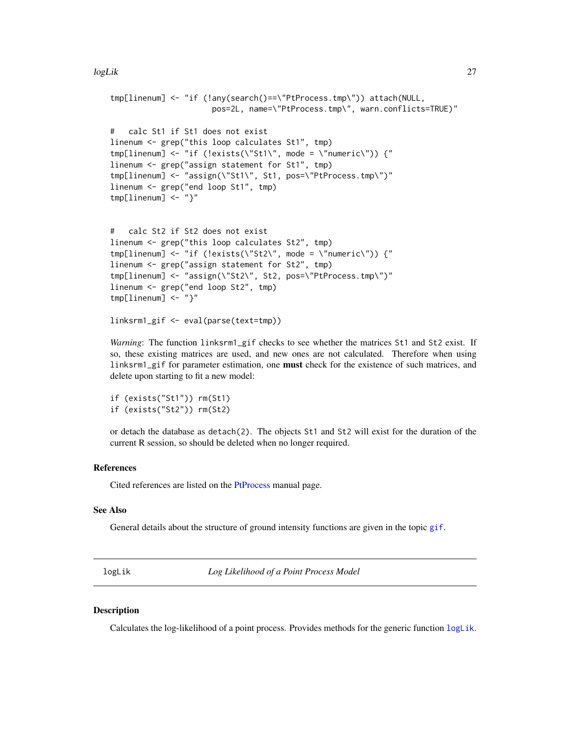```
tmp[linenum] <- "if (!any(search()==\"PtProcess.tmp\")) attach(NULL,
                      pos=2L, name=\"PtProcess.tmp\", warn.conflicts=TRUE)"

#   calc St1 if St1 does not exist
linenum <- grep("this loop calculates St1", tmp)
tmp[linenum] <- "if (!exists(\"St1\", mode = \"numeric\")) {"
linenum <- grep("assign statement for St1", tmp)
tmp[linenum] <- "assign(\"St1\", St1, pos=\"PtProcess.tmp\")"
linenum <- grep("end loop St1", tmp)
tmp[linenum] <- "}"


#   calc St2 if St2 does not exist
linenum <- grep("this loop calculates St2", tmp)
tmp[linenum] <- "if (!exists(\"St2\", mode = \"numeric\")) {"
linenum <- grep("assign statement for St2", tmp)
tmp[linenum] <- "assign(\"St2\", St2, pos=\"PtProcess.tmp\")"
linenum <- grep("end loop St2", tmp)
tmp[linenum] <- "}"

linksrm1_gif <- eval(parse(text=tmp))
```

*Warning*: The function `linksrm1_gif` checks to see whether the matrices `St1` and `St2` exist. If so, these existing matrices are used, and new ones are not calculated. Therefore when using `linksrm1_gif` for parameter estimation, one **must** check for the existence of such matrices, and delete upon starting to fit a new model:

```
if (exists("St1")) rm(St1)
if (exists("St2")) rm(St2)
```

or detach the database as `detach(2)`. The objects `St1` and `St2` will exist for the duration of the current R session, so should be deleted when no longer required.

### References

Cited references are listed on the PtProcess manual page.

### See Also

General details about the structure of ground intensity functions are given in the topic `gif`.

---

## logLik — *Log Likelihood of a Point Process Model*

### Description

Calculates the log-likelihood of a point process. Provides methods for the generic function `logLik`.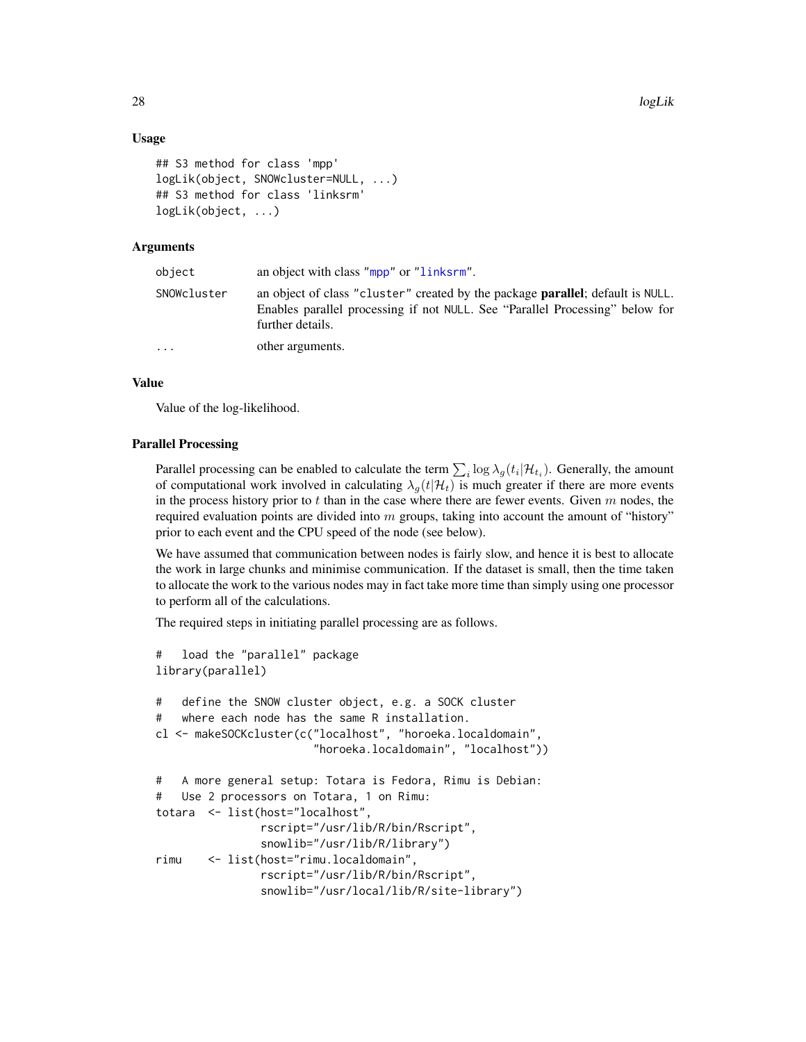### Usage

```
## S3 method for class 'mpp'
logLik(object, SNOWcluster=NULL, ...)
## S3 method for class 'linksrm'
logLik(object, ...)
```

### Arguments

| | |
|---|---|
| `object` | an object with class "`mpp`" or "`linksrm`". |
| `SNOWcluster` | an object of class "`cluster`" created by the package **parallel**; default is `NULL`. Enables parallel processing if not `NULL`. See "Parallel Processing" below for further details. |
| `...` | other arguments. |

### Value

Value of the log-likelihood.

### Parallel Processing

Parallel processing can be enabled to calculate the term $\sum_i \log \lambda_g(t_i|\mathcal{H}_{t_i})$. Generally, the amount of computational work involved in calculating $\lambda_g(t|\mathcal{H}_t)$ is much greater if there are more events in the process history prior to $t$ than in the case where there are fewer events. Given $m$ nodes, the required evaluation points are divided into $m$ groups, taking into account the amount of "history" prior to each event and the CPU speed of the node (see below).

We have assumed that communication between nodes is fairly slow, and hence it is best to allocate the work in large chunks and minimise communication. If the dataset is small, then the time taken to allocate the work to the various nodes may in fact take more time than simply using one processor to perform all of the calculations.

The required steps in initiating parallel processing are as follows.

```
#   load the "parallel" package
library(parallel)

#   define the SNOW cluster object, e.g. a SOCK cluster
#   where each node has the same R installation.
cl <- makeSOCKcluster(c("localhost", "horoeka.localdomain",
                        "horoeka.localdomain", "localhost"))

#   A more general setup: Totara is Fedora, Rimu is Debian:
#   Use 2 processors on Totara, 1 on Rimu:
totara  <- list(host="localhost",
                rscript="/usr/lib/R/bin/Rscript",
                snowlib="/usr/lib/R/library")
rimu    <- list(host="rimu.localdomain",
                rscript="/usr/lib/R/bin/Rscript",
                snowlib="/usr/local/lib/R/site-library")
```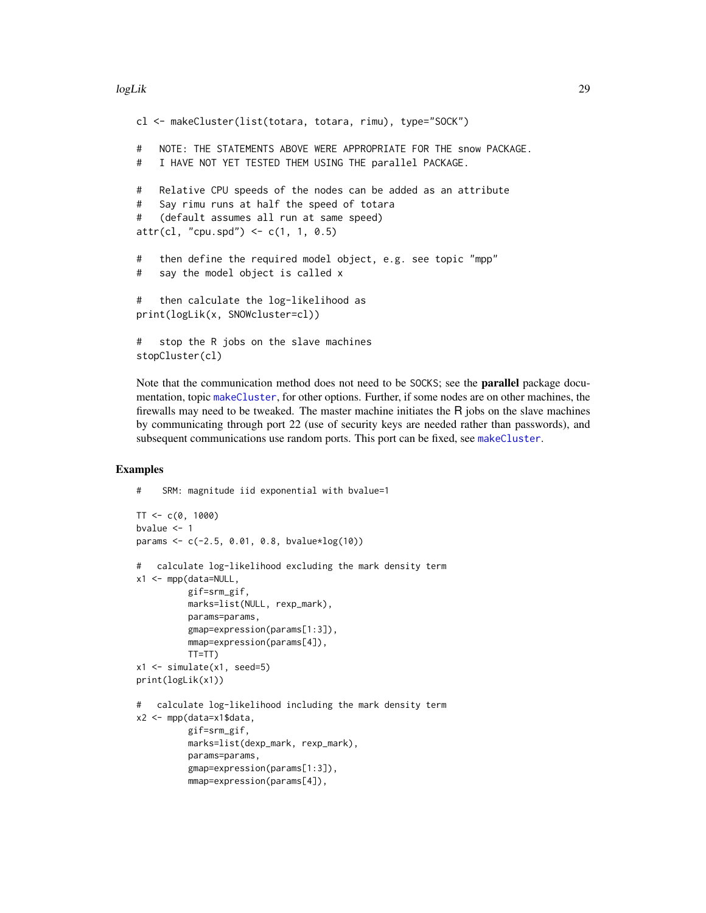```
cl <- makeCluster(list(totara, totara, rimu), type="SOCK")

#   NOTE: THE STATEMENTS ABOVE WERE APPROPRIATE FOR THE snow PACKAGE.
#   I HAVE NOT YET TESTED THEM USING THE parallel PACKAGE.

#   Relative CPU speeds of the nodes can be added as an attribute
#   Say rimu runs at half the speed of totara
#   (default assumes all run at same speed)
attr(cl, "cpu.spd") <- c(1, 1, 0.5)

#   then define the required model object, e.g. see topic "mpp"
#   say the model object is called x

#   then calculate the log-likelihood as
print(logLik(x, SNOWcluster=cl))

#   stop the R jobs on the slave machines
stopCluster(cl)
```

Note that the communication method does not need to be SOCKS; see the **parallel** package documentation, topic `makeCluster`, for other options. Further, if some nodes are on other machines, the firewalls may need to be tweaked. The master machine initiates the R jobs on the slave machines by communicating through port 22 (use of security keys are needed rather than passwords), and subsequent communications use random ports. This port can be fixed, see `makeCluster`.

## Examples

```
#    SRM: magnitude iid exponential with bvalue=1

TT <- c(0, 1000)
bvalue <- 1
params <- c(-2.5, 0.01, 0.8, bvalue*log(10))

#   calculate log-likelihood excluding the mark density term
x1 <- mpp(data=NULL,
          gif=srm_gif,
          marks=list(NULL, rexp_mark),
          params=params,
          gmap=expression(params[1:3]),
          mmap=expression(params[4]),
          TT=TT)
x1 <- simulate(x1, seed=5)
print(logLik(x1))

#   calculate log-likelihood including the mark density term
x2 <- mpp(data=x1$data,
          gif=srm_gif,
          marks=list(dexp_mark, rexp_mark),
          params=params,
          gmap=expression(params[1:3]),
          mmap=expression(params[4]),
```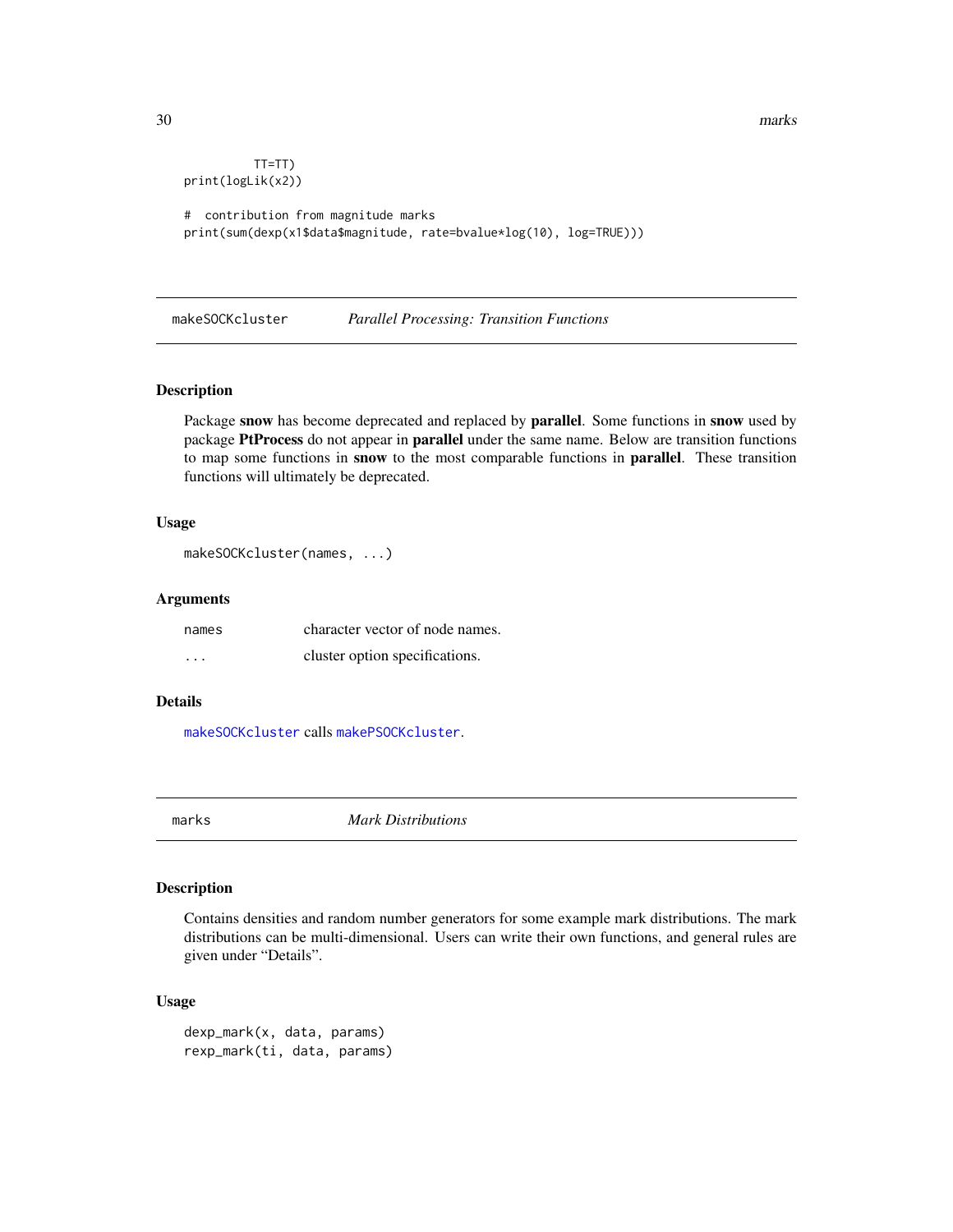```
          TT=TT)
print(logLik(x2))

#  contribution from magnitude marks
print(sum(dexp(x1$data$magnitude, rate=bvalue*log(10), log=TRUE)))
```

## makeSOCKcluster *Parallel Processing: Transition Functions*

### Description

Package **snow** has become deprecated and replaced by **parallel**. Some functions in **snow** used by package **PtProcess** do not appear in **parallel** under the same name. Below are transition functions to map some functions in **snow** to the most comparable functions in **parallel**. These transition functions will ultimately be deprecated.

### Usage

```
makeSOCKcluster(names, ...)
```

### Arguments

| | |
|---|---|
| `names` | character vector of node names. |
| `...` | cluster option specifications. |

### Details

`makeSOCKcluster` calls `makePSOCKcluster`.

## marks *Mark Distributions*

### Description

Contains densities and random number generators for some example mark distributions. The mark distributions can be multi-dimensional. Users can write their own functions, and general rules are given under "Details".

### Usage

```
dexp_mark(x, data, params)
rexp_mark(ti, data, params)
```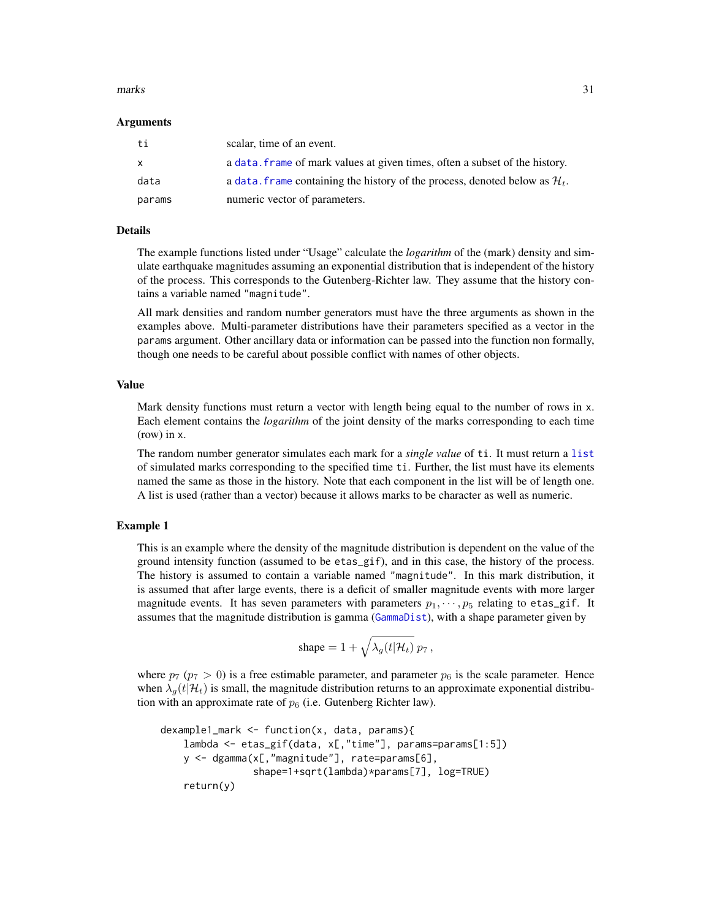### Arguments

| | |
|---|---|
| ti | scalar, time of an event. |
| x | a data.frame of mark values at given times, often a subset of the history. |
| data | a data.frame containing the history of the process, denoted below as $\mathcal{H}_t$. |
| params | numeric vector of parameters. |

### Details

The example functions listed under "Usage" calculate the *logarithm* of the (mark) density and simulate earthquake magnitudes assuming an exponential distribution that is independent of the history of the process. This corresponds to the Gutenberg-Richter law. They assume that the history contains a variable named "magnitude".

All mark densities and random number generators must have the three arguments as shown in the examples above. Multi-parameter distributions have their parameters specified as a vector in the params argument. Other ancillary data or information can be passed into the function non formally, though one needs to be careful about possible conflict with names of other objects.

### Value

Mark density functions must return a vector with length being equal to the number of rows in x. Each element contains the *logarithm* of the joint density of the marks corresponding to each time (row) in x.

The random number generator simulates each mark for a *single value* of ti. It must return a list of simulated marks corresponding to the specified time ti. Further, the list must have its elements named the same as those in the history. Note that each component in the list will be of length one. A list is used (rather than a vector) because it allows marks to be character as well as numeric.

### Example 1

This is an example where the density of the magnitude distribution is dependent on the value of the ground intensity function (assumed to be etas_gif), and in this case, the history of the process. The history is assumed to contain a variable named "magnitude". In this mark distribution, it is assumed that after large events, there is a deficit of smaller magnitude events with more larger magnitude events. It has seven parameters with parameters $p_1, \cdots, p_5$ relating to etas_gif. It assumes that the magnitude distribution is gamma (GammaDist), with a shape parameter given by

$$\text{shape} = 1 + \sqrt{\lambda_g(t|\mathcal{H}_t)}\; p_7 \,,$$

where $p_7$ ($p_7 > 0$) is a free estimable parameter, and parameter $p_6$ is the scale parameter. Hence when $\lambda_g(t|\mathcal{H}_t)$ is small, the magnitude distribution returns to an approximate exponential distribution with an approximate rate of $p_6$ (i.e. Gutenberg Richter law).

```
dexample1_mark <- function(x, data, params){
    lambda <- etas_gif(data, x[,"time"], params=params[1:5])
    y <- dgamma(x[,"magnitude"], rate=params[6],
                shape=1+sqrt(lambda)*params[7], log=TRUE)
    return(y)
```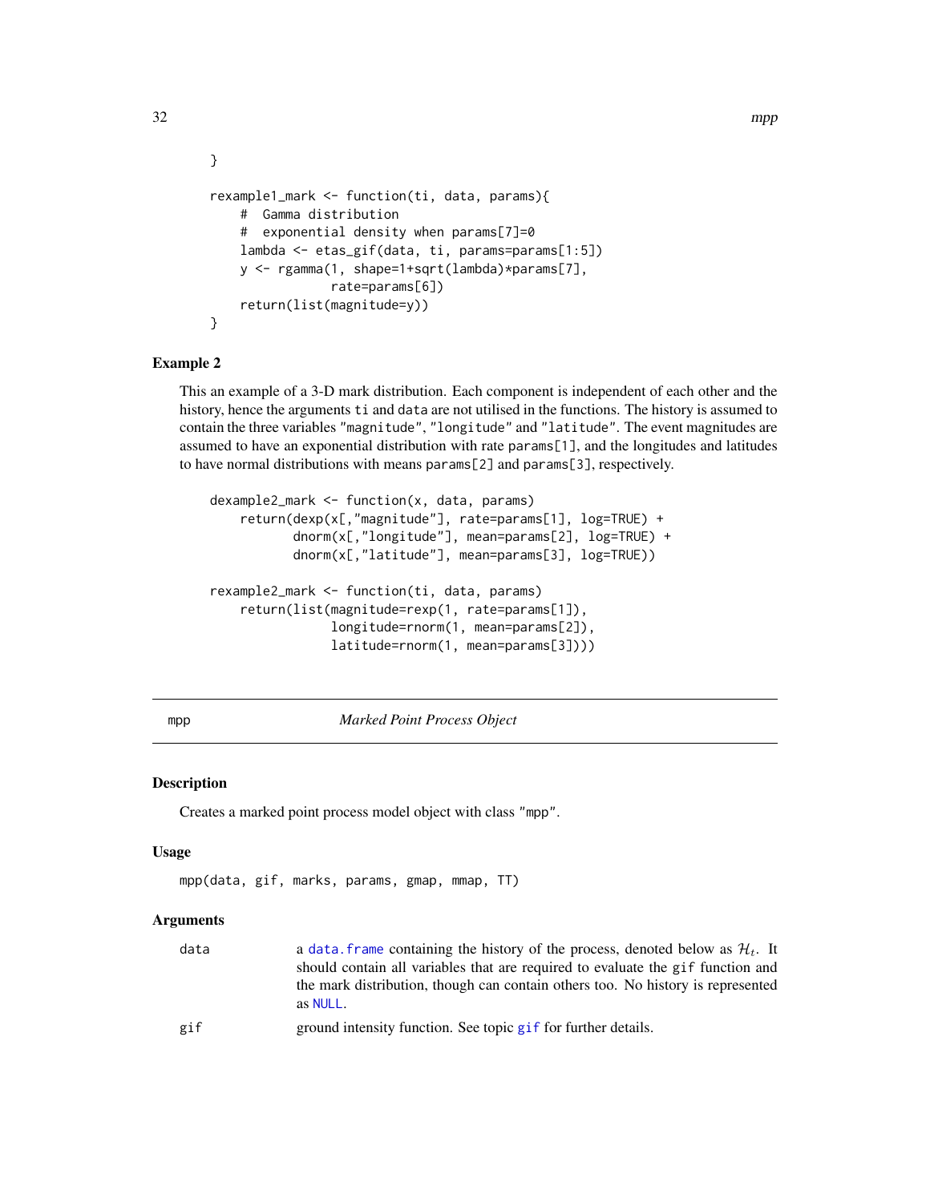```
}

rexample1_mark <- function(ti, data, params){
    #  Gamma distribution
    #  exponential density when params[7]=0
    lambda <- etas_gif(data, ti, params=params[1:5])
    y <- rgamma(1, shape=1+sqrt(lambda)*params[7],
                rate=params[6])
    return(list(magnitude=y))
}
```

**Example 2**

This an example of a 3-D mark distribution. Each component is independent of each other and the history, hence the arguments `ti` and `data` are not utilised in the functions. The history is assumed to contain the three variables `"magnitude"`, `"longitude"` and `"latitude"`. The event magnitudes are assumed to have an exponential distribution with rate `params[1]`, and the longitudes and latitudes to have normal distributions with means `params[2]` and `params[3]`, respectively.

```
dexample2_mark <- function(x, data, params)
    return(dexp(x[,"magnitude"], rate=params[1], log=TRUE) +
           dnorm(x[,"longitude"], mean=params[2], log=TRUE) +
           dnorm(x[,"latitude"], mean=params[3], log=TRUE))

rexample2_mark <- function(ti, data, params)
    return(list(magnitude=rexp(1, rate=params[1]),
                longitude=rnorm(1, mean=params[2]),
                latitude=rnorm(1, mean=params[3])))
```

---

## mpp — *Marked Point Process Object*

### Description

Creates a marked point process model object with class `"mpp"`.

### Usage

```
mpp(data, gif, marks, params, gmap, mmap, TT)
```

### Arguments

| | |
|---|---|
| `data` | a `data.frame` containing the history of the process, denoted below as $\mathcal{H}_t$. It should contain all variables that are required to evaluate the `gif` function and the mark distribution, though can contain others too. No history is represented as `NULL`. |
| `gif` | ground intensity function. See topic `gif` for further details. |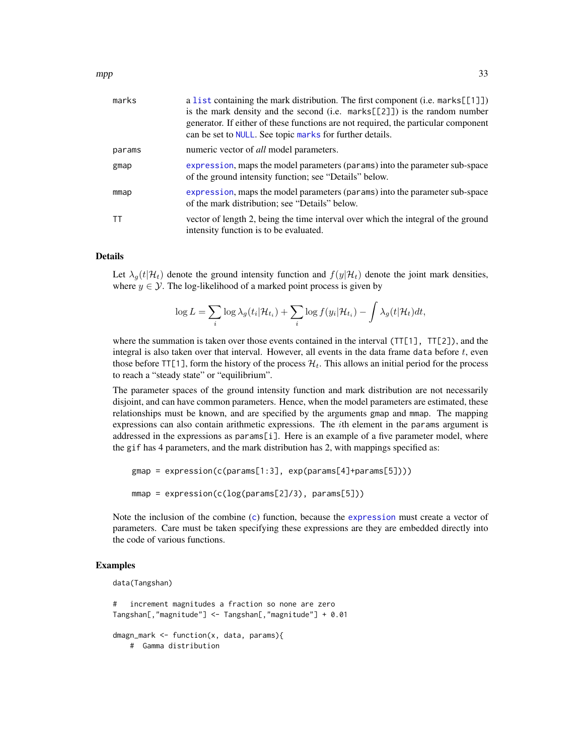| | |
|---|---|
| marks | a list containing the mark distribution. The first component (i.e. marks[[1]]) is the mark density and the second (i.e. marks[[2]]) is the random number generator. If either of these functions are not required, the particular component can be set to NULL. See topic marks for further details. |
| params | numeric vector of *all* model parameters. |
| gmap | expression, maps the model parameters (params) into the parameter sub-space of the ground intensity function; see "Details" below. |
| mmap | expression, maps the model parameters (params) into the parameter sub-space of the mark distribution; see "Details" below. |
| TT | vector of length 2, being the time interval over which the integral of the ground intensity function is to be evaluated. |

## Details

Let $\lambda_g(t|\mathcal{H}_t)$ denote the ground intensity function and $f(y|\mathcal{H}_t)$ denote the joint mark densities, where $y \in \mathcal{Y}$. The log-likelihood of a marked point process is given by

$$\log L = \sum_i \log \lambda_g(t_i|\mathcal{H}_{t_i}) + \sum_i \log f(y_i|\mathcal{H}_{t_i}) - \int \lambda_g(t|\mathcal{H}_t)dt,$$

where the summation is taken over those events contained in the interval (TT[1], TT[2]), and the integral is also taken over that interval. However, all events in the data frame data before $t$, even those before TT[1], form the history of the process $\mathcal{H}_t$. This allows an initial period for the process to reach a "steady state" or "equilibrium".

The parameter spaces of the ground intensity function and mark distribution are not necessarily disjoint, and can have common parameters. Hence, when the model parameters are estimated, these relationships must be known, and are specified by the arguments gmap and mmap. The mapping expressions can also contain arithmetic expressions. The $i$th element in the params argument is addressed in the expressions as params[i]. Here is an example of a five parameter model, where the gif has 4 parameters, and the mark distribution has 2, with mappings specified as:

```
gmap = expression(c(params[1:3], exp(params[4]+params[5])))

mmap = expression(c(log(params[2]/3), params[5]))
```

Note the inclusion of the combine (c) function, because the expression must create a vector of parameters. Care must be taken specifying these expressions are they are embedded directly into the code of various functions.

## Examples

```
data(Tangshan)

#   increment magnitudes a fraction so none are zero
Tangshan[,"magnitude"] <- Tangshan[,"magnitude"] + 0.01

dmagn_mark <- function(x, data, params){
    #  Gamma distribution
```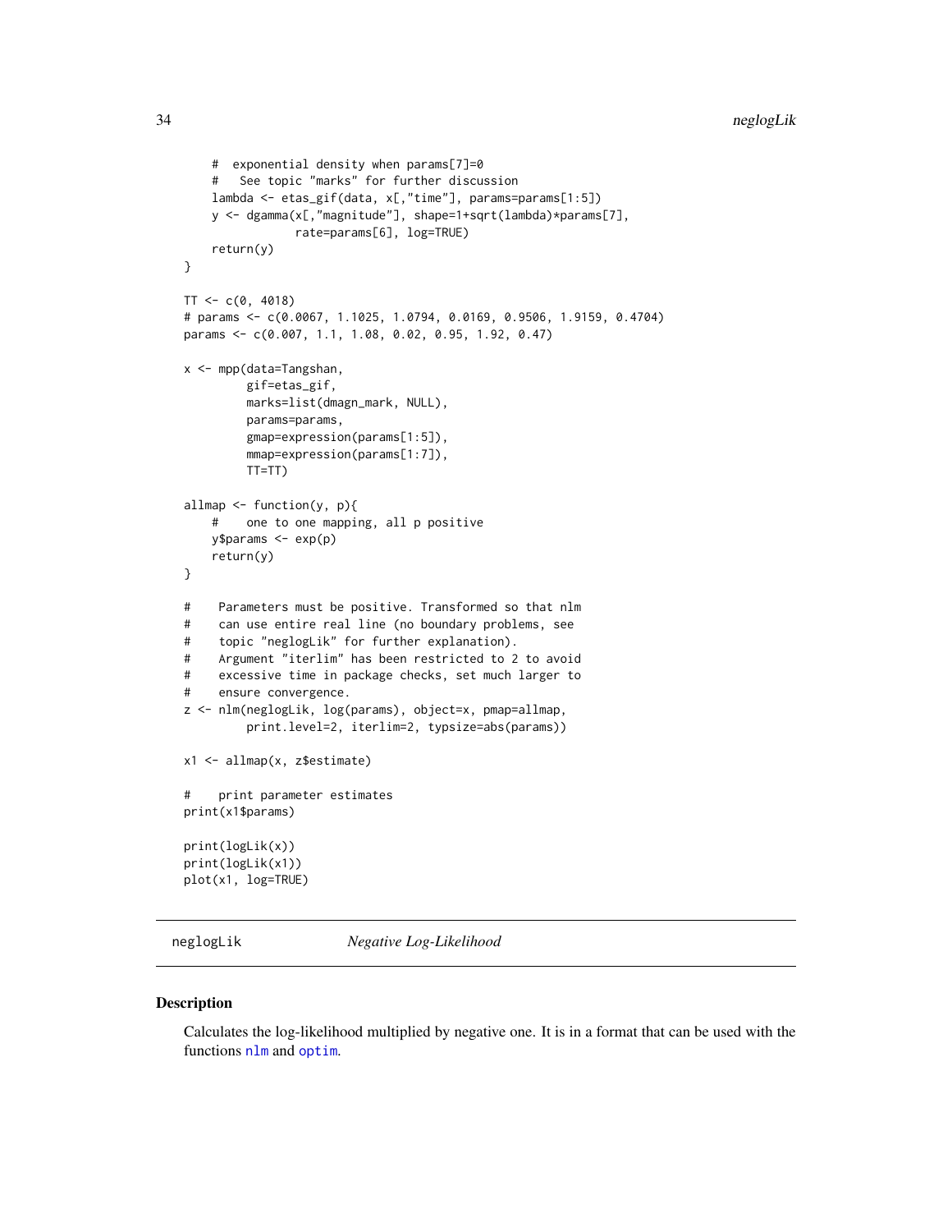```
    #  exponential density when params[7]=0
    #   See topic "marks" for further discussion
    lambda <- etas_gif(data, x[,"time"], params=params[1:5])
    y <- dgamma(x[,"magnitude"], shape=1+sqrt(lambda)*params[7],
                rate=params[6], log=TRUE)
    return(y)
}

TT <- c(0, 4018)
# params <- c(0.0067, 1.1025, 1.0794, 0.0169, 0.9506, 1.9159, 0.4704)
params <- c(0.007, 1.1, 1.08, 0.02, 0.95, 1.92, 0.47)

x <- mpp(data=Tangshan,
         gif=etas_gif,
         marks=list(dmagn_mark, NULL),
         params=params,
         gmap=expression(params[1:5]),
         mmap=expression(params[1:7]),
         TT=TT)

allmap <- function(y, p){
    #    one to one mapping, all p positive
    y$params <- exp(p)
    return(y)
}

#    Parameters must be positive. Transformed so that nlm
#    can use entire real line (no boundary problems, see
#    topic "neglogLik" for further explanation).
#    Argument "iterlim" has been restricted to 2 to avoid
#    excessive time in package checks, set much larger to
#    ensure convergence.
z <- nlm(neglogLik, log(params), object=x, pmap=allmap,
         print.level=2, iterlim=2, typsize=abs(params))

x1 <- allmap(x, z$estimate)

#    print parameter estimates
print(x1$params)

print(logLik(x))
print(logLik(x1))
plot(x1, log=TRUE)
```

---

neglogLik    *Negative Log-Likelihood*

---

## Description

Calculates the log-likelihood multiplied by negative one. It is in a format that can be used with the functions nlm and optim.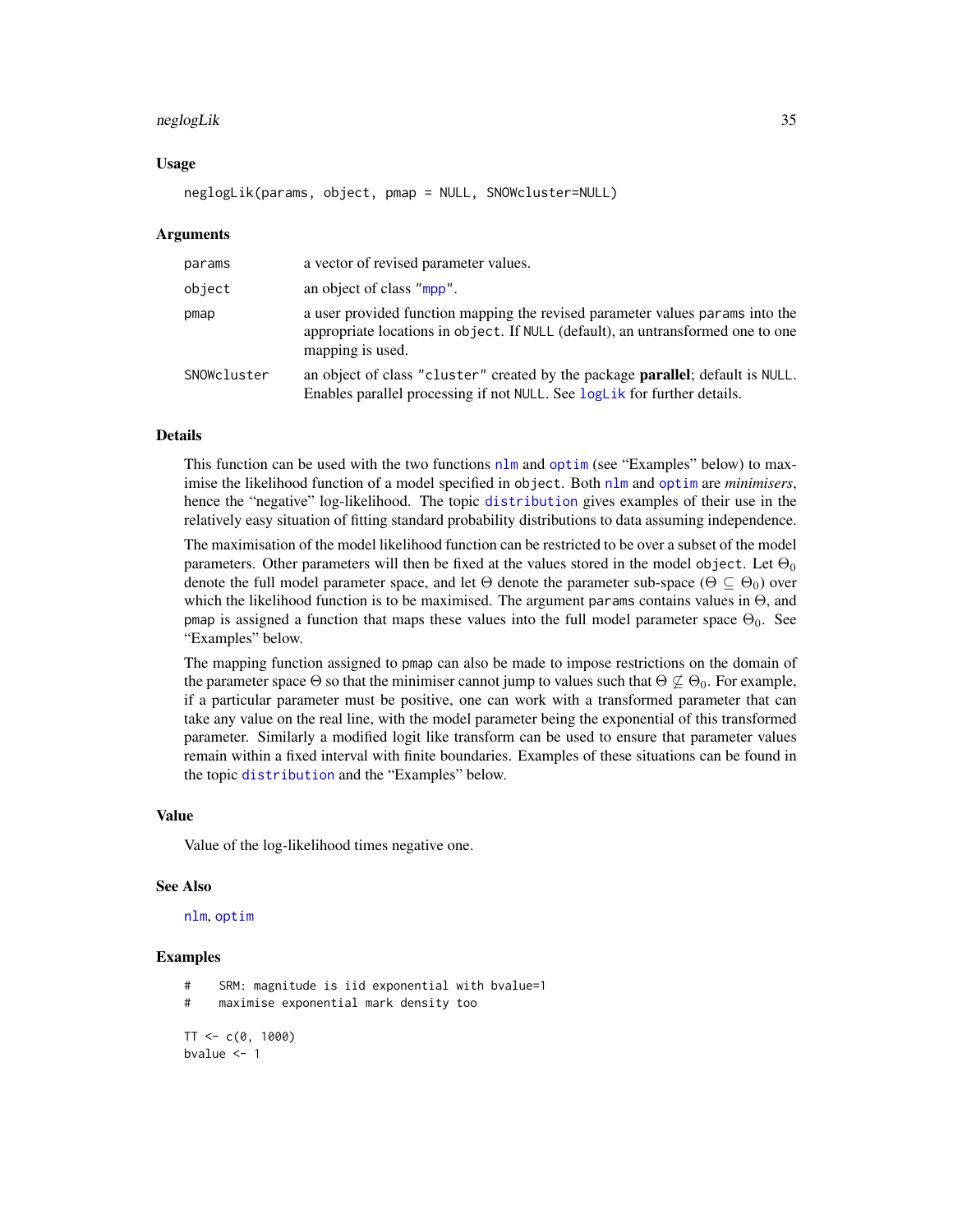### Usage

```
neglogLik(params, object, pmap = NULL, SNOWcluster=NULL)
```

### Arguments

| | |
|---|---|
| `params` | a vector of revised parameter values. |
| `object` | an object of class "`mpp`". |
| `pmap` | a user provided function mapping the revised parameter values `params` into the appropriate locations in `object`. If `NULL` (default), an untransformed one to one mapping is used. |
| `SNOWcluster` | an object of class `"cluster"` created by the package **parallel**; default is `NULL`. Enables parallel processing if not `NULL`. See `logLik` for further details. |

### Details

This function can be used with the two functions `nlm` and `optim` (see "Examples" below) to maximise the likelihood function of a model specified in `object`. Both `nlm` and `optim` are *minimisers*, hence the "negative" log-likelihood. The topic `distribution` gives examples of their use in the relatively easy situation of fitting standard probability distributions to data assuming independence.

The maximisation of the model likelihood function can be restricted to be over a subset of the model parameters. Other parameters will then be fixed at the values stored in the model `object`. Let $\Theta_0$ denote the full model parameter space, and let $\Theta$ denote the parameter sub-space ($\Theta \subseteq \Theta_0$) over which the likelihood function is to be maximised. The argument `params` contains values in $\Theta$, and `pmap` is assigned a function that maps these values into the full model parameter space $\Theta_0$. See "Examples" below.

The mapping function assigned to `pmap` can also be made to impose restrictions on the domain of the parameter space $\Theta$ so that the minimiser cannot jump to values such that $\Theta \not\subseteq \Theta_0$. For example, if a particular parameter must be positive, one can work with a transformed parameter that can take any value on the real line, with the model parameter being the exponential of this transformed parameter. Similarly a modified logit like transform can be used to ensure that parameter values remain within a fixed interval with finite boundaries. Examples of these situations can be found in the topic `distribution` and the "Examples" below.

### Value

Value of the log-likelihood times negative one.

### See Also

`nlm`, `optim`

### Examples

```
#    SRM: magnitude is iid exponential with bvalue=1
#    maximise exponential mark density too

TT <- c(0, 1000)
bvalue <- 1
```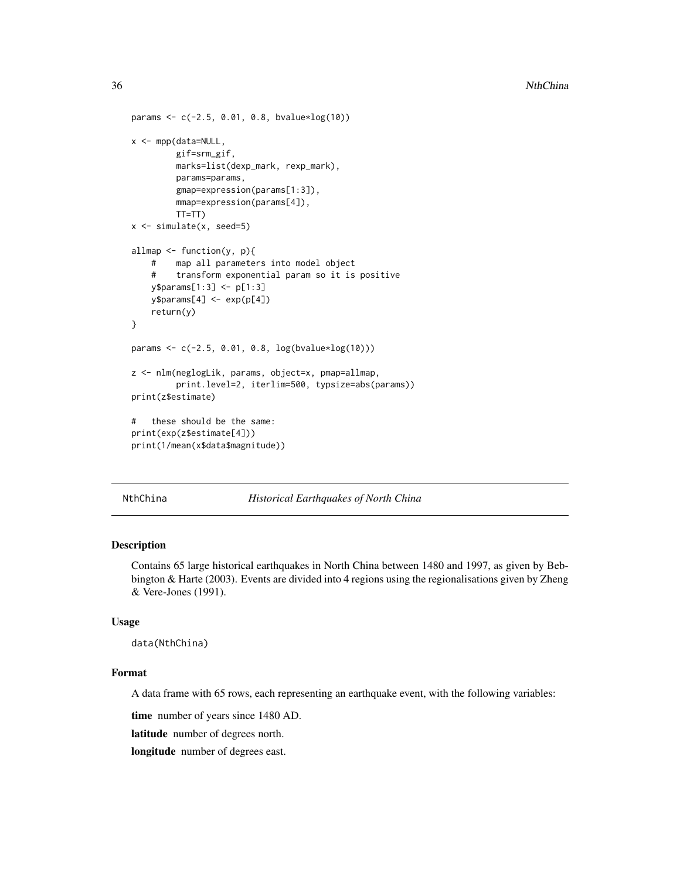```
params <- c(-2.5, 0.01, 0.8, bvalue*log(10))

x <- mpp(data=NULL,
         gif=srm_gif,
         marks=list(dexp_mark, rexp_mark),
         params=params,
         gmap=expression(params[1:3]),
         mmap=expression(params[4]),
         TT=TT)
x <- simulate(x, seed=5)

allmap <- function(y, p){
    #    map all parameters into model object
    #    transform exponential param so it is positive
    y$params[1:3] <- p[1:3]
    y$params[4] <- exp(p[4])
    return(y)
}

params <- c(-2.5, 0.01, 0.8, log(bvalue*log(10)))

z <- nlm(neglogLik, params, object=x, pmap=allmap,
         print.level=2, iterlim=500, typsize=abs(params))
print(z$estimate)

#   these should be the same:
print(exp(z$estimate[4]))
print(1/mean(x$data$magnitude))
```

## NthChina *Historical Earthquakes of North China*

### Description

Contains 65 large historical earthquakes in North China between 1480 and 1997, as given by Bebbington & Harte (2003). Events are divided into 4 regions using the regionalisations given by Zheng & Vere-Jones (1991).

### Usage

```
data(NthChina)
```

### Format

A data frame with 65 rows, each representing an earthquake event, with the following variables:

**time** number of years since 1480 AD.

**latitude** number of degrees north.

**longitude** number of degrees east.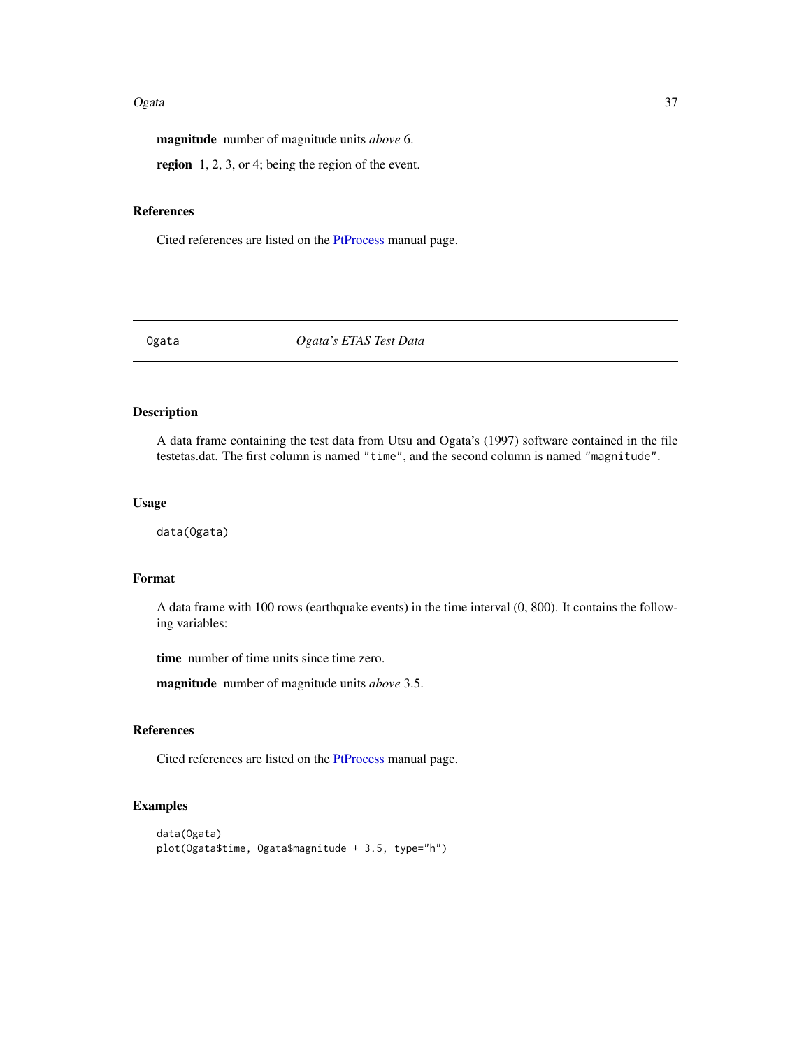**magnitude** number of magnitude units *above* 6.

**region** 1, 2, 3, or 4; being the region of the event.

### References

Cited references are listed on the PtProcess manual page.

---

## Ogata *Ogata's ETAS Test Data*

---

### Description

A data frame containing the test data from Utsu and Ogata's (1997) software contained in the file testetas.dat. The first column is named `"time"`, and the second column is named `"magnitude"`.

### Usage

```
data(Ogata)
```

### Format

A data frame with 100 rows (earthquake events) in the time interval (0, 800). It contains the following variables:

**time** number of time units since time zero.

**magnitude** number of magnitude units *above* 3.5.

### References

Cited references are listed on the PtProcess manual page.

### Examples

```
data(Ogata)
plot(Ogata$time, Ogata$magnitude + 3.5, type="h")
```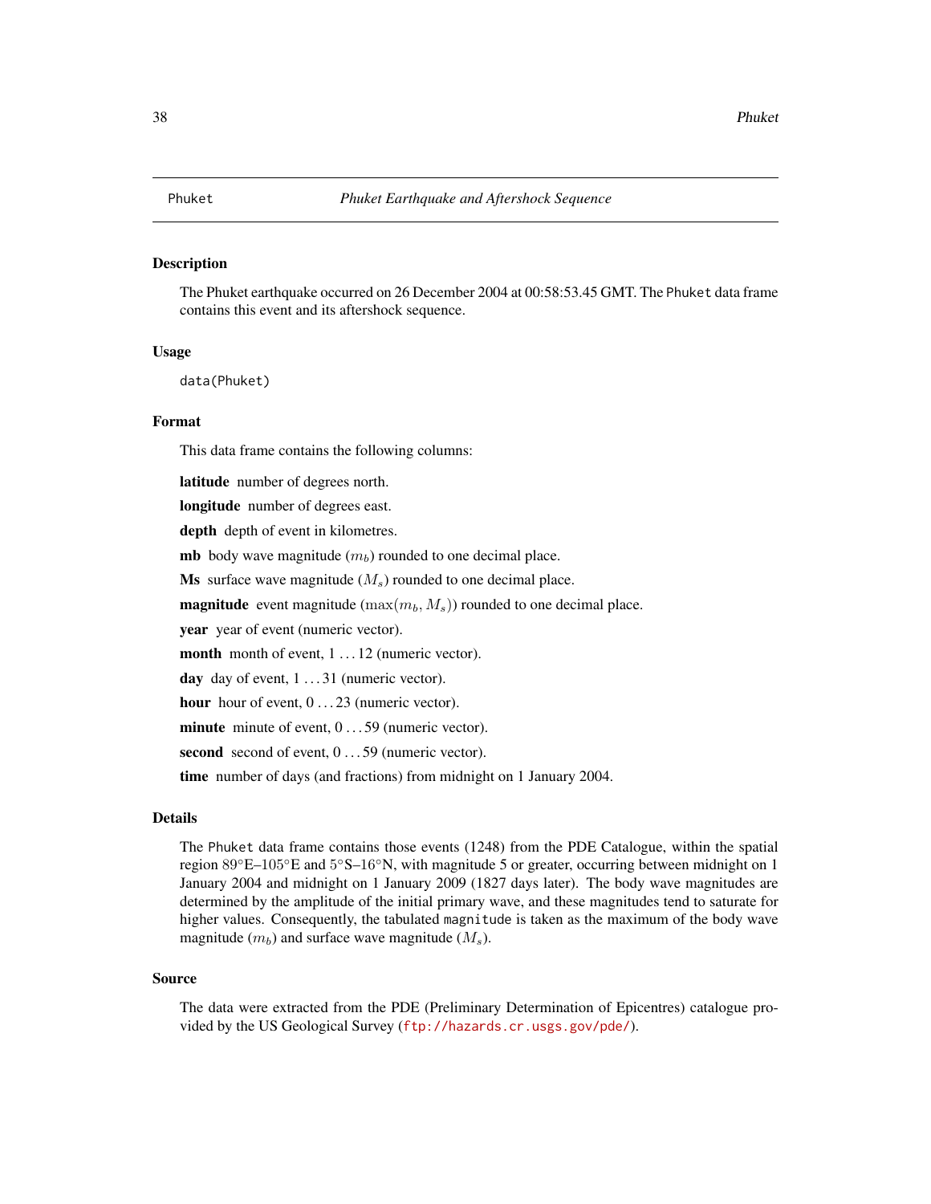Phuket *Phuket Earthquake and Aftershock Sequence*

## Description

The Phuket earthquake occurred on 26 December 2004 at 00:58:53.45 GMT. The Phuket data frame contains this event and its aftershock sequence.

## Usage

```
data(Phuket)
```

## Format

This data frame contains the following columns:

**latitude** number of degrees north.

**longitude** number of degrees east.

**depth** depth of event in kilometres.

**mb** body wave magnitude ($m_b$) rounded to one decimal place.

**Ms** surface wave magnitude ($M_s$) rounded to one decimal place.

**magnitude** event magnitude ($\max(m_b, M_s)$) rounded to one decimal place.

**year** year of event (numeric vector).

**month** month of event, $1 \ldots 12$ (numeric vector).

**day** day of event, $1 \ldots 31$ (numeric vector).

**hour** hour of event, $0 \ldots 23$ (numeric vector).

**minute** minute of event, $0 \ldots 59$ (numeric vector).

**second** second of event, $0 \ldots 59$ (numeric vector).

**time** number of days (and fractions) from midnight on 1 January 2004.

## Details

The Phuket data frame contains those events (1248) from the PDE Catalogue, within the spatial region $89°$E–$105°$E and $5°$S–$16°$N, with magnitude 5 or greater, occurring between midnight on 1 January 2004 and midnight on 1 January 2009 (1827 days later). The body wave magnitudes are determined by the amplitude of the initial primary wave, and these magnitudes tend to saturate for higher values. Consequently, the tabulated magnitude is taken as the maximum of the body wave magnitude ($m_b$) and surface wave magnitude ($M_s$).

## Source

The data were extracted from the PDE (Preliminary Determination of Epicentres) catalogue provided by the US Geological Survey (ftp://hazards.cr.usgs.gov/pde/).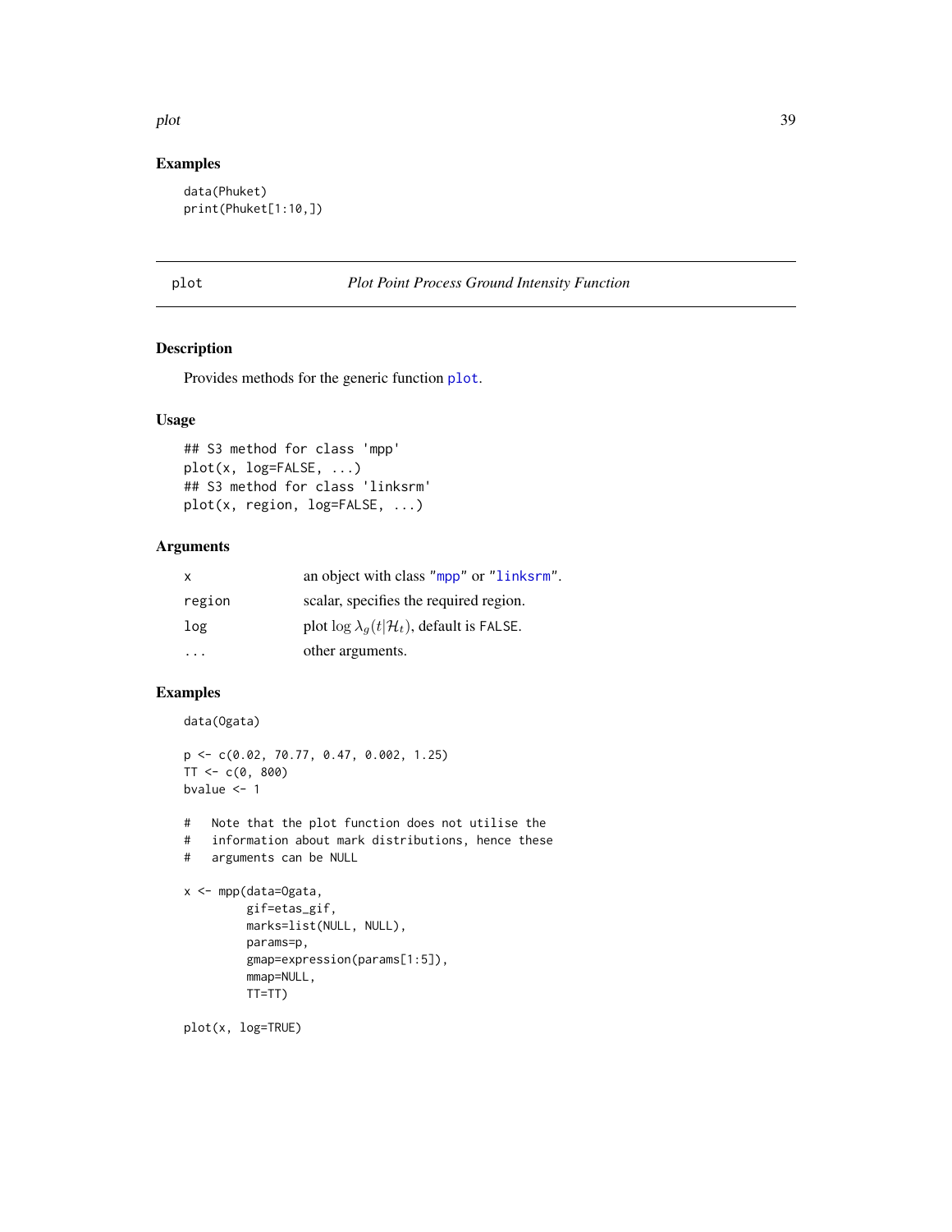### Examples

```
data(Phuket)
print(Phuket[1:10,])
```

## plot — *Plot Point Process Ground Intensity Function*

### Description

Provides methods for the generic function `plot`.

### Usage

```
## S3 method for class 'mpp'
plot(x, log=FALSE, ...)
## S3 method for class 'linksrm'
plot(x, region, log=FALSE, ...)
```

### Arguments

| | |
|---|---|
| `x` | an object with class "`mpp`" or "`linksrm`". |
| `region` | scalar, specifies the required region. |
| `log` | plot $\log \lambda_g(t\vert\mathcal{H}_t)$, default is `FALSE`. |
| `...` | other arguments. |

### Examples

```
data(Ogata)

p <- c(0.02, 70.77, 0.47, 0.002, 1.25)
TT <- c(0, 800)
bvalue <- 1

#   Note that the plot function does not utilise the
#   information about mark distributions, hence these
#   arguments can be NULL

x <- mpp(data=Ogata,
         gif=etas_gif,
         marks=list(NULL, NULL),
         params=p,
         gmap=expression(params[1:5]),
         mmap=NULL,
         TT=TT)

plot(x, log=TRUE)
```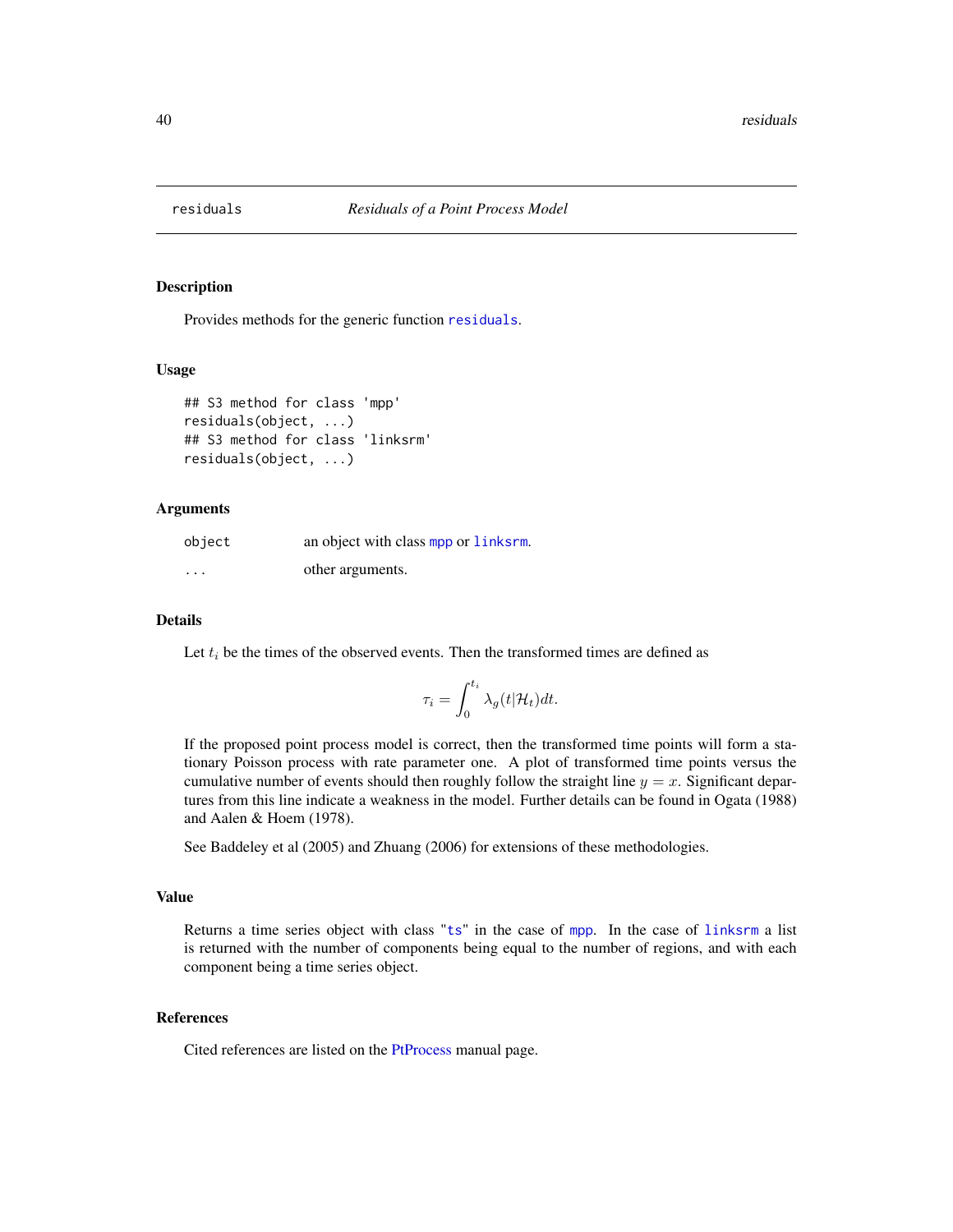# residuals — *Residuals of a Point Process Model*

## Description

Provides methods for the generic function `residuals`.

## Usage

```
## S3 method for class 'mpp'
residuals(object, ...)
## S3 method for class 'linksrm'
residuals(object, ...)
```

## Arguments

| | |
|---|---|
| `object` | an object with class `mpp` or `linksrm`. |
| `...` | other arguments. |

## Details

Let $t_i$ be the times of the observed events. Then the transformed times are defined as

$$\tau_i = \int_0^{t_i} \lambda_g(t|\mathcal{H}_t)dt.$$

If the proposed point process model is correct, then the transformed time points will form a stationary Poisson process with rate parameter one. A plot of transformed time points versus the cumulative number of events should then roughly follow the straight line $y = x$. Significant departures from this line indicate a weakness in the model. Further details can be found in Ogata (1988) and Aalen & Hoem (1978).

See Baddeley et al (2005) and Zhuang (2006) for extensions of these methodologies.

## Value

Returns a time series object with class "`ts`" in the case of `mpp`. In the case of `linksrm` a list is returned with the number of components being equal to the number of regions, and with each component being a time series object.

## References

Cited references are listed on the PtProcess manual page.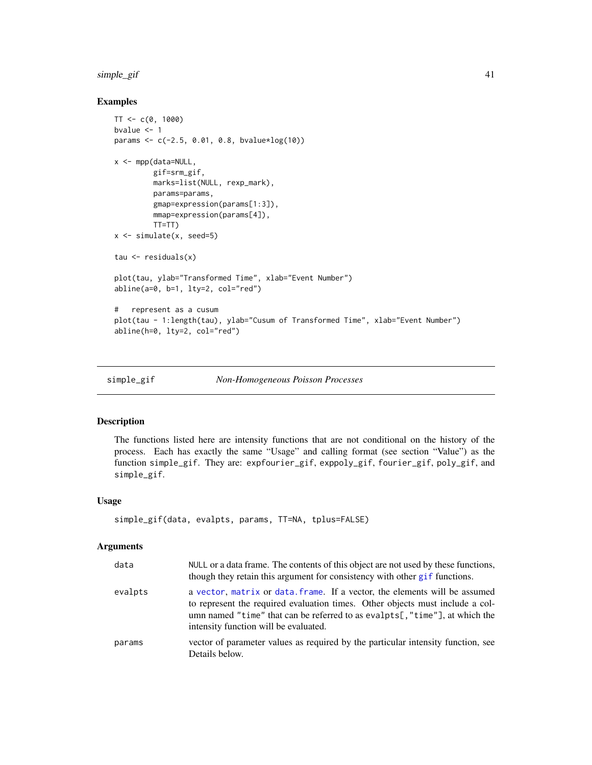## Examples

```
TT <- c(0, 1000)
bvalue <- 1
params <- c(-2.5, 0.01, 0.8, bvalue*log(10))

x <- mpp(data=NULL,
         gif=srm_gif,
         marks=list(NULL, rexp_mark),
         params=params,
         gmap=expression(params[1:3]),
         mmap=expression(params[4]),
         TT=TT)
x <- simulate(x, seed=5)

tau <- residuals(x)

plot(tau, ylab="Transformed Time", xlab="Event Number")
abline(a=0, b=1, lty=2, col="red")

#   represent as a cusum
plot(tau - 1:length(tau), ylab="Cusum of Transformed Time", xlab="Event Number")
abline(h=0, lty=2, col="red")
```

---

# simple_gif — *Non-Homogeneous Poisson Processes*

## Description

The functions listed here are intensity functions that are not conditional on the history of the process. Each has exactly the same "Usage" and calling format (see section "Value") as the function `simple_gif`. They are: `expfourier_gif`, `exppoly_gif`, `fourier_gif`, `poly_gif`, and `simple_gif`.

## Usage

```
simple_gif(data, evalpts, params, TT=NA, tplus=FALSE)
```

## Arguments

| | |
|---|---|
| `data` | `NULL` or a data frame. The contents of this object are not used by these functions, though they retain this argument for consistency with other `gif` functions. |
| `evalpts` | a `vector`, `matrix` or `data.frame`. If a vector, the elements will be assumed to represent the required evaluation times. Other objects must include a column named `"time"` that can be referred to as `evalpts[,"time"]`, at which the intensity function will be evaluated. |
| `params` | vector of parameter values as required by the particular intensity function, see Details below. |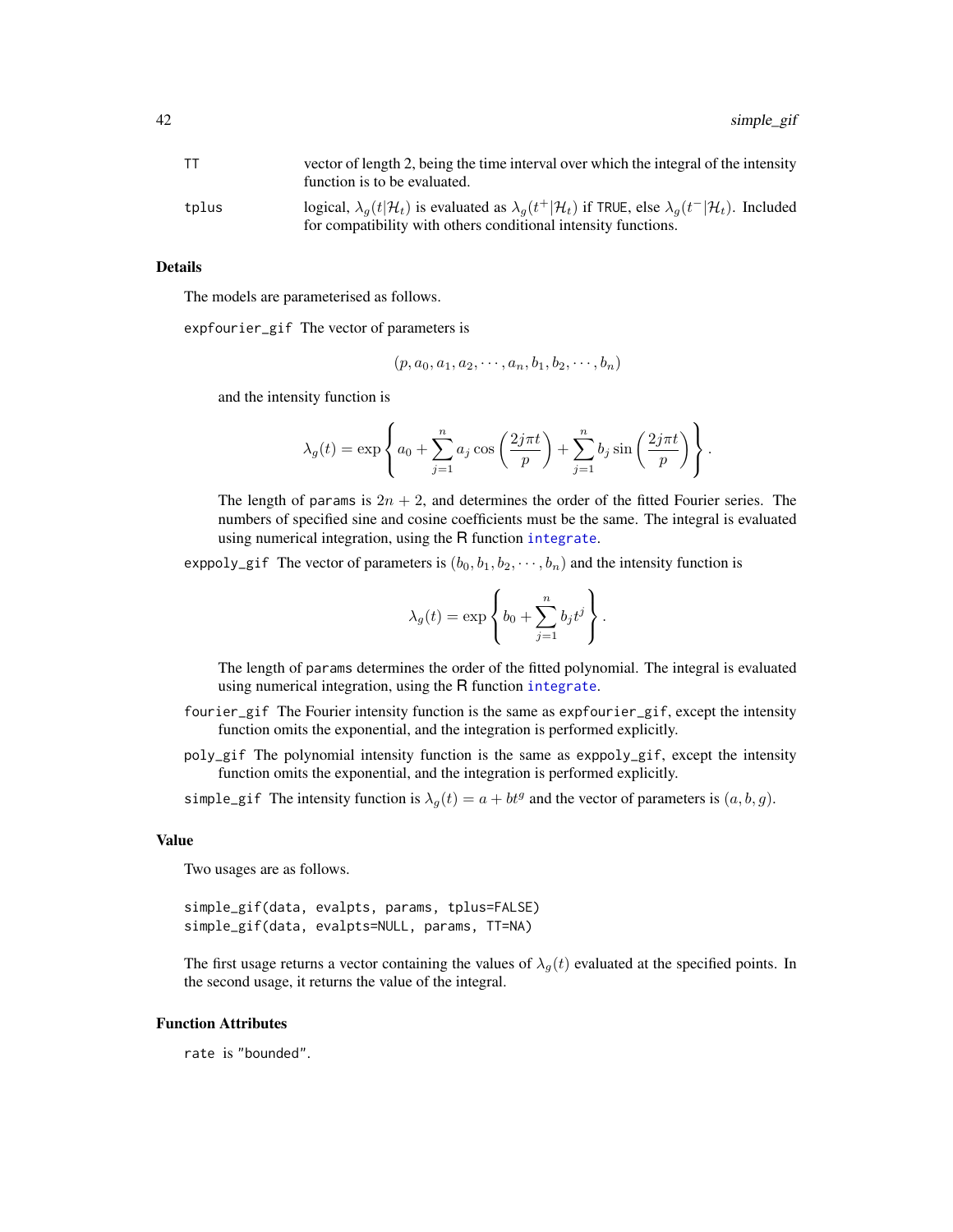| | |
|---|---|
| TT | vector of length 2, being the time interval over which the integral of the intensity function is to be evaluated. |
| tplus | logical, $\lambda_g(t\|\mathcal{H}_t)$ is evaluated as $\lambda_g(t^+\|\mathcal{H}_t)$ if TRUE, else $\lambda_g(t^-\|\mathcal{H}_t)$. Included for compatibility with others conditional intensity functions. |

## Details

The models are parameterised as follows.

**expfourier_gif** The vector of parameters is

$$(p, a_0, a_1, a_2, \cdots, a_n, b_1, b_2, \cdots, b_n)$$

and the intensity function is

$$\lambda_g(t) = \exp\left\{ a_0 + \sum_{j=1}^{n} a_j \cos\left(\frac{2j\pi t}{p}\right) + \sum_{j=1}^{n} b_j \sin\left(\frac{2j\pi t}{p}\right) \right\}.$$

The length of params is $2n + 2$, and determines the order of the fitted Fourier series. The numbers of specified sine and cosine coefficients must be the same. The integral is evaluated using numerical integration, using the R function integrate.

**exppoly_gif** The vector of parameters is $(b_0, b_1, b_2, \cdots, b_n)$ and the intensity function is

$$\lambda_g(t) = \exp\left\{ b_0 + \sum_{j=1}^{n} b_j t^j \right\}.$$

The length of params determines the order of the fitted polynomial. The integral is evaluated using numerical integration, using the R function integrate.

**fourier_gif** The Fourier intensity function is the same as expfourier_gif, except the intensity function omits the exponential, and the integration is performed explicitly.

**poly_gif** The polynomial intensity function is the same as exppoly_gif, except the intensity function omits the exponential, and the integration is performed explicitly.

**simple_gif** The intensity function is $\lambda_g(t) = a + bt^g$ and the vector of parameters is $(a, b, g)$.

## Value

Two usages are as follows.

```
simple_gif(data, evalpts, params, tplus=FALSE)
simple_gif(data, evalpts=NULL, params, TT=NA)
```

The first usage returns a vector containing the values of $\lambda_g(t)$ evaluated at the specified points. In the second usage, it returns the value of the integral.

## Function Attributes

rate is "bounded".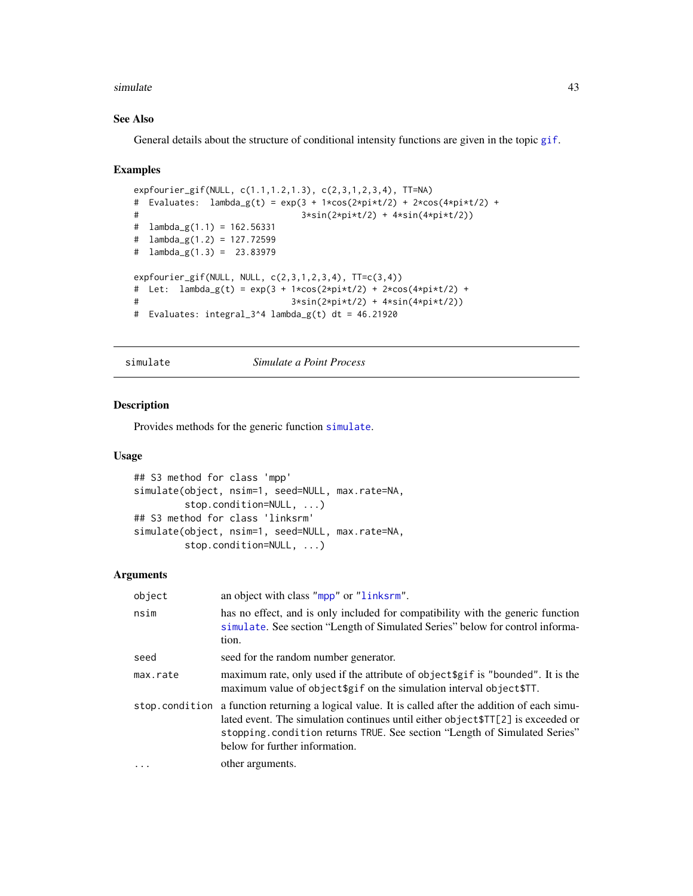### See Also

General details about the structure of conditional intensity functions are given in the topic gif.

### Examples

```
expfourier_gif(NULL, c(1.1,1.2,1.3), c(2,3,1,2,3,4), TT=NA)
#  Evaluates:  lambda_g(t) = exp(3 + 1*cos(2*pi*t/2) + 2*cos(4*pi*t/2) +
#                              3*sin(2*pi*t/2) + 4*sin(4*pi*t/2))
#  lambda_g(1.1) = 162.56331
#  lambda_g(1.2) = 127.72599
#  lambda_g(1.3) =  23.83979

expfourier_gif(NULL, NULL, c(2,3,1,2,3,4), TT=c(3,4))
#  Let:  lambda_g(t) = exp(3 + 1*cos(2*pi*t/2) + 2*cos(4*pi*t/2) +
#                            3*sin(2*pi*t/2) + 4*sin(4*pi*t/2))
#  Evaluates: integral_3^4 lambda_g(t) dt = 46.21920
```

---

## simulate — *Simulate a Point Process*

### Description

Provides methods for the generic function simulate.

### Usage

```
## S3 method for class 'mpp'
simulate(object, nsim=1, seed=NULL, max.rate=NA,
         stop.condition=NULL, ...)
## S3 method for class 'linksrm'
simulate(object, nsim=1, seed=NULL, max.rate=NA,
         stop.condition=NULL, ...)
```

### Arguments

| | |
|---|---|
| object | an object with class "mpp" or "linksrm". |
| nsim | has no effect, and is only included for compatibility with the generic function simulate. See section "Length of Simulated Series" below for control information. |
| seed | seed for the random number generator. |
| max.rate | maximum rate, only used if the attribute of object$gif is "bounded". It is the maximum value of object$gif on the simulation interval object$TT. |
| stop.condition | a function returning a logical value. It is called after the addition of each simulated event. The simulation continues until either object$TT[2] is exceeded or stopping.condition returns TRUE. See section "Length of Simulated Series" below for further information. |
| ... | other arguments. |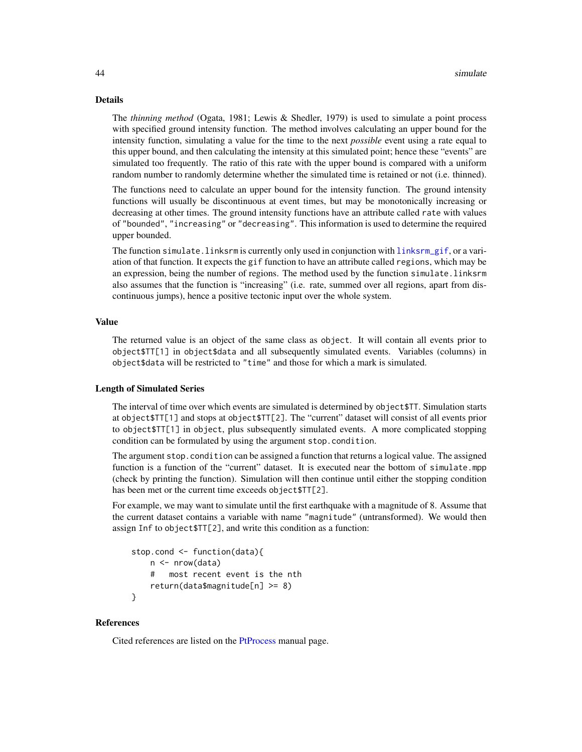## Details

The *thinning method* (Ogata, 1981; Lewis & Shedler, 1979) is used to simulate a point process with specified ground intensity function. The method involves calculating an upper bound for the intensity function, simulating a value for the time to the next *possible* event using a rate equal to this upper bound, and then calculating the intensity at this simulated point; hence these "events" are simulated too frequently. The ratio of this rate with the upper bound is compared with a uniform random number to randomly determine whether the simulated time is retained or not (i.e. thinned).

The functions need to calculate an upper bound for the intensity function. The ground intensity functions will usually be discontinuous at event times, but may be monotonically increasing or decreasing at other times. The ground intensity functions have an attribute called `rate` with values of `"bounded"`, `"increasing"` or `"decreasing"`. This information is used to determine the required upper bounded.

The function `simulate.linksrm` is currently only used in conjunction with `linksrm_gif`, or a variation of that function. It expects the `gif` function to have an attribute called `regions`, which may be an expression, being the number of regions. The method used by the function `simulate.linksrm` also assumes that the function is "increasing" (i.e. rate, summed over all regions, apart from discontinuous jumps), hence a positive tectonic input over the whole system.

## Value

The returned value is an object of the same class as `object`. It will contain all events prior to `object$TT[1]` in `object$data` and all subsequently simulated events. Variables (columns) in `object$data` will be restricted to `"time"` and those for which a mark is simulated.

## Length of Simulated Series

The interval of time over which events are simulated is determined by `object$TT`. Simulation starts at `object$TT[1]` and stops at `object$TT[2]`. The "current" dataset will consist of all events prior to `object$TT[1]` in `object`, plus subsequently simulated events. A more complicated stopping condition can be formulated by using the argument `stop.condition`.

The argument `stop.condition` can be assigned a function that returns a logical value. The assigned function is a function of the "current" dataset. It is executed near the bottom of `simulate.mpp` (check by printing the function). Simulation will then continue until either the stopping condition has been met or the current time exceeds `object$TT[2]`.

For example, we may want to simulate until the first earthquake with a magnitude of 8. Assume that the current dataset contains a variable with name `"magnitude"` (untransformed). We would then assign `Inf` to `object$TT[2]`, and write this condition as a function:

```
stop.cond <- function(data){
    n <- nrow(data)
    #   most recent event is the nth
    return(data$magnitude[n] >= 8)
}
```

## References

Cited references are listed on the PtProcess manual page.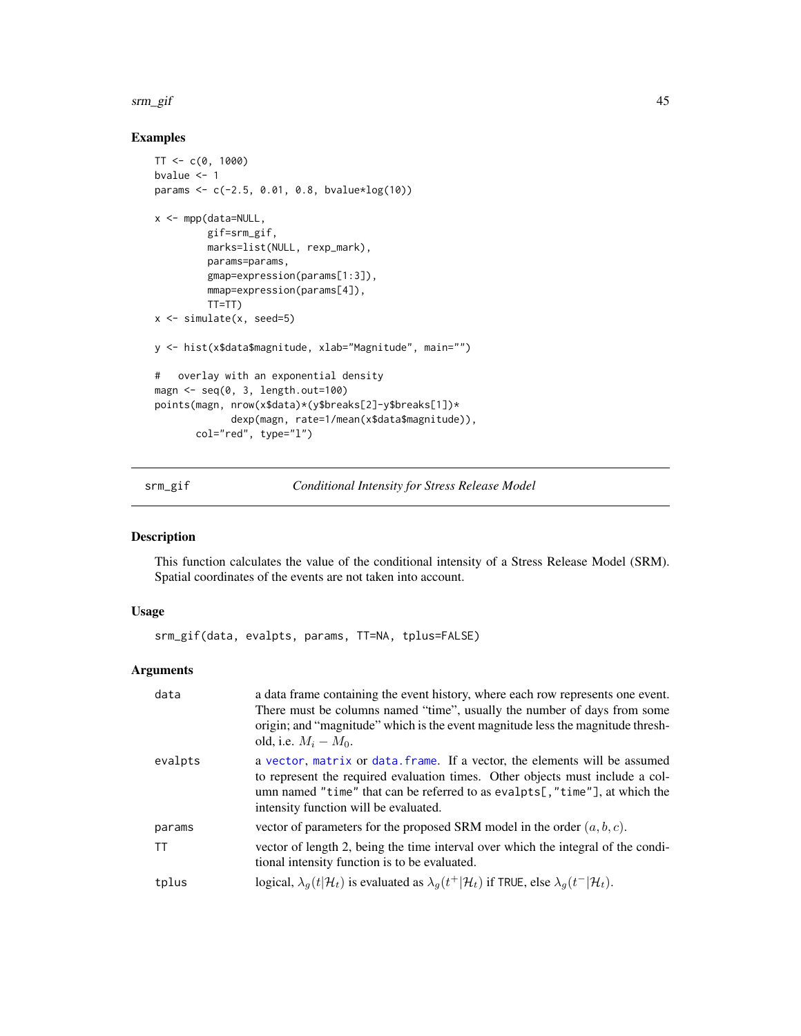## Examples

```
TT <- c(0, 1000)
bvalue <- 1
params <- c(-2.5, 0.01, 0.8, bvalue*log(10))

x <- mpp(data=NULL,
         gif=srm_gif,
         marks=list(NULL, rexp_mark),
         params=params,
         gmap=expression(params[1:3]),
         mmap=expression(params[4]),
         TT=TT)
x <- simulate(x, seed=5)

y <- hist(x$data$magnitude, xlab="Magnitude", main="")

#   overlay with an exponential density
magn <- seq(0, 3, length.out=100)
points(magn, nrow(x$data)*(y$breaks[2]-y$breaks[1])*
            dexp(magn, rate=1/mean(x$data$magnitude)),
       col="red", type="l")
```

---

# srm_gif — *Conditional Intensity for Stress Release Model*

## Description

This function calculates the value of the conditional intensity of a Stress Release Model (SRM). Spatial coordinates of the events are not taken into account.

## Usage

```
srm_gif(data, evalpts, params, TT=NA, tplus=FALSE)
```

## Arguments

| | |
|---|---|
| `data` | a data frame containing the event history, where each row represents one event. There must be columns named "time", usually the number of days from some origin; and "magnitude" which is the event magnitude less the magnitude threshold, i.e. $M_i - M_0$. |
| `evalpts` | a `vector`, `matrix` or `data.frame`. If a vector, the elements will be assumed to represent the required evaluation times. Other objects must include a column named `"time"` that can be referred to as `evalpts[,"time"]`, at which the intensity function will be evaluated. |
| `params` | vector of parameters for the proposed SRM model in the order $(a, b, c)$. |
| `TT` | vector of length 2, being the time interval over which the integral of the conditional intensity function is to be evaluated. |
| `tplus` | logical, $\lambda_g(t \vert \mathcal{H}_t)$ is evaluated as $\lambda_g(t^+ \vert \mathcal{H}_t)$ if `TRUE`, else $\lambda_g(t^- \vert \mathcal{H}_t)$. |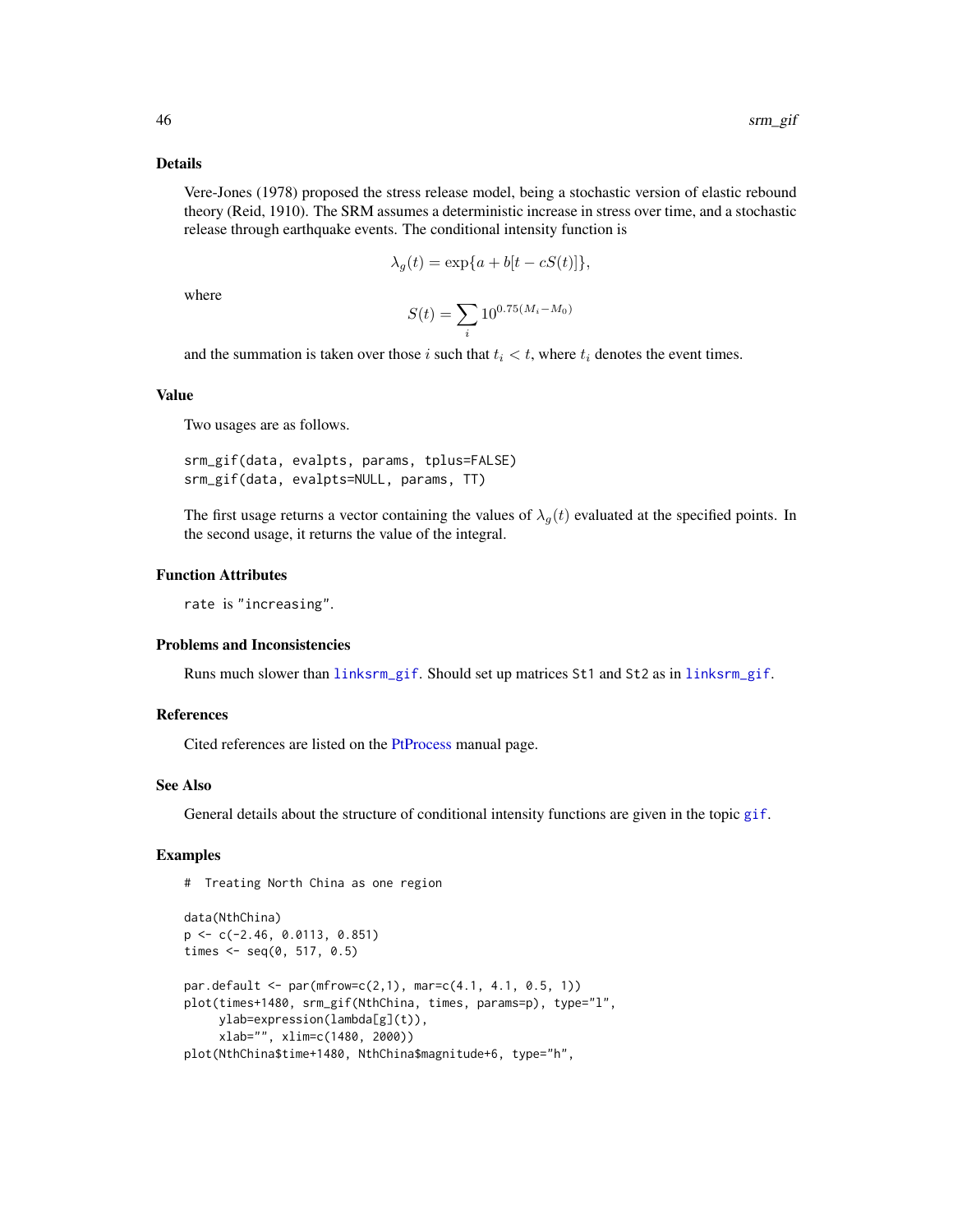## Details

Vere-Jones (1978) proposed the stress release model, being a stochastic version of elastic rebound theory (Reid, 1910). The SRM assumes a deterministic increase in stress over time, and a stochastic release through earthquake events. The conditional intensity function is

$$\lambda_g(t) = \exp\{a + b[t - cS(t)]\},$$

where

$$S(t) = \sum_i 10^{0.75(M_i - M_0)}$$

and the summation is taken over those $i$ such that $t_i < t$, where $t_i$ denotes the event times.

## Value

Two usages are as follows.

```
srm_gif(data, evalpts, params, tplus=FALSE)
srm_gif(data, evalpts=NULL, params, TT)
```

The first usage returns a vector containing the values of $\lambda_g(t)$ evaluated at the specified points. In the second usage, it returns the value of the integral.

## Function Attributes

`rate` is `"increasing"`.

## Problems and Inconsistencies

Runs much slower than `linksrm_gif`. Should set up matrices `St1` and `St2` as in `linksrm_gif`.

## References

Cited references are listed on the PtProcess manual page.

## See Also

General details about the structure of conditional intensity functions are given in the topic `gif`.

## Examples

```
#  Treating North China as one region

data(NthChina)
p <- c(-2.46, 0.0113, 0.851)
times <- seq(0, 517, 0.5)

par.default <- par(mfrow=c(2,1), mar=c(4.1, 4.1, 0.5, 1))
plot(times+1480, srm_gif(NthChina, times, params=p), type="l",
     ylab=expression(lambda[g](t)),
     xlab="", xlim=c(1480, 2000))
plot(NthChina$time+1480, NthChina$magnitude+6, type="h",
```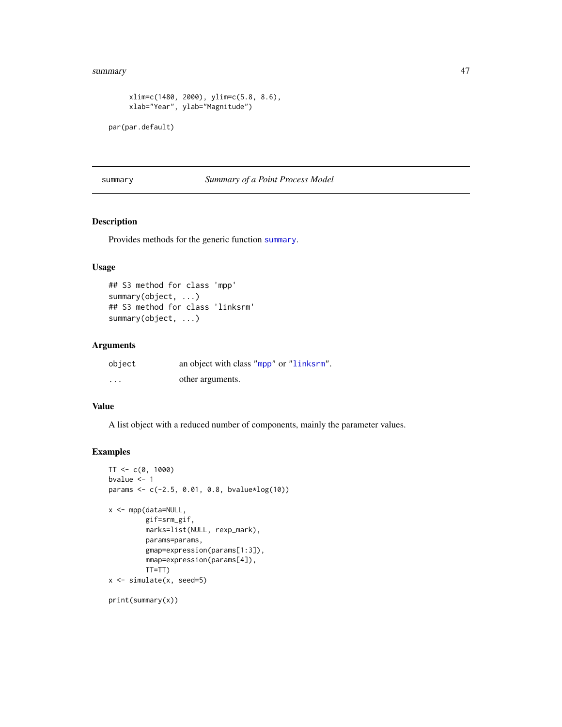```
      xlim=c(1480, 2000), ylim=c(5.8, 8.6),
      xlab="Year", ylab="Magnitude")

par(par.default)
```

## summary    *Summary of a Point Process Model*

### Description

Provides methods for the generic function summary.

### Usage

```
## S3 method for class 'mpp'
summary(object, ...)
## S3 method for class 'linksrm'
summary(object, ...)
```

### Arguments

| | |
|---|---|
| object | an object with class "mpp" or "linksrm". |
| ... | other arguments. |

### Value

A list object with a reduced number of components, mainly the parameter values.

### Examples

```
TT <- c(0, 1000)
bvalue <- 1
params <- c(-2.5, 0.01, 0.8, bvalue*log(10))

x <- mpp(data=NULL,
         gif=srm_gif,
         marks=list(NULL, rexp_mark),
         params=params,
         gmap=expression(params[1:3]),
         mmap=expression(params[4]),
         TT=TT)
x <- simulate(x, seed=5)

print(summary(x))
```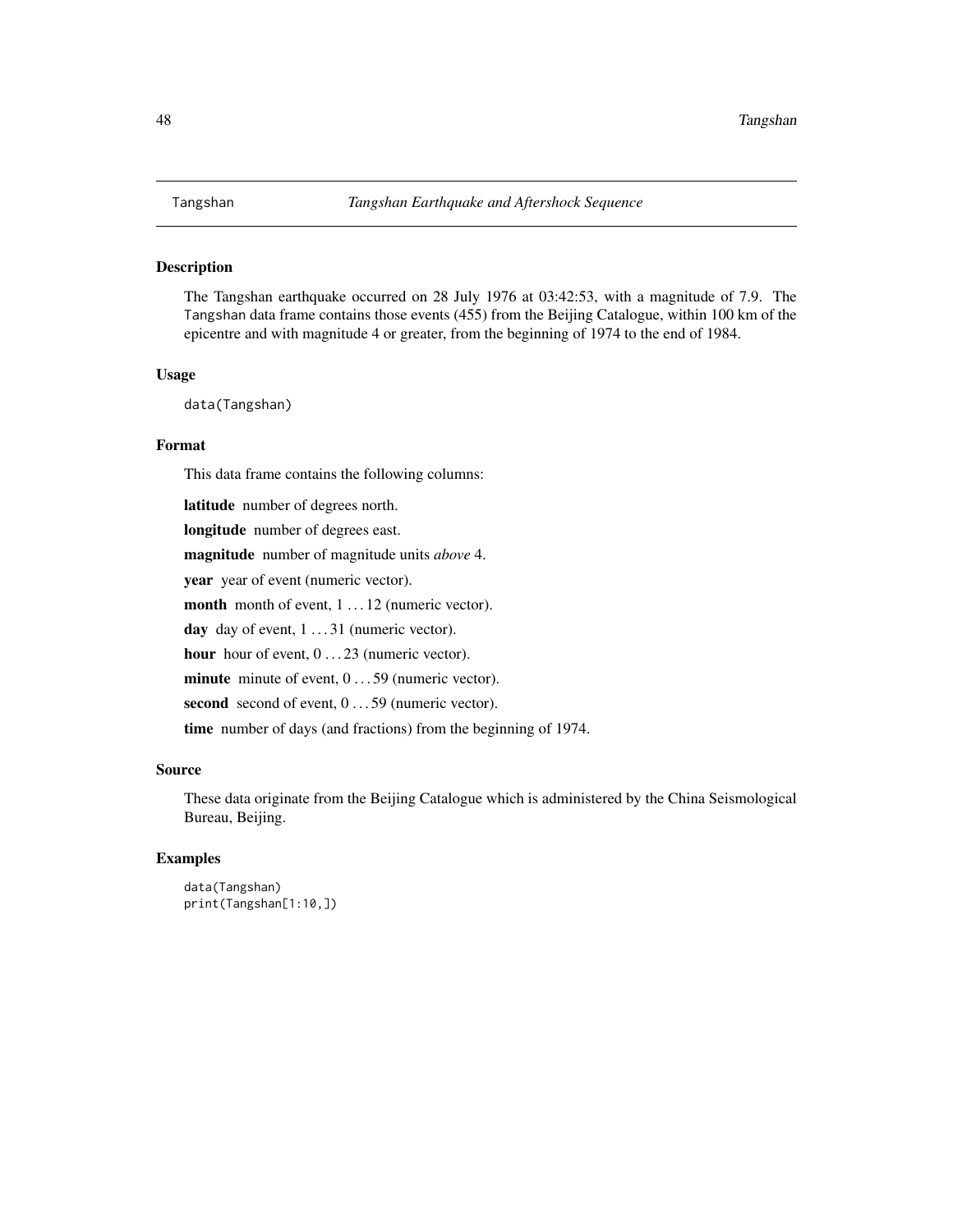# Tangshan *Tangshan Earthquake and Aftershock Sequence*

## Description

The Tangshan earthquake occurred on 28 July 1976 at 03:42:53, with a magnitude of 7.9. The Tangshan data frame contains those events (455) from the Beijing Catalogue, within 100 km of the epicentre and with magnitude 4 or greater, from the beginning of 1974 to the end of 1984.

## Usage

```
data(Tangshan)
```

## Format

This data frame contains the following columns:

**latitude** number of degrees north.

**longitude** number of degrees east.

**magnitude** number of magnitude units *above* 4.

**year** year of event (numeric vector).

**month** month of event, $1 \ldots 12$ (numeric vector).

**day** day of event, $1 \ldots 31$ (numeric vector).

**hour** hour of event, $0 \ldots 23$ (numeric vector).

**minute** minute of event, $0 \ldots 59$ (numeric vector).

**second** second of event, $0 \ldots 59$ (numeric vector).

**time** number of days (and fractions) from the beginning of 1974.

## Source

These data originate from the Beijing Catalogue which is administered by the China Seismological Bureau, Beijing.

## Examples

```
data(Tangshan)
print(Tangshan[1:10,])
```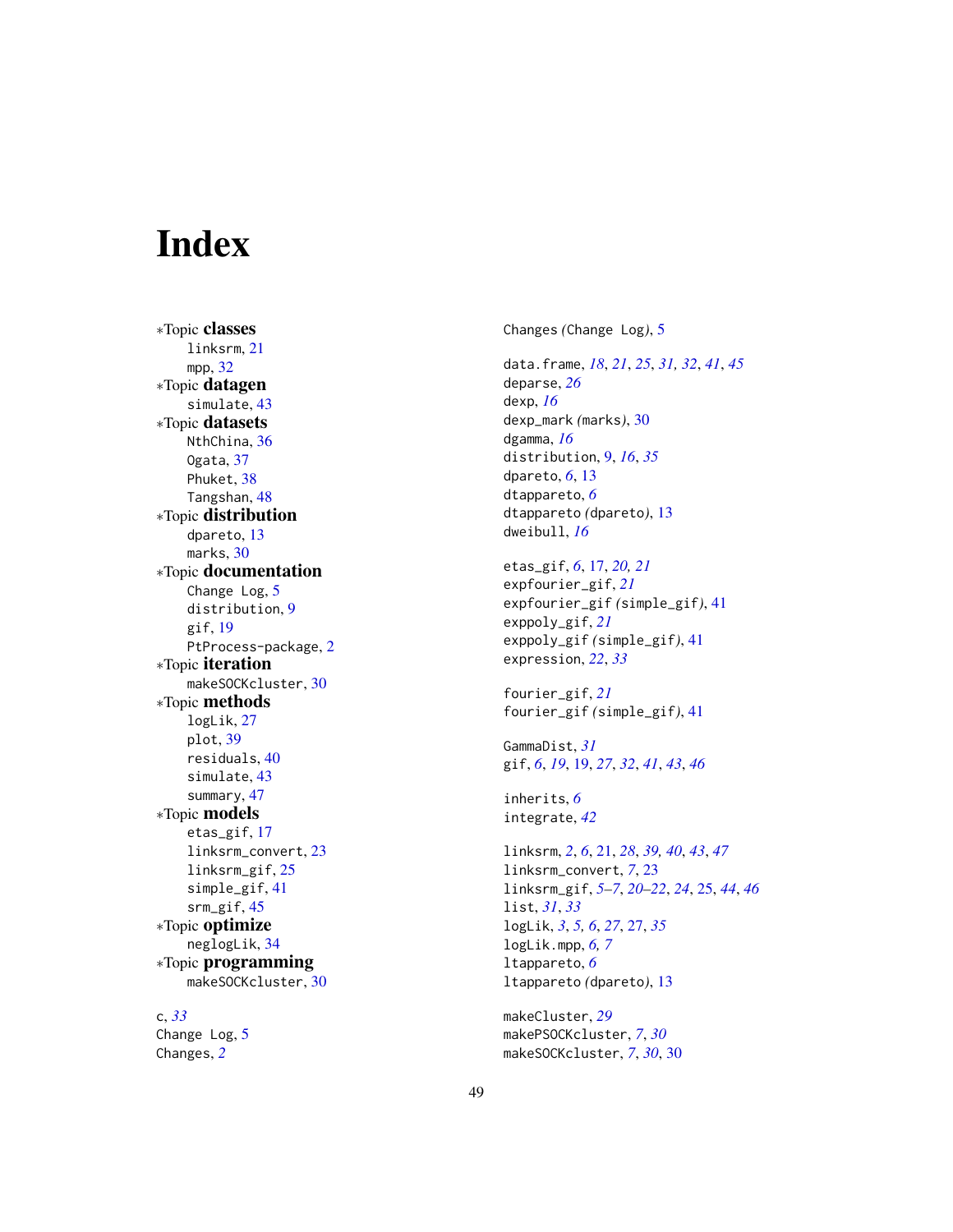# Index

*Topic **classes**
- linksrm, 21
- mpp, 32

*Topic **datagen**
- simulate, 43

*Topic **datasets**
- NthChina, 36
- Ogata, 37
- Phuket, 38
- Tangshan, 48

*Topic **distribution**
- dpareto, 13
- marks, 30

*Topic **documentation**
- Change Log, 5
- distribution, 9
- gif, 19
- PtProcess-package, 2

*Topic **iteration**
- makeSOCKcluster, 30

*Topic **methods**
- logLik, 27
- plot, 39
- residuals, 40
- simulate, 43
- summary, 47

*Topic **models**
- etas_gif, 17
- linksrm_convert, 23
- linksrm_gif, 25
- simple_gif, 41
- srm_gif, 45

*Topic **optimize**
- neglogLik, 34

*Topic **programming**
- makeSOCKcluster, 30

c, *33*
Change Log, 5
Changes, *2*
Changes (Change Log), 5

data.frame, *18*, *21*, *25*, *31*, *32*, *41*, *45*
deparse, *26*
dexp, *16*
dexp_mark (marks), 30
dgamma, *16*
distribution, 9, *16*, *35*
dpareto, *6*, 13
dtappareto, *6*
dtappareto (dpareto), 13
dweibull, *16*

etas_gif, *6*, 17, *20*, *21*
expfourier_gif, *21*
expfourier_gif (simple_gif), 41
exppoly_gif, *21*
exppoly_gif (simple_gif), 41
expression, *22*, *33*

fourier_gif, *21*
fourier_gif (simple_gif), 41

GammaDist, *31*
gif, *6*, *19*, 19, *27*, *32*, *41*, *43*, *46*

inherits, *6*
integrate, *42*

linksrm, *2*, *6*, 21, *28*, *39*, *40*, *43*, *47*
linksrm_convert, *7*, 23
linksrm_gif, *5–7*, *20–22*, *24*, 25, *44*, *46*
list, *31*, *33*
logLik, *3*, *5*, *6*, *27*, 27, *35*
logLik.mpp, *6*, *7*
ltappareto, *6*
ltappareto (dpareto), 13

makeCluster, *29*
makePSOCKcluster, *7*, *30*
makeSOCKcluster, *7*, *30*, 30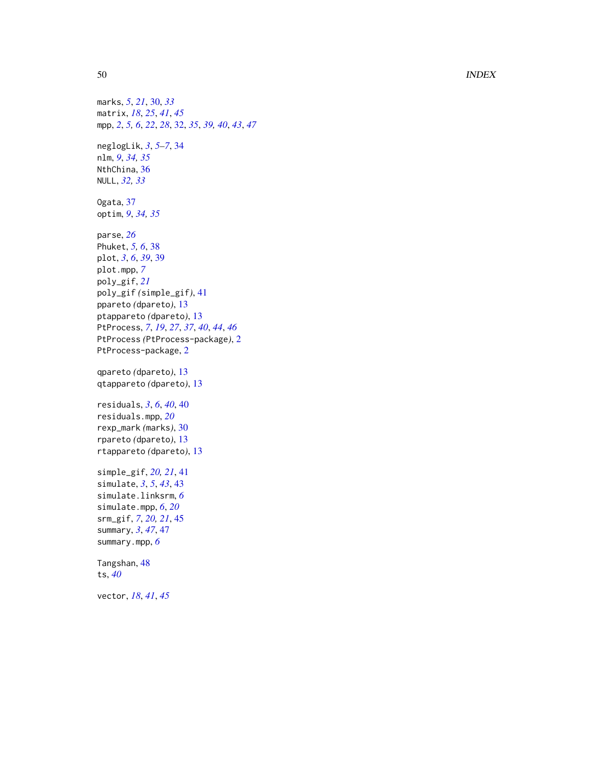marks, *5*, *21*, 30, *33*
matrix, *18*, *25*, *41*, *45*
mpp, *2*, *5, 6*, *22*, *28*, 32, *35*, *39, 40*, *43*, *47*

neglogLik, *3*, *5–7*, 34
nlm, *9*, *34, 35*
NthChina, 36
NULL, *32, 33*

Ogata, 37
optim, *9*, *34, 35*

parse, *26*
Phuket, *5, 6*, 38
plot, *3*, *6*, *39*, 39
plot.mpp, *7*
poly_gif, *21*
poly_gif *(*simple_gif*)*, 41
ppareto *(*dpareto*)*, 13
ptappareto *(*dpareto*)*, 13
PtProcess, *7*, *19*, *27*, *37*, *40*, *44*, *46*
PtProcess *(*PtProcess-package*)*, 2
PtProcess-package, 2

qpareto *(*dpareto*)*, 13
qtappareto *(*dpareto*)*, 13

residuals, *3*, *6*, *40*, 40
residuals.mpp, *20*
rexp_mark *(*marks*)*, 30
rpareto *(*dpareto*)*, 13
rtappareto *(*dpareto*)*, 13

simple_gif, *20, 21*, 41
simulate, *3*, *5*, *43*, 43
simulate.linksrm, *6*
simulate.mpp, *6*, *20*
srm_gif, *7*, *20, 21*, 45
summary, *3*, *47*, 47
summary.mpp, *6*

Tangshan, 48
ts, *40*

vector, *18*, *41*, *45*